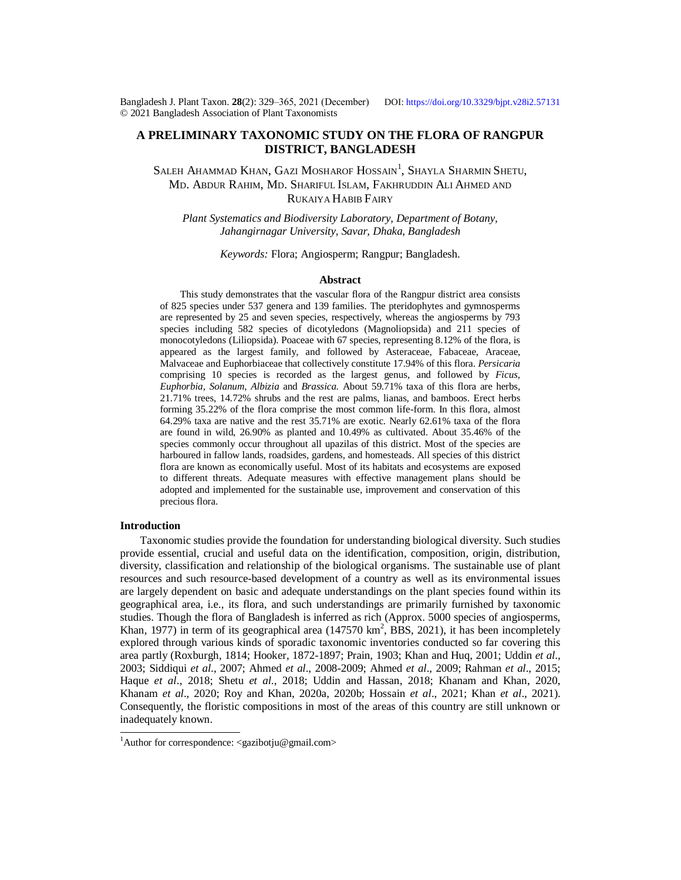# A PRELIMINARY TAXONOMIC STUDY ON THE FLORA OF RANGPUR DISTRICT, BANGLADESH

Saleh Ahammad Khan, Gazi Mosharof Hossain[1], Shayla Sharmin Shetu, Md. Abdur Rahim, Md. Shariful Islam, Fakhruddin Ali Ahmed and Rukaiya Habib Fairy

*Plant Systematics and Biodiversity Laboratory, Department of Botany, Jahangirnagar University, Savar, Dhaka, Bangladesh*

*Keywords:* Flora; Angiosperm; Rangpur; Bangladesh.

## Abstract

This study demonstrates that the vascular flora of the Rangpur district area consists of 825 species under 537 genera and 139 families. The pteridophytes and gymnosperms are represented by 25 and seven species, respectively, whereas the angiosperms by 793 species including 582 species of dicotyledons (Magnoliopsida) and 211 species of monocotyledons (Liliopsida). Poaceae with 67 species, representing 8.12% of the flora, is appeared as the largest family, and followed by Asteraceae, Fabaceae, Araceae, Malvaceae and Euphorbiaceae that collectively constitute 17.94% of this flora. *Persicaria* comprising 10 species is recorded as the largest genus, and followed by *Ficus*, *Euphorbia*, *Solanum*, *Albizia* and *Brassica.* About 59.71% taxa of this flora are herbs, 21.71% trees, 14.72% shrubs and the rest are palms, lianas, and bamboos. Erect herbs forming 35.22% of the flora comprise the most common life-form. In this flora, almost 64.29% taxa are native and the rest 35.71% are exotic. Nearly 62.61% taxa of the flora are found in wild, 26.90% as planted and 10.49% as cultivated. About 35.46% of the species commonly occur throughout all upazilas of this district. Most of the species are harboured in fallow lands, roadsides, gardens, and homesteads. All species of this district flora are known as economically useful. Most of its habitats and ecosystems are exposed to different threats. Adequate measures with effective management plans should be adopted and implemented for the sustainable use, improvement and conservation of this precious flora.

## Introduction

Taxonomic studies provide the foundation for understanding biological diversity. Such studies provide essential, crucial and useful data on the identification, composition, origin, distribution, diversity, classification and relationship of the biological organisms. The sustainable use of plant resources and such resource-based development of a country as well as its environmental issues are largely dependent on basic and adequate understandings on the plant species found within its geographical area, i.e., its flora, and such understandings are primarily furnished by taxonomic studies. Though the flora of Bangladesh is inferred as rich (Approx. 5000 species of angiosperms, Khan, 1977) in term of its geographical area (147570 km$^2$, BBS, 2021), it has been incompletely explored through various kinds of sporadic taxonomic inventories conducted so far covering this area partly (Roxburgh, 1814; Hooker, 1872-1897; Prain, 1903; Khan and Huq, 2001; Uddin *et al*., 2003; Siddiqui *et al*., 2007; Ahmed *et al*., 2008-2009; Ahmed *et al*., 2009; Rahman *et al*., 2015; Haque *et al*., 2018; Shetu *et al*., 2018; Uddin and Hassan, 2018; Khanam and Khan, 2020, Khanam *et al*., 2020; Roy and Khan, 2020a, 2020b; Hossain *et al*., 2021; Khan *et al*., 2021). Consequently, the floristic compositions in most of the areas of this country are still unknown or inadequately known.

[1]Author for correspondence: <gazibotju@gmail.com>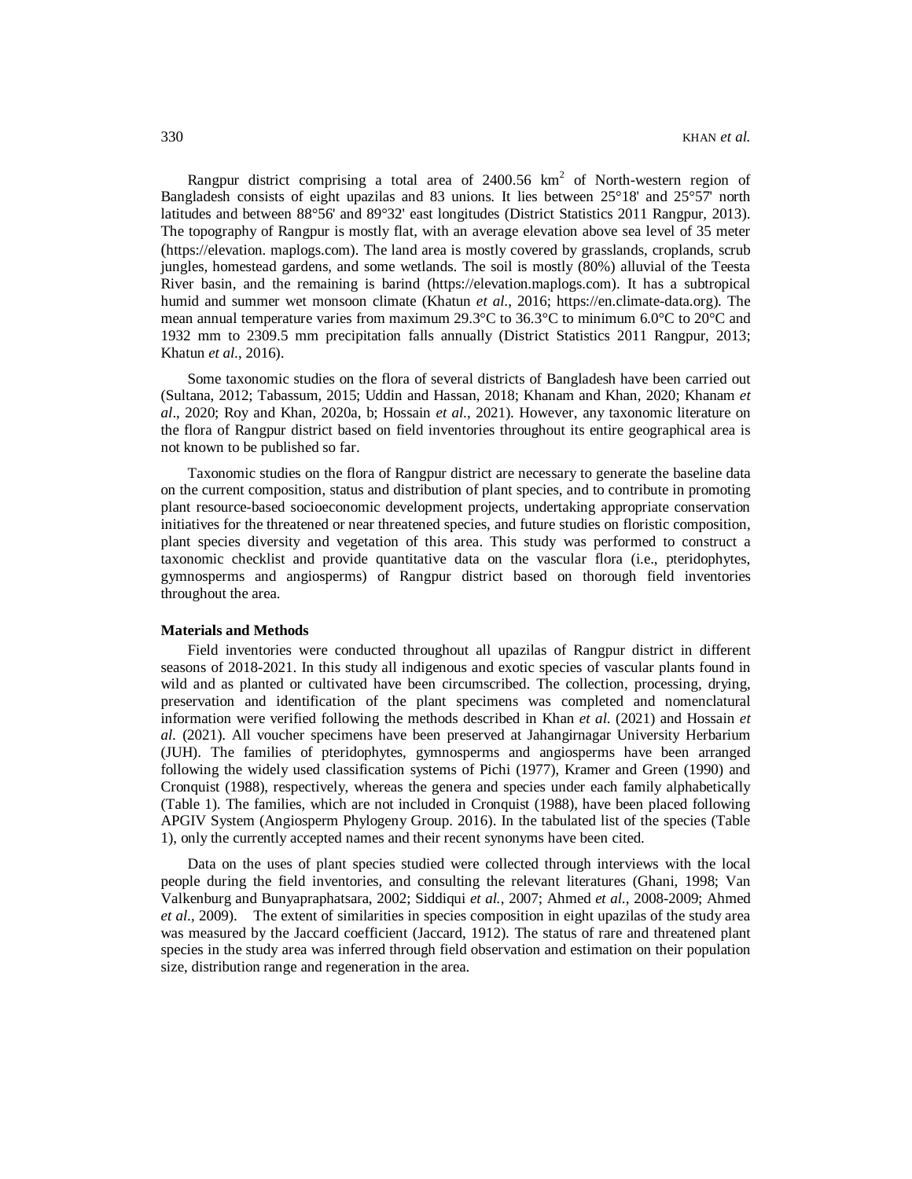Rangpur district comprising a total area of 2400.56 km$^2$ of North-western region of Bangladesh consists of eight upazilas and 83 unions. It lies between 25°18' and 25°57' north latitudes and between 88°56' and 89°32' east longitudes (District Statistics 2011 Rangpur, 2013). The topography of Rangpur is mostly flat, with an average elevation above sea level of 35 meter (https://elevation. maplogs.com). The land area is mostly covered by grasslands, croplands, scrub jungles, homestead gardens, and some wetlands. The soil is mostly (80%) alluvial of the Teesta River basin, and the remaining is barind (https://elevation.maplogs.com). It has a subtropical humid and summer wet monsoon climate (Khatun *et al.*, 2016; https://en.climate-data.org). The mean annual temperature varies from maximum 29.3°C to 36.3°C to minimum 6.0°C to 20°C and 1932 mm to 2309.5 mm precipitation falls annually (District Statistics 2011 Rangpur, 2013; Khatun *et al.*, 2016).

Some taxonomic studies on the flora of several districts of Bangladesh have been carried out (Sultana, 2012; Tabassum, 2015; Uddin and Hassan, 2018; Khanam and Khan, 2020; Khanam *et al*., 2020; Roy and Khan, 2020a, b; Hossain *et al.*, 2021). However, any taxonomic literature on the flora of Rangpur district based on field inventories throughout its entire geographical area is not known to be published so far.

Taxonomic studies on the flora of Rangpur district are necessary to generate the baseline data on the current composition, status and distribution of plant species, and to contribute in promoting plant resource-based socioeconomic development projects, undertaking appropriate conservation initiatives for the threatened or near threatened species, and future studies on floristic composition, plant species diversity and vegetation of this area. This study was performed to construct a taxonomic checklist and provide quantitative data on the vascular flora (i.e., pteridophytes, gymnosperms and angiosperms) of Rangpur district based on thorough field inventories throughout the area.

**Materials and Methods**

Field inventories were conducted throughout all upazilas of Rangpur district in different seasons of 2018-2021. In this study all indigenous and exotic species of vascular plants found in wild and as planted or cultivated have been circumscribed. The collection, processing, drying, preservation and identification of the plant specimens was completed and nomenclatural information were verified following the methods described in Khan *et al.* (2021) and Hossain *et al.* (2021). All voucher specimens have been preserved at Jahangirnagar University Herbarium (JUH). The families of pteridophytes, gymnosperms and angiosperms have been arranged following the widely used classification systems of Pichi (1977), Kramer and Green (1990) and Cronquist (1988), respectively, whereas the genera and species under each family alphabetically (Table 1). The families, which are not included in Cronquist (1988), have been placed following APGIV System (Angiosperm Phylogeny Group. 2016). In the tabulated list of the species (Table 1), only the currently accepted names and their recent synonyms have been cited.

Data on the uses of plant species studied were collected through interviews with the local people during the field inventories, and consulting the relevant literatures (Ghani, 1998; Van Valkenburg and Bunyapraphatsara, 2002; Siddiqui *et al.*, 2007; Ahmed *et al.*, 2008-2009; Ahmed *et al.*, 2009). The extent of similarities in species composition in eight upazilas of the study area was measured by the Jaccard coefficient (Jaccard, 1912). The status of rare and threatened plant species in the study area was inferred through field observation and estimation on their population size, distribution range and regeneration in the area.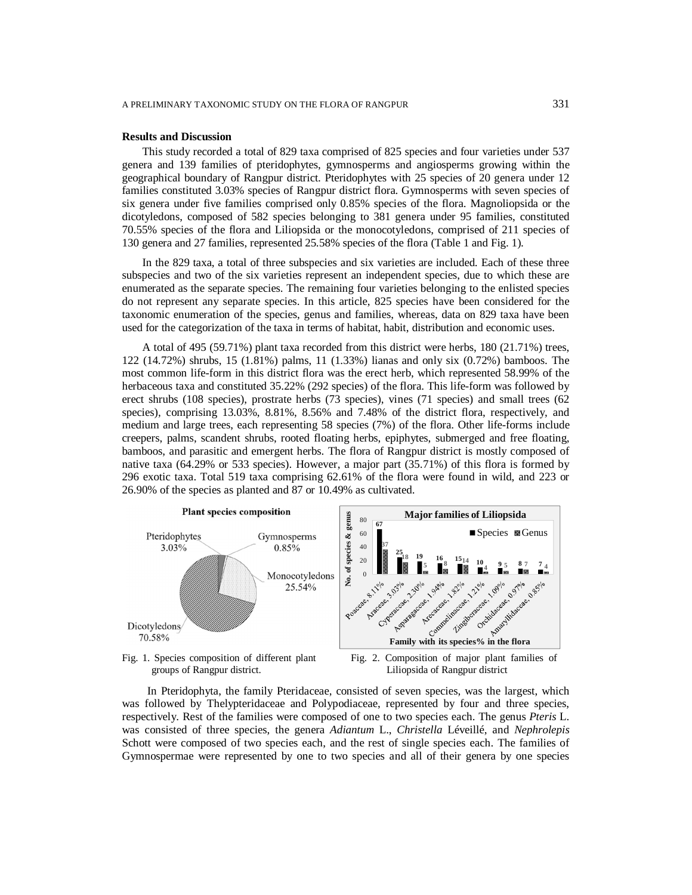## Results and Discussion

This study recorded a total of 829 taxa comprised of 825 species and four varieties under 537 genera and 139 families of pteridophytes, gymnosperms and angiosperms growing within the geographical boundary of Rangpur district. Pteridophytes with 25 species of 20 genera under 12 families constituted 3.03% species of Rangpur district flora. Gymnosperms with seven species of six genera under five families comprised only 0.85% species of the flora. Magnoliopsida or the dicotyledons, composed of 582 species belonging to 381 genera under 95 families, constituted 70.55% species of the flora and Liliopsida or the monocotyledons, comprised of 211 species of 130 genera and 27 families, represented 25.58% species of the flora (Table 1 and Fig. 1).

In the 829 taxa, a total of three subspecies and six varieties are included. Each of these three subspecies and two of the six varieties represent an independent species, due to which these are enumerated as the separate species. The remaining four varieties belonging to the enlisted species do not represent any separate species. In this article, 825 species have been considered for the taxonomic enumeration of the species, genus and families, whereas, data on 829 taxa have been used for the categorization of the taxa in terms of habitat, habit, distribution and economic uses.

A total of 495 (59.71%) plant taxa recorded from this district were herbs, 180 (21.71%) trees, 122 (14.72%) shrubs, 15 (1.81%) palms, 11 (1.33%) lianas and only six (0.72%) bamboos. The most common life-form in this district flora was the erect herb, which represented 58.99% of the herbaceous taxa and constituted 35.22% (292 species) of the flora. This life-form was followed by erect shrubs (108 species), prostrate herbs (73 species), vines (71 species) and small trees (62 species), comprising 13.03%, 8.81%, 8.56% and 7.48% of the district flora, respectively, and medium and large trees, each representing 58 species (7%) of the flora. Other life-forms include creepers, palms, scandent shrubs, rooted floating herbs, epiphytes, submerged and free floating, bamboos, and parasitic and emergent herbs. The flora of Rangpur district is mostly composed of native taxa (64.29% or 533 species). However, a major part (35.71%) of this flora is formed by 296 exotic taxa. Total 519 taxa comprising 62.61% of the flora were found in wild, and 223 or 26.90% of the species as planted and 87 or 10.49% as cultivated.

Fig. 1. Species composition of different plant groups of Rangpur district.

Fig. 2. Composition of major plant families of Liliopsida of Rangpur district

In Pteridophyta, the family Pteridaceae, consisted of seven species, was the largest, which was followed by Thelypteridaceae and Polypodiaceae, represented by four and three species, respectively. Rest of the families were composed of one to two species each. The genus *Pteris* L. was consisted of three species, the genera *Adiantum* L., *Christella* Léveillé, and *Nephrolepis* Schott were composed of two species each, and the rest of single species each. The families of Gymnospermae were represented by one to two species and all of their genera by one species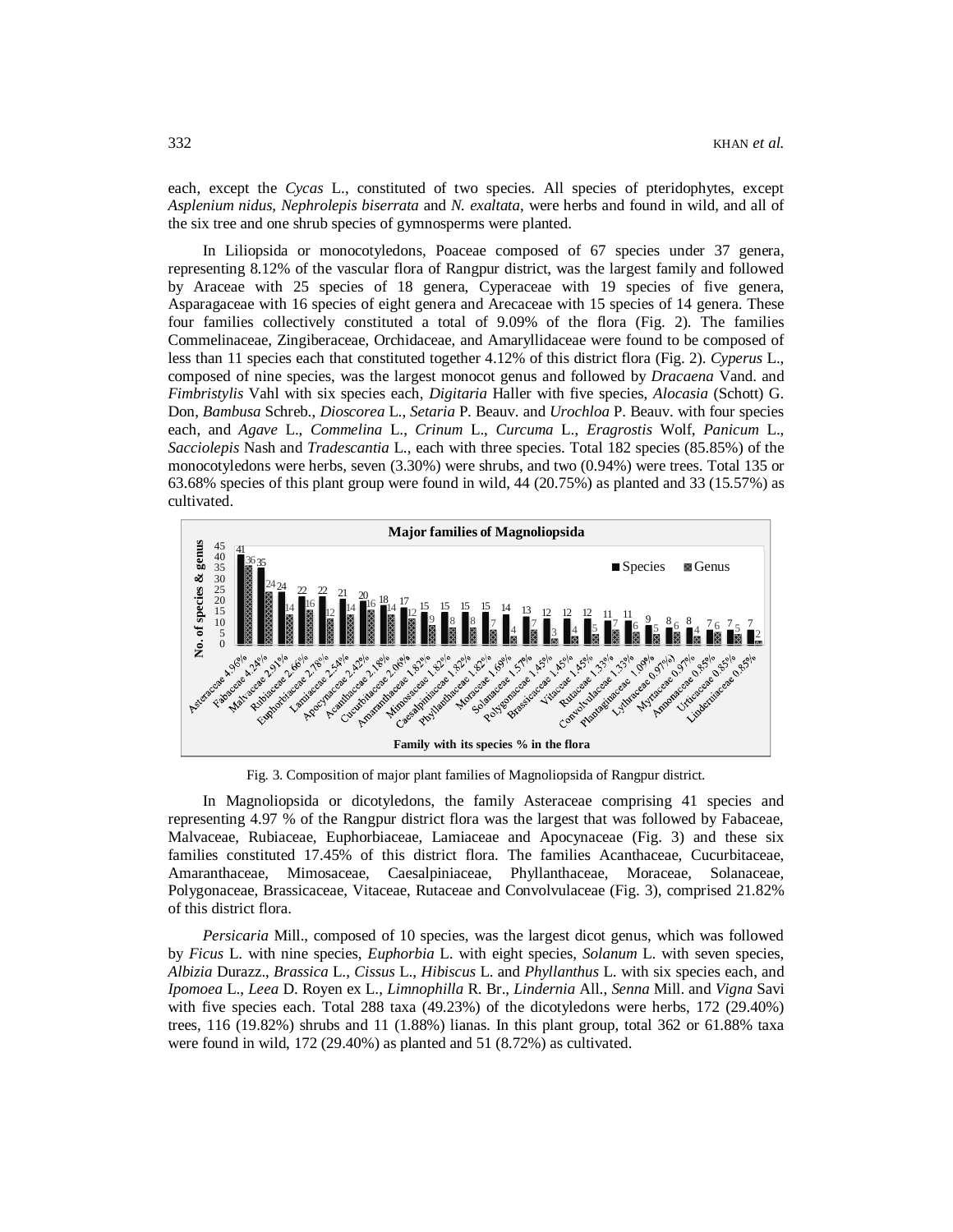each, except the *Cycas* L., constituted of two species. All species of pteridophytes, except *Asplenium nidus*, *Nephrolepis biserrata* and *N. exaltata*, were herbs and found in wild, and all of the six tree and one shrub species of gymnosperms were planted.

In Liliopsida or monocotyledons, Poaceae composed of 67 species under 37 genera, representing 8.12% of the vascular flora of Rangpur district, was the largest family and followed by Araceae with 25 species of 18 genera, Cyperaceae with 19 species of five genera, Asparagaceae with 16 species of eight genera and Arecaceae with 15 species of 14 genera. These four families collectively constituted a total of 9.09% of the flora (Fig. 2). The families Commelinaceae, Zingiberaceae, Orchidaceae, and Amaryllidaceae were found to be composed of less than 11 species each that constituted together 4.12% of this district flora (Fig. 2). *Cyperus* L., composed of nine species, was the largest monocot genus and followed by *Dracaena* Vand. and *Fimbristylis* Vahl with six species each, *Digitaria* Haller with five species, *Alocasia* (Schott) G. Don, *Bambusa* Schreb., *Dioscorea* L., *Setaria* P. Beauv. and *Urochloa* P. Beauv. with four species each, and *Agave* L., *Commelina* L., *Crinum* L., *Curcuma* L., *Eragrostis* Wolf, *Panicum* L., *Sacciolepis* Nash and *Tradescantia* L., each with three species. Total 182 species (85.85%) of the monocotyledons were herbs, seven (3.30%) were shrubs, and two (0.94%) were trees. Total 135 or 63.68% species of this plant group were found in wild, 44 (20.75%) as planted and 33 (15.57%) as cultivated.

**Major families of Magnoliopsida**

| Family with its species % in the flora | Species | Genus |
|---|---|---|
| Asteraceae 4.96% | 41 | 36 |
| Fabaceae 4.24% | 35 | 24 |
| Malvaceae 2.91% | 24 | 14 |
| Rubiaceae 2.66% | 22 | 16 |
| Euphorbiaceae 2.78% | 22 | 12 |
| Lamiaceae 2.54% | 21 | 14 |
| Apocynaceae 2.42% | 20 | 16 |
| Acanthaceae 2.18% | 18 | 14 |
| Cucurbitaceae 2.06% | 17 | 12 |
| Amaranthaceae 1.82% | 15 | 9 |
| Mimosaceae 1.82% | 15 | 8 |
| Caesalpiniaceae 1.82% | 15 | 8 |
| Phyllanthaceae 1.82% | 15 | 7 |
| Moraceae 1.69% | 14 | 4 |
| Solanaceae 1.57% | 13 | 7 |
| Polygonaceae 1.45% | 12 | 3 |
| Brassicaceae 1.45% | 12 | 4 |
| Vitaceae 1.45% | 12 | 5 |
| Rutaceae 1.33% | 11 | 7 |
| Convolvulaceae 1.33% | 11 | 6 |
| Plantaginaceae 1.09% | 9 | 5 |
| Lythraceae 0.97%) | 8 | 6 |
| Myrtaceae 0.97% | 8 | 4 |
| Annonaceae 0.85% | 7 | 6 |
| Urticaceae 0.85% | 7 | 5 |
| Linderniaceae 0.85% | 7 | 2 |

Fig. 3. Composition of major plant families of Magnoliopsida of Rangpur district.

In Magnoliopsida or dicotyledons, the family Asteraceae comprising 41 species and representing 4.97 % of the Rangpur district flora was the largest that was followed by Fabaceae, Malvaceae, Rubiaceae, Euphorbiaceae, Lamiaceae and Apocynaceae (Fig. 3) and these six families constituted 17.45% of this district flora. The families Acanthaceae, Cucurbitaceae, Amaranthaceae, Mimosaceae, Caesalpiniaceae, Phyllanthaceae, Moraceae, Solanaceae, Polygonaceae, Brassicaceae, Vitaceae, Rutaceae and Convolvulaceae (Fig. 3), comprised 21.82% of this district flora.

*Persicaria* Mill., composed of 10 species, was the largest dicot genus, which was followed by *Ficus* L. with nine species, *Euphorbia* L. with eight species, *Solanum* L. with seven species, *Albizia* Durazz., *Brassica* L., *Cissus* L., *Hibiscus* L. and *Phyllanthus* L. with six species each, and *Ipomoea* L., *Leea* D. Royen ex L., *Limnophilla* R. Br., *Lindernia* All., *Senna* Mill. and *Vigna* Savi with five species each. Total 288 taxa (49.23%) of the dicotyledons were herbs, 172 (29.40%) trees, 116 (19.82%) shrubs and 11 (1.88%) lianas. In this plant group, total 362 or 61.88% taxa were found in wild, 172 (29.40%) as planted and 51 (8.72%) as cultivated.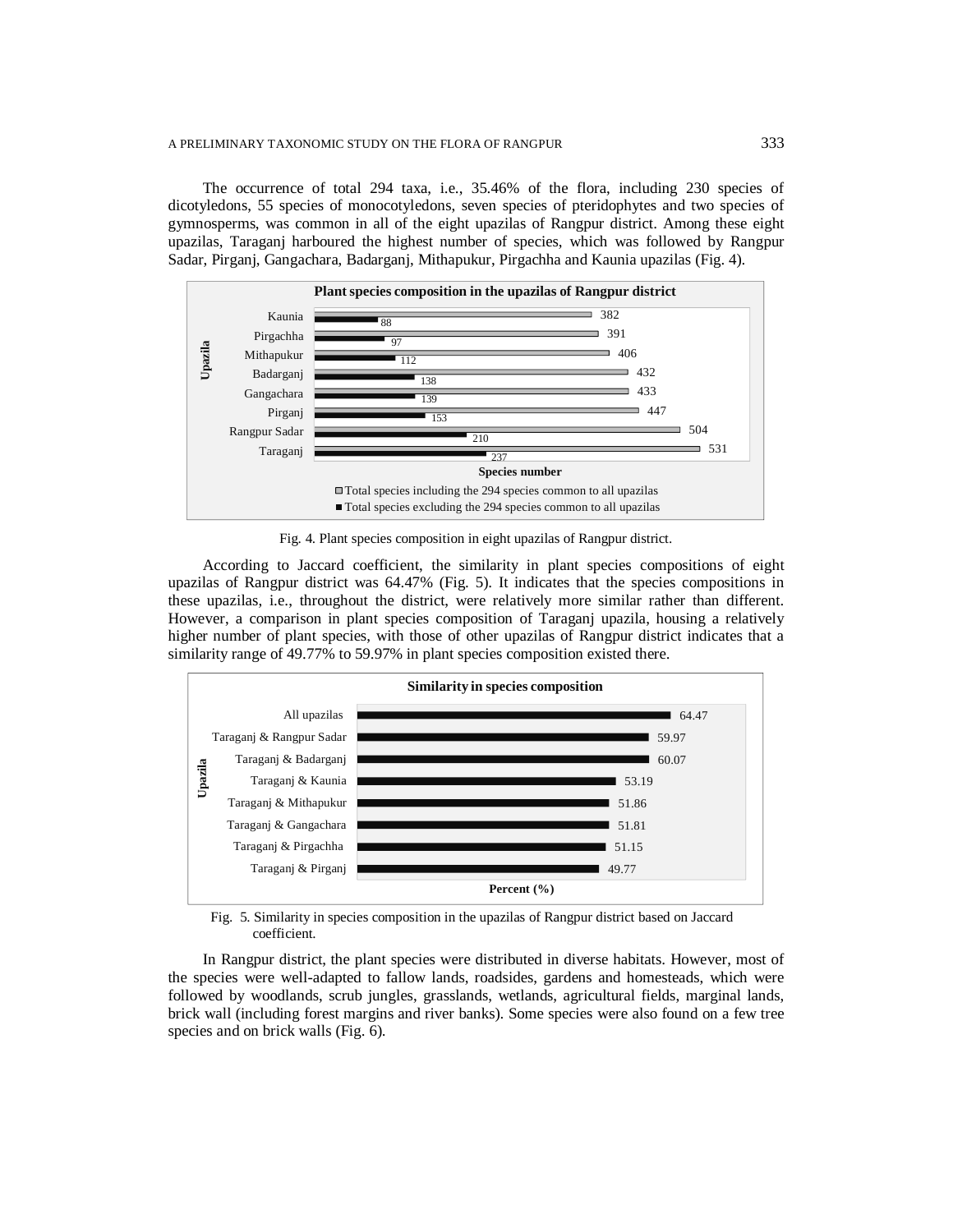The occurrence of total 294 taxa, i.e., 35.46% of the flora, including 230 species of dicotyledons, 55 species of monocotyledons, seven species of pteridophytes and two species of gymnosperms, was common in all of the eight upazilas of Rangpur district. Among these eight upazilas, Taraganj harboured the highest number of species, which was followed by Rangpur Sadar, Pirganj, Gangachara, Badarganj, Mithapukur, Pirgachha and Kaunia upazilas (Fig. 4).

**Plant species composition in the upazilas of Rangpur district**

| Upazila | Total species including the 294 species common to all upazilas | Total species excluding the 294 species common to all upazilas |
|---|---|---|
| Kaunia | 382 | 88 |
| Pirgachha | 391 | 97 |
| Mithapukur | 406 | 112 |
| Badarganj | 432 | 138 |
| Gangachara | 433 | 139 |
| Pirganj | 447 | 153 |
| Rangpur Sadar | 504 | 210 |
| Taraganj | 531 | 237 |

Fig. 4. Plant species composition in eight upazilas of Rangpur district.

According to Jaccard coefficient, the similarity in plant species compositions of eight upazilas of Rangpur district was 64.47% (Fig. 5). It indicates that the species compositions in these upazilas, i.e., throughout the district, were relatively more similar rather than different. However, a comparison in plant species composition of Taraganj upazila, housing a relatively higher number of plant species, with those of other upazilas of Rangpur district indicates that a similarity range of 49.77% to 59.97% in plant species composition existed there.

**Similarity in species composition**

| Upazila | Percent (%) |
|---|---|
| All upazilas | 64.47 |
| Taraganj & Rangpur Sadar | 59.97 |
| Taraganj & Badarganj | 60.07 |
| Taraganj & Kaunia | 53.19 |
| Taraganj & Mithapukur | 51.86 |
| Taraganj & Gangachara | 51.81 |
| Taraganj & Pirgachha | 51.15 |
| Taraganj & Pirganj | 49.77 |

Fig. 5. Similarity in species composition in the upazilas of Rangpur district based on Jaccard coefficient.

In Rangpur district, the plant species were distributed in diverse habitats. However, most of the species were well-adapted to fallow lands, roadsides, gardens and homesteads, which were followed by woodlands, scrub jungles, grasslands, wetlands, agricultural fields, marginal lands, brick wall (including forest margins and river banks). Some species were also found on a few tree species and on brick walls (Fig. 6).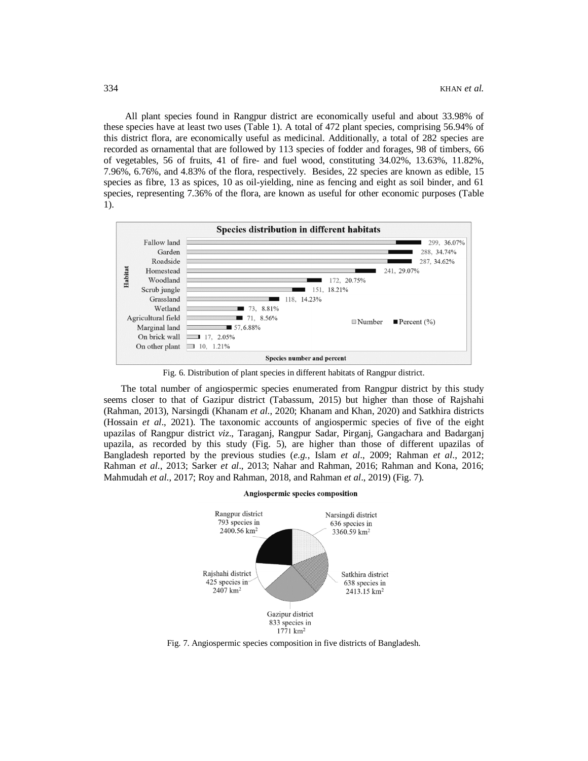All plant species found in Rangpur district are economically useful and about 33.98% of these species have at least two uses (Table 1). A total of 472 plant species, comprising 56.94% of this district flora, are economically useful as medicinal. Additionally, a total of 282 species are recorded as ornamental that are followed by 113 species of fodder and forages, 98 of timbers, 66 of vegetables, 56 of fruits, 41 of fire- and fuel wood, constituting 34.02%, 13.63%, 11.82%, 7.96%, 6.76%, and 4.83% of the flora, respectively. Besides, 22 species are known as edible, 15 species as fibre, 13 as spices, 10 as oil-yielding, nine as fencing and eight as soil binder, and 61 species, representing 7.36% of the flora, are known as useful for other economic purposes (Table 1).

**Species distribution in different habitats**

| Habitat | Number | Percent (%) |
|---|---|---|
| Fallow land | 299 | 36.07% |
| Garden | 288 | 34.74% |
| Roadside | 287 | 34.62% |
| Homestead | 241 | 29.07% |
| Woodland | 172 | 20.75% |
| Scrub jungle | 151 | 18.21% |
| Grassland | 118 | 14.23% |
| Wetland | 73 | 8.81% |
| Agricultural field | 71 | 8.56% |
| Marginal land | 57 | 6.88% |
| On brick wall | 17 | 2.05% |
| On other plant | 10 | 1.21% |

Fig. 6. Distribution of plant species in different habitats of Rangpur district.

The total number of angiospermic species enumerated from Rangpur district by this study seems closer to that of Gazipur district (Tabassum, 2015) but higher than those of Rajshahi (Rahman, 2013), Narsingdi (Khanam *et al*., 2020; Khanam and Khan, 2020) and Satkhira districts (Hossain *et al*., 2021). The taxonomic accounts of angiospermic species of five of the eight upazilas of Rangpur district *viz*., Taraganj, Rangpur Sadar, Pirganj, Gangachara and Badarganj upazila, as recorded by this study (Fig. 5), are higher than those of different upazilas of Bangladesh reported by the previous studies (*e.g.*, Islam *et al*., 2009; Rahman *et al*., 2012; Rahman *et al*., 2013; Sarker *et al*., 2013; Nahar and Rahman, 2016; Rahman and Kona, 2016; Mahmudah *et al*., 2017; Roy and Rahman, 2018, and Rahman *et al*., 2019) (Fig. 7).

**Angiospermic species composition**

| District | Species | Area |
|---|---|---|
| Rangpur district | 793 species | in 2400.56 km$^2$ |
| Narsingdi district | 636 species | in 3360.59 km$^2$ |
| Satkhira district | 638 species | in 2413.15 km$^2$ |
| Gazipur district | 833 species | in 1771 km$^2$ |
| Rajshahi district | 425 species | in 2407 km$^2$ |

Fig. 7. Angiospermic species composition in five districts of Bangladesh.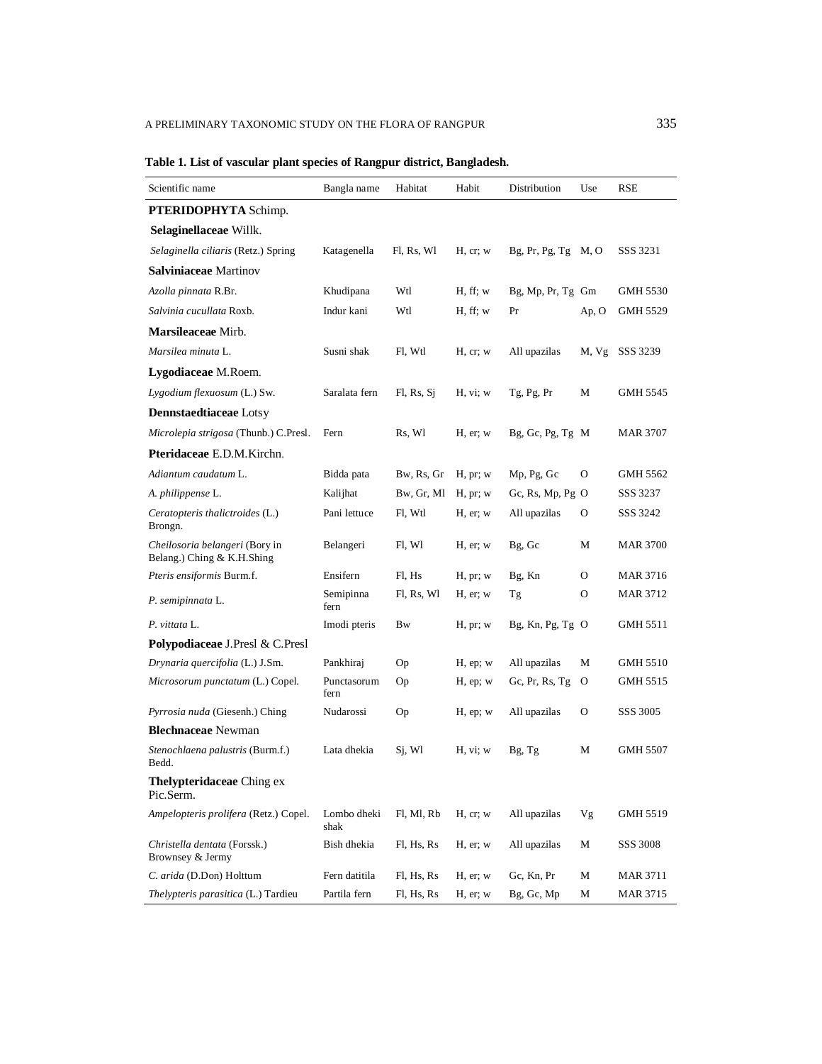**Table 1. List of vascular plant species of Rangpur district, Bangladesh.**

| Scientific name | Bangla name | Habitat | Habit | Distribution | Use | RSE |
|---|---|---|---|---|---|---|
| **PTERIDOPHYTA** Schimp. | | | | | | |
| **Selaginellaceae** Willk. | | | | | | |
| *Selaginella ciliaris* (Retz.) Spring | Katagenella | Fl, Rs, Wl | H, cr; w | Bg, Pr, Pg, Tg | M, O | SSS 3231 |
| **Salviniaceae** Martinov | | | | | | |
| *Azolla pinnata* R.Br. | Khudipana | Wtl | H, ff; w | Bg, Mp, Pr, Tg | Gm | GMH 5530 |
| *Salvinia cucullata* Roxb. | Indur kani | Wtl | H, ff; w | Pr | Ap, O | GMH 5529 |
| **Marsileaceae** Mirb. | | | | | | |
| *Marsilea minuta* L. | Susni shak | Fl, Wtl | H, cr; w | All upazilas | M, Vg | SSS 3239 |
| **Lygodiaceae** M.Roem. | | | | | | |
| *Lygodium flexuosum* (L.) Sw. | Saralata fern | Fl, Rs, Sj | H, vi; w | Tg, Pg, Pr | M | GMH 5545 |
| **Dennstaedtiaceae** Lotsy | | | | | | |
| *Microlepia strigosa* (Thunb.) C.Presl. | Fern | Rs, Wl | H, er; w | Bg, Gc, Pg, Tg | M | MAR 3707 |
| **Pteridaceae** E.D.M.Kirchn. | | | | | | |
| *Adiantum caudatum* L. | Bidda pata | Bw, Rs, Gr | H, pr; w | Mp, Pg, Gc | O | GMH 5562 |
| *A. philippense* L. | Kalijhat | Bw, Gr, Ml | H, pr; w | Gc, Rs, Mp, Pg | O | SSS 3237 |
| *Ceratopteris thalictroides* (L.) Brongn. | Pani lettuce | Fl, Wtl | H, er; w | All upazilas | O | SSS 3242 |
| *Cheilosoria belangeri* (Bory in Belang.) Ching & K.H.Shing | Belangeri | Fl, Wl | H, er; w | Bg, Gc | M | MAR 3700 |
| *Pteris ensiformis* Burm.f. | Ensifern | Fl, Hs | H, pr; w | Bg, Kn | O | MAR 3716 |
| *P. semipinnata* L. | Semipinna fern | Fl, Rs, Wl | H, er; w | Tg | O | MAR 3712 |
| *P. vittata* L. | Imodi pteris | Bw | H, pr; w | Bg, Kn, Pg, Tg | O | GMH 5511 |
| **Polypodiaceae** J.Presl & C.Presl | | | | | | |
| *Drynaria quercifolia* (L.) J.Sm. | Pankhiraj | Op | H, ep; w | All upazilas | M | GMH 5510 |
| *Microsorum punctatum* (L.) Copel. | Punctasorum fern | Op | H, ep; w | Gc, Pr, Rs, Tg | O | GMH 5515 |
| *Pyrrosia nuda* (Giesenh.) Ching | Nudarossi | Op | H, ep; w | All upazilas | O | SSS 3005 |
| **Blechnaceae** Newman | | | | | | |
| *Stenochlaena palustris* (Burm.f.) Bedd. | Lata dhekia | Sj, Wl | H, vi; w | Bg, Tg | M | GMH 5507 |
| **Thelypteridaceae** Ching ex Pic.Serm. | | | | | | |
| *Ampelopteris prolifera* (Retz.) Copel. | Lombo dheki shak | Fl, Ml, Rb | H, cr; w | All upazilas | Vg | GMH 5519 |
| *Christella dentata* (Forssk.) Brownsey & Jermy | Bish dhekia | Fl, Hs, Rs | H, er; w | All upazilas | M | SSS 3008 |
| *C. arida* (D.Don) Holttum | Fern datitila | Fl, Hs, Rs | H, er; w | Gc, Kn, Pr | M | MAR 3711 |
| *Thelypteris parasitica* (L.) Tardieu | Partila fern | Fl, Hs, Rs | H, er; w | Bg, Gc, Mp | M | MAR 3715 |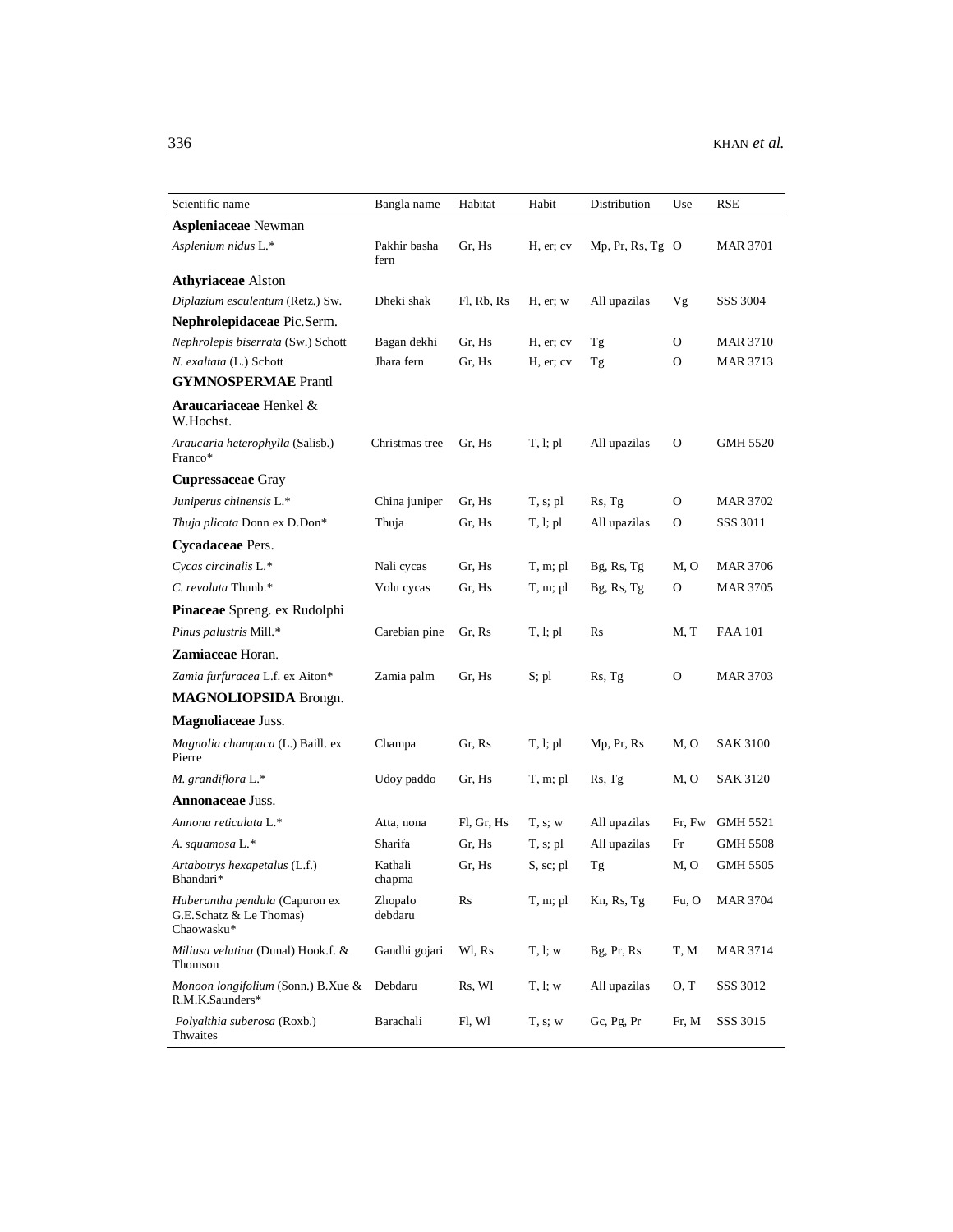| Scientific name | Bangla name | Habitat | Habit | Distribution | Use | RSE |
|---|---|---|---|---|---|---|
| **Aspleniaceae** Newman | | | | | | |
| *Asplenium nidus* L.* | Pakhir basha fern | Gr, Hs | H, er; cv | Mp, Pr, Rs, Tg | O | MAR 3701 |
| **Athyriaceae** Alston | | | | | | |
| *Diplazium esculentum* (Retz.) Sw. | Dheki shak | Fl, Rb, Rs | H, er; w | All upazilas | Vg | SSS 3004 |
| **Nephrolepidaceae** Pic.Serm. | | | | | | |
| *Nephrolepis biserrata* (Sw.) Schott | Bagan dekhi | Gr, Hs | H, er; cv | Tg | O | MAR 3710 |
| *N. exaltata* (L.) Schott | Jhara fern | Gr, Hs | H, er; cv | Tg | O | MAR 3713 |
| **GYMNOSPERMAE** Prantl | | | | | | |
| **Araucariaceae** Henkel & W.Hochst. | | | | | | |
| *Araucaria heterophylla* (Salisb.) Franco* | Christmas tree | Gr, Hs | T, l; pl | All upazilas | O | GMH 5520 |
| **Cupressaceae** Gray | | | | | | |
| *Juniperus chinensis* L.* | China juniper | Gr, Hs | T, s; pl | Rs, Tg | O | MAR 3702 |
| *Thuja plicata* Donn ex D.Don* | Thuja | Gr, Hs | T, l; pl | All upazilas | O | SSS 3011 |
| **Cycadaceae** Pers. | | | | | | |
| *Cycas circinalis* L.* | Nali cycas | Gr, Hs | T, m; pl | Bg, Rs, Tg | M, O | MAR 3706 |
| *C. revoluta* Thunb.* | Volu cycas | Gr, Hs | T, m; pl | Bg, Rs, Tg | O | MAR 3705 |
| **Pinaceae** Spreng. ex Rudolphi | | | | | | |
| *Pinus palustris* Mill.* | Carebian pine | Gr, Rs | T, l; pl | Rs | M, T | FAA 101 |
| **Zamiaceae** Horan. | | | | | | |
| *Zamia furfuracea* L.f. ex Aiton* | Zamia palm | Gr, Hs | S; pl | Rs, Tg | O | MAR 3703 |
| **MAGNOLIOPSIDA** Brongn. | | | | | | |
| **Magnoliaceae** Juss. | | | | | | |
| *Magnolia champaca* (L.) Baill. ex Pierre | Champa | Gr, Rs | T, l; pl | Mp, Pr, Rs | M, O | SAK 3100 |
| *M. grandiflora* L.* | Udoy paddo | Gr, Hs | T, m; pl | Rs, Tg | M, O | SAK 3120 |
| **Annonaceae** Juss. | | | | | | |
| *Annona reticulata* L.* | Atta, nona | Fl, Gr, Hs | T, s; w | All upazilas | Fr, Fw | GMH 5521 |
| *A. squamosa* L.* | Sharifa | Gr, Hs | T, s; pl | All upazilas | Fr | GMH 5508 |
| *Artabotrys hexapetalus* (L.f.) Bhandari* | Kathali chapma | Gr, Hs | S, sc; pl | Tg | M, O | GMH 5505 |
| *Huberantha pendula* (Capuron ex G.E.Schatz & Le Thomas) Chaowasku* | Zhopalo debdaru | Rs | T, m; pl | Kn, Rs, Tg | Fu, O | MAR 3704 |
| *Miliusa velutina* (Dunal) Hook.f. & Thomson | Gandhi gojari | Wl, Rs | T, l; w | Bg, Pr, Rs | T, M | MAR 3714 |
| *Monoon longifolium* (Sonn.) B.Xue & R.M.K.Saunders* | Debdaru | Rs, Wl | T, l; w | All upazilas | O, T | SSS 3012 |
| *Polyalthia suberosa* (Roxb.) Thwaites | Barachali | Fl, Wl | T, s; w | Gc, Pg, Pr | Fr, M | SSS 3015 |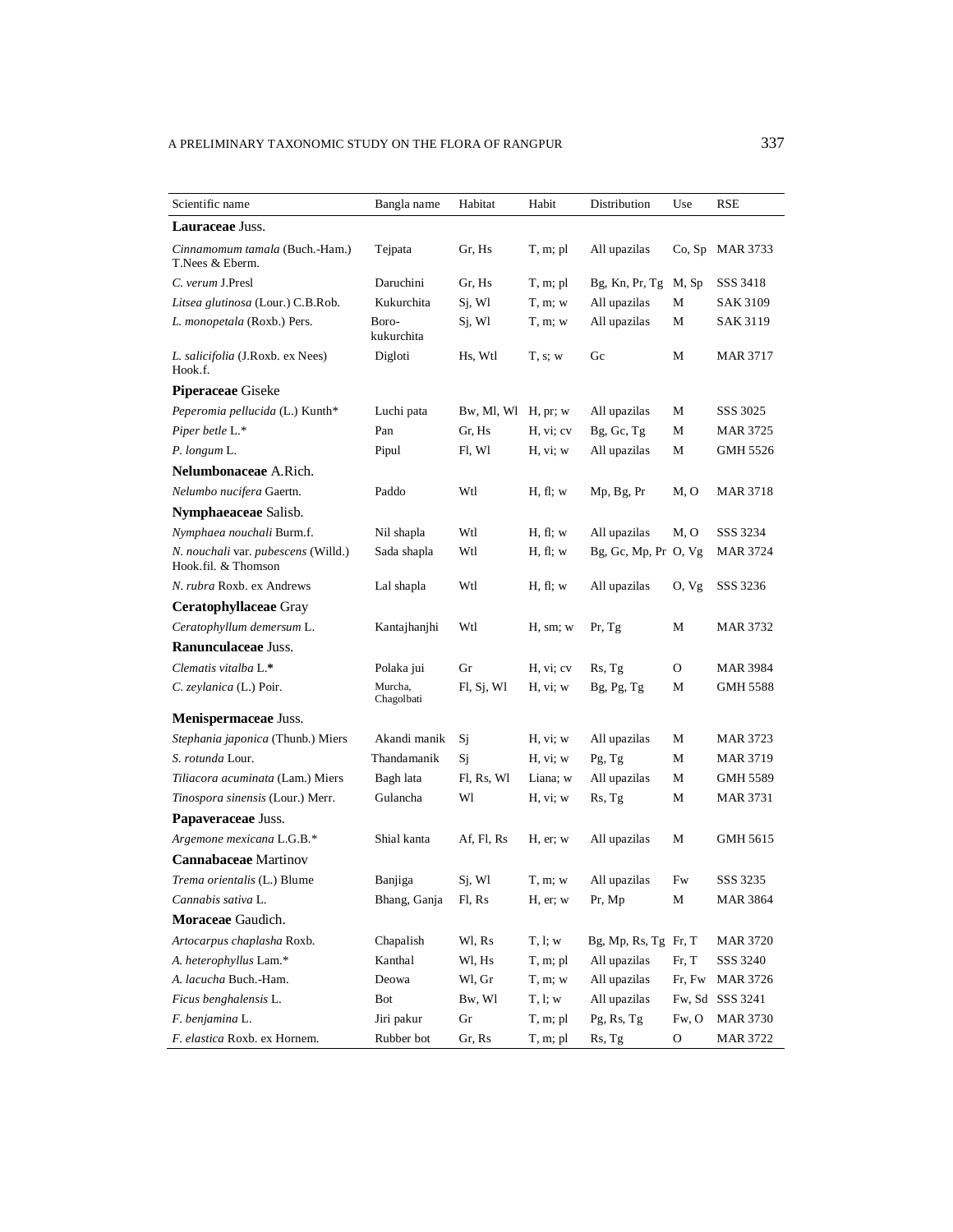| Scientific name | Bangla name | Habitat | Habit | Distribution | Use | RSE |
|---|---|---|---|---|---|---|
| **Lauraceae** Juss. | | | | | | |
| *Cinnamomum tamala* (Buch.-Ham.) T.Nees & Eberm. | Tejpata | Gr, Hs | T, m; pl | All upazilas | Co, Sp | MAR 3733 |
| *C. verum* J.Presl | Daruchini | Gr, Hs | T, m; pl | Bg, Kn, Pr, Tg | M, Sp | SSS 3418 |
| *Litsea glutinosa* (Lour.) C.B.Rob. | Kukurchita | Sj, Wl | T, m; w | All upazilas | M | SAK 3109 |
| *L. monopetala* (Roxb.) Pers. | Boro-kukurchita | Sj, Wl | T, m; w | All upazilas | M | SAK 3119 |
| *L. salicifolia* (J.Roxb. ex Nees) Hook.f. | Digloti | Hs, Wtl | T, s; w | Gc | M | MAR 3717 |
| **Piperaceae** Giseke | | | | | | |
| *Peperomia pellucida* (L.) Kunth* | Luchi pata | Bw, Ml, Wl | H, pr; w | All upazilas | M | SSS 3025 |
| *Piper betle* L.* | Pan | Gr, Hs | H, vi; cv | Bg, Gc, Tg | M | MAR 3725 |
| *P. longum* L. | Pipul | Fl, Wl | H, vi; w | All upazilas | M | GMH 5526 |
| **Nelumbonaceae** A.Rich. | | | | | | |
| *Nelumbo nucifera* Gaertn. | Paddo | Wtl | H, fl; w | Mp, Bg, Pr | M, O | MAR 3718 |
| **Nymphaeaceae** Salisb. | | | | | | |
| *Nymphaea nouchali* Burm.f. | Nil shapla | Wtl | H, fl; w | All upazilas | M, O | SSS 3234 |
| *N. nouchali* var. *pubescens* (Willd.) Hook.fil. & Thomson | Sada shapla | Wtl | H, fl; w | Bg, Gc, Mp, Pr | O, Vg | MAR 3724 |
| *N. rubra* Roxb. ex Andrews | Lal shapla | Wtl | H, fl; w | All upazilas | O, Vg | SSS 3236 |
| **Ceratophyllaceae** Gray | | | | | | |
| *Ceratophyllum demersum* L. | Kantajhanjhi | Wtl | H, sm; w | Pr, Tg | M | MAR 3732 |
| **Ranunculaceae** Juss. | | | | | | |
| *Clematis vitalba* L.* | Polaka jui | Gr | H, vi; cv | Rs, Tg | O | MAR 3984 |
| *C. zeylanica* (L.) Poir. | Murcha, Chagolbati | Fl, Sj, Wl | H, vi; w | Bg, Pg, Tg | M | GMH 5588 |
| **Menispermaceae** Juss. | | | | | | |
| *Stephania japonica* (Thunb.) Miers | Akandi manik | Sj | H, vi; w | All upazilas | M | MAR 3723 |
| *S. rotunda* Lour. | Thandamanik | Sj | H, vi; w | Pg, Tg | M | MAR 3719 |
| *Tiliacora acuminata* (Lam.) Miers | Bagh lata | Fl, Rs, Wl | Liana; w | All upazilas | M | GMH 5589 |
| *Tinospora sinensis* (Lour.) Merr. | Gulancha | Wl | H, vi; w | Rs, Tg | M | MAR 3731 |
| **Papaveraceae** Juss. | | | | | | |
| *Argemone mexicana* L.G.B.* | Shial kanta | Af, Fl, Rs | H, er; w | All upazilas | M | GMH 5615 |
| **Cannabaceae** Martinov | | | | | | |
| *Trema orientalis* (L.) Blume | Banjiga | Sj, Wl | T, m; w | All upazilas | Fw | SSS 3235 |
| *Cannabis sativa* L. | Bhang, Ganja | Fl, Rs | H, er; w | Pr, Mp | M | MAR 3864 |
| **Moraceae** Gaudich. | | | | | | |
| *Artocarpus chaplasha* Roxb. | Chapalish | Wl, Rs | T, l; w | Bg, Mp, Rs, Tg | Fr, T | MAR 3720 |
| *A. heterophyllus* Lam.* | Kanthal | Wl, Hs | T, m; pl | All upazilas | Fr, T | SSS 3240 |
| *A. lacucha* Buch.-Ham. | Deowa | Wl, Gr | T, m; w | All upazilas | Fr, Fw | MAR 3726 |
| *Ficus benghalensis* L. | Bot | Bw, Wl | T, l; w | All upazilas | Fw, Sd | SSS 3241 |
| *F. benjamina* L. | Jiri pakur | Gr | T, m; pl | Pg, Rs, Tg | Fw, O | MAR 3730 |
| *F. elastica* Roxb. ex Hornem. | Rubber bot | Gr, Rs | T, m; pl | Rs, Tg | O | MAR 3722 |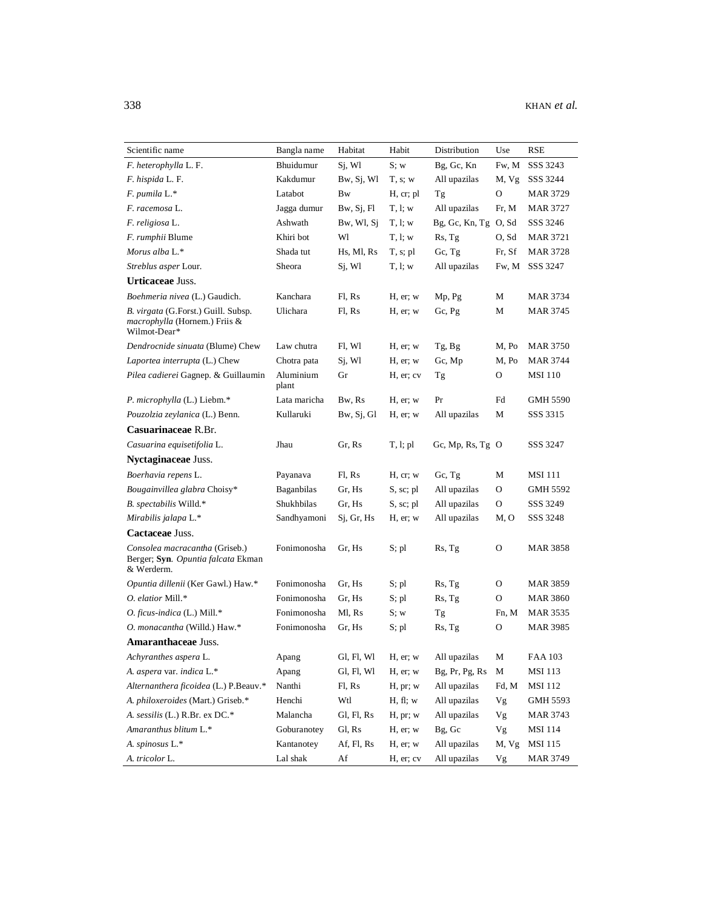| Scientific name | Bangla name | Habitat | Habit | Distribution | Use | RSE |
|---|---|---|---|---|---|---|
| *F. heterophylla* L. F. | Bhuidumur | Sj, Wl | S; w | Bg, Gc, Kn | Fw, M | SSS 3243 |
| *F. hispida* L. F. | Kakdumur | Bw, Sj, Wl | T, s; w | All upazilas | M, Vg | SSS 3244 |
| *F. pumila* L.* | Latabot | Bw | H, cr; pl | Tg | O | MAR 3729 |
| *F. racemosa* L. | Jagga dumur | Bw, Sj, Fl | T, l; w | All upazilas | Fr, M | MAR 3727 |
| *F. religiosa* L. | Ashwath | Bw, Wl, Sj | T, l; w | Bg, Gc, Kn, Tg | O, Sd | SSS 3246 |
| *F. rumphii* Blume | Khiri bot | Wl | T, l; w | Rs, Tg | O, Sd | MAR 3721 |
| *Morus alba* L.* | Shada tut | Hs, Ml, Rs | T, s; pl | Gc, Tg | Fr, Sf | MAR 3728 |
| *Streblus asper* Lour. | Sheora | Sj, Wl | T, l; w | All upazilas | Fw, M | SSS 3247 |
| **Urticaceae** Juss. | | | | | | |
| *Boehmeria nivea* (L.) Gaudich. | Kanchara | Fl, Rs | H, er; w | Mp, Pg | M | MAR 3734 |
| *B. virgata* (G.Forst.) Guill. Subsp. *macrophylla* (Hornem.) Friis & Wilmot-Dear* | Ulichara | Fl, Rs | H, er; w | Gc, Pg | M | MAR 3745 |
| *Dendrocnide sinuata* (Blume) Chew | Law chutra | Fl, Wl | H, er; w | Tg, Bg | M, Po | MAR 3750 |
| *Laportea interrupta* (L.) Chew | Chotra pata | Sj, Wl | H, er; w | Gc, Mp | M, Po | MAR 3744 |
| *Pilea cadierei* Gagnep. & Guillaumin | Aluminium plant | Gr | H, er; cv | Tg | O | MSI 110 |
| *P. microphylla* (L.) Liebm.* | Lata maricha | Bw, Rs | H, er; w | Pr | Fd | GMH 5590 |
| *Pouzolzia zeylanica* (L.) Benn. | Kullaruki | Bw, Sj, Gl | H, er; w | All upazilas | M | SSS 3315 |
| **Casuarinaceae** R.Br. | | | | | | |
| *Casuarina equisetifolia* L. | Jhau | Gr, Rs | T, l; pl | Gc, Mp, Rs, Tg | O | SSS 3247 |
| **Nyctaginaceae** Juss. | | | | | | |
| *Boerhavia repens* L. | Payanava | Fl, Rs | H, cr; w | Gc, Tg | M | MSI 111 |
| *Bougainvillea glabra* Choisy* | Baganbilas | Gr, Hs | S, sc; pl | All upazilas | O | GMH 5592 |
| *B. spectabilis* Willd.* | Shukhbilas | Gr, Hs | S, sc; pl | All upazilas | O | SSS 3249 |
| *Mirabilis jalapa* L.* | Sandhyamoni | Sj, Gr, Hs | H, er; w | All upazilas | M, O | SSS 3248 |
| **Cactaceae** Juss. | | | | | | |
| *Consolea macracantha* (Griseb.) Berger; **Syn**. *Opuntia falcata* Ekman & Werderm. | Fonimonosha | Gr, Hs | S; pl | Rs, Tg | O | MAR 3858 |
| *Opuntia dillenii* (Ker Gawl.) Haw.* | Fonimonosha | Gr, Hs | S; pl | Rs, Tg | O | MAR 3859 |
| *O. elatior* Mill.* | Fonimonosha | Gr, Hs | S; pl | Rs, Tg | O | MAR 3860 |
| *O. ficus-indica* (L.) Mill.* | Fonimonosha | Ml, Rs | S; w | Tg | Fn, M | MAR 3535 |
| *O. monacantha* (Willd.) Haw.* | Fonimonosha | Gr, Hs | S; pl | Rs, Tg | O | MAR 3985 |
| **Amaranthaceae** Juss. | | | | | | |
| *Achyranthes aspera* L. | Apang | Gl, Fl, Wl | H, er; w | All upazilas | M | FAA 103 |
| *A. aspera* var. *indica* L.* | Apang | Gl, Fl, Wl | H, er; w | Bg, Pr, Pg, Rs | M | MSI 113 |
| *Alternanthera ficoidea* (L.) P.Beauv.* | Nanthi | Fl, Rs | H, pr; w | All upazilas | Fd, M | MSI 112 |
| *A. philoxeroides* (Mart.) Griseb.* | Henchi | Wtl | H, fl; w | All upazilas | Vg | GMH 5593 |
| *A. sessilis* (L.) R.Br. ex DC.* | Malancha | Gl, Fl, Rs | H, pr; w | All upazilas | Vg | MAR 3743 |
| *Amaranthus blitum* L.* | Goburanotey | Gl, Rs | H, er; w | Bg, Gc | Vg | MSI 114 |
| *A. spinosus* L.* | Kantanotey | Af, Fl, Rs | H, er; w | All upazilas | M, Vg | MSI 115 |
| *A. tricolor* L. | Lal shak | Af | H, er; cv | All upazilas | Vg | MAR 3749 |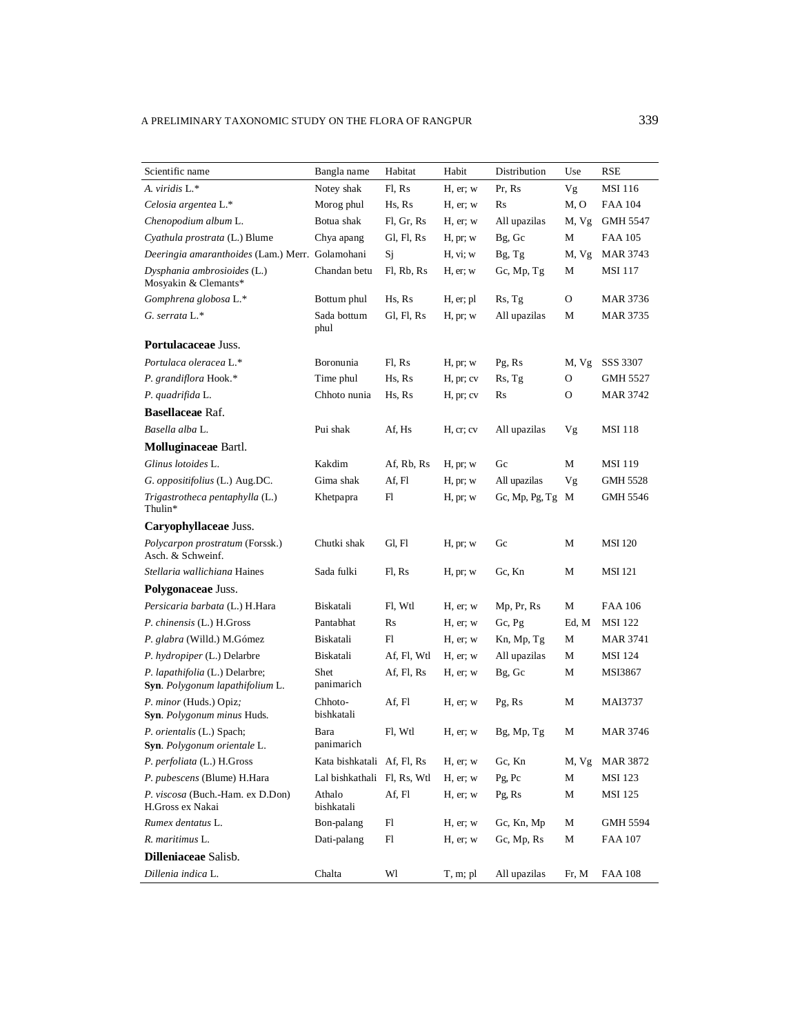| Scientific name | Bangla name | Habitat | Habit | Distribution | Use | RSE |
|---|---|---|---|---|---|---|
| *A. viridis* L.* | Notey shak | Fl, Rs | H, er; w | Pr, Rs | Vg | MSI 116 |
| *Celosia argentea* L.* | Morog phul | Hs, Rs | H, er; w | Rs | M, O | FAA 104 |
| *Chenopodium album* L. | Botua shak | Fl, Gr, Rs | H, er; w | All upazilas | M, Vg | GMH 5547 |
| *Cyathula prostrata* (L.) Blume | Chya apang | Gl, Fl, Rs | H, pr; w | Bg, Gc | M | FAA 105 |
| *Deeringia amaranthoides* (Lam.) Merr. | Golamohani | Sj | H, vi; w | Bg, Tg | M, Vg | MAR 3743 |
| *Dysphania ambrosioides* (L.) Mosyakin & Clemants* | Chandan betu | Fl, Rb, Rs | H, er; w | Gc, Mp, Tg | M | MSI 117 |
| *Gomphrena globosa* L.* | Bottum phul | Hs, Rs | H, er; pl | Rs, Tg | O | MAR 3736 |
| *G. serrata* L.* | Sada bottum phul | Gl, Fl, Rs | H, pr; w | All upazilas | M | MAR 3735 |
| **Portulacaceae** Juss. | | | | | | |
| *Portulaca oleracea* L.* | Boronunia | Fl, Rs | H, pr; w | Pg, Rs | M, Vg | SSS 3307 |
| *P. grandiflora* Hook.* | Time phul | Hs, Rs | H, pr; cv | Rs, Tg | O | GMH 5527 |
| *P. quadrifida* L. | Chhoto nunia | Hs, Rs | H, pr; cv | Rs | O | MAR 3742 |
| **Basellaceae** Raf. | | | | | | |
| *Basella alba* L. | Pui shak | Af, Hs | H, cr; cv | All upazilas | Vg | MSI 118 |
| **Molluginaceae** Bartl. | | | | | | |
| *Glinus lotoides* L. | Kakdim | Af, Rb, Rs | H, pr; w | Gc | M | MSI 119 |
| *G. oppositifolius* (L.) Aug.DC. | Gima shak | Af, Fl | H, pr; w | All upazilas | Vg | GMH 5528 |
| *Trigastrotheca pentaphylla* (L.) Thulin* | Khetpapra | Fl | H, pr; w | Gc, Mp, Pg, Tg | M | GMH 5546 |
| **Caryophyllaceae** Juss. | | | | | | |
| *Polycarpon prostratum* (Forssk.) Asch. & Schweinf. | Chutki shak | Gl, Fl | H, pr; w | Gc | M | MSI 120 |
| *Stellaria wallichiana* Haines | Sada fulki | Fl, Rs | H, pr; w | Gc, Kn | M | MSI 121 |
| **Polygonaceae** Juss. | | | | | | |
| *Persicaria barbata* (L.) H.Hara | Biskatali | Fl, Wtl | H, er; w | Mp, Pr, Rs | M | FAA 106 |
| *P. chinensis* (L.) H.Gross | Pantabhat | Rs | H, er; w | Gc, Pg | Ed, M | MSI 122 |
| *P. glabra* (Willd.) M.Gómez | Biskatali | Fl | H, er; w | Kn, Mp, Tg | M | MAR 3741 |
| *P. hydropiper* (L.) Delarbre | Biskatali | Af, Fl, Wtl | H, er; w | All upazilas | M | MSI 124 |
| *P. lapathifolia* (L.) Delarbre; **Syn**. *Polygonum lapathifolium* L. | Shet panimarich | Af, Fl, Rs | H, er; w | Bg, Gc | M | MSI3867 |
| *P. minor* (Huds.) Opiz; **Syn**. *Polygonum minus* Huds. | Chhoto-bishkatali | Af, Fl | H, er; w | Pg, Rs | M | MAI3737 |
| *P. orientalis* (L.) Spach; **Syn**. *Polygonum orientale* L. | Bara panimarich | Fl, Wtl | H, er; w | Bg, Mp, Tg | M | MAR 3746 |
| *P. perfoliata* (L.) H.Gross | Kata bishkatali | Af, Fl, Rs | H, er; w | Gc, Kn | M, Vg | MAR 3872 |
| *P. pubescens* (Blume) H.Hara | Lal bishkathali | Fl, Rs, Wtl | H, er; w | Pg, Pc | M | MSI 123 |
| *P. viscosa* (Buch.-Ham. ex D.Don) H.Gross ex Nakai | Athalo bishkatali | Af, Fl | H, er; w | Pg, Rs | M | MSI 125 |
| *Rumex dentatus* L. | Bon-palang | Fl | H, er; w | Gc, Kn, Mp | M | GMH 5594 |
| *R. maritimus* L. | Dati-palang | Fl | H, er; w | Gc, Mp, Rs | M | FAA 107 |
| **Dilleniaceae** Salisb. | | | | | | |
| *Dillenia indica* L. | Chalta | Wl | T, m; pl | All upazilas | Fr, M | FAA 108 |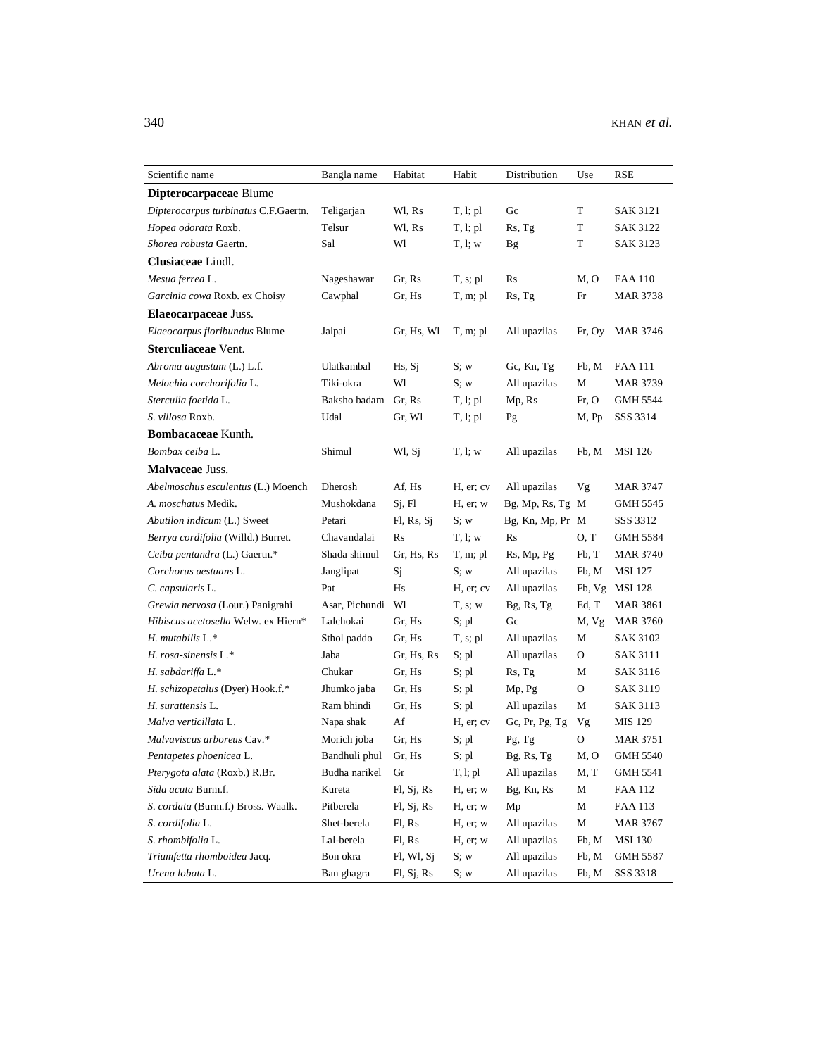| Scientific name | Bangla name | Habitat | Habit | Distribution | Use | RSE |
|---|---|---|---|---|---|---|
| **Dipterocarpaceae** Blume | | | | | | |
| *Dipterocarpus turbinatus* C.F.Gaertn. | Teligarjan | Wl, Rs | T, l; pl | Gc | T | SAK 3121 |
| *Hopea odorata* Roxb. | Telsur | Wl, Rs | T, l; pl | Rs, Tg | T | SAK 3122 |
| *Shorea robusta* Gaertn. | Sal | Wl | T, l; w | Bg | T | SAK 3123 |
| **Clusiaceae** Lindl. | | | | | | |
| *Mesua ferrea* L. | Nageshawar | Gr, Rs | T, s; pl | Rs | M, O | FAA 110 |
| *Garcinia cowa* Roxb. ex Choisy | Cawphal | Gr, Hs | T, m; pl | Rs, Tg | Fr | MAR 3738 |
| **Elaeocarpaceae** Juss. | | | | | | |
| *Elaeocarpus floribundus* Blume | Jalpai | Gr, Hs, Wl | T, m; pl | All upazilas | Fr, Oy | MAR 3746 |
| **Sterculiaceae** Vent. | | | | | | |
| *Abroma augustum* (L.) L.f. | Ulatkambal | Hs, Sj | S; w | Gc, Kn, Tg | Fb, M | FAA 111 |
| *Melochia corchorifolia* L. | Tiki-okra | Wl | S; w | All upazilas | M | MAR 3739 |
| *Sterculia foetida* L. | Baksho badam | Gr, Rs | T, l; pl | Mp, Rs | Fr, O | GMH 5544 |
| *S. villosa* Roxb. | Udal | Gr, Wl | T, l; pl | Pg | M, Pp | SSS 3314 |
| **Bombacaceae** Kunth. | | | | | | |
| *Bombax ceiba* L. | Shimul | Wl, Sj | T, l; w | All upazilas | Fb, M | MSI 126 |
| **Malvaceae** Juss. | | | | | | |
| *Abelmoschus esculentus* (L.) Moench | Dherosh | Af, Hs | H, er; cv | All upazilas | Vg | MAR 3747 |
| *A. moschatus* Medik. | Mushokdana | Sj, Fl | H, er; w | Bg, Mp, Rs, Tg | M | GMH 5545 |
| *Abutilon indicum* (L.) Sweet | Petari | Fl, Rs, Sj | S; w | Bg, Kn, Mp, Pr | M | SSS 3312 |
| *Berrya cordifolia* (Willd.) Burret. | Chavandalai | Rs | T, l; w | Rs | O, T | GMH 5584 |
| *Ceiba pentandra* (L.) Gaertn.* | Shada shimul | Gr, Hs, Rs | T, m; pl | Rs, Mp, Pg | Fb, T | MAR 3740 |
| *Corchorus aestuans* L. | Janglipat | Sj | S; w | All upazilas | Fb, M | MSI 127 |
| *C. capsularis* L. | Pat | Hs | H, er; cv | All upazilas | Fb, Vg | MSI 128 |
| *Grewia nervosa* (Lour.) Panigrahi | Asar, Pichundi | Wl | T, s; w | Bg, Rs, Tg | Ed, T | MAR 3861 |
| *Hibiscus acetosella* Welw. ex Hiern* | Lalchokai | Gr, Hs | S; pl | Gc | M, Vg | MAR 3760 |
| *H. mutabilis* L.* | Sthol paddo | Gr, Hs | T, s; pl | All upazilas | M | SAK 3102 |
| *H. rosa-sinensis* L.* | Jaba | Gr, Hs, Rs | S; pl | All upazilas | O | SAK 3111 |
| *H. sabdariffa* L.* | Chukar | Gr, Hs | S; pl | Rs, Tg | M | SAK 3116 |
| *H. schizopetalus* (Dyer) Hook.f.* | Jhumko jaba | Gr, Hs | S; pl | Mp, Pg | O | SAK 3119 |
| *H. surattensis* L. | Ram bhindi | Gr, Hs | S; pl | All upazilas | M | SAK 3113 |
| *Malva verticillata* L. | Napa shak | Af | H, er; cv | Gc, Pr, Pg, Tg | Vg | MIS 129 |
| *Malvaviscus arboreus* Cav.* | Morich joba | Gr, Hs | S; pl | Pg, Tg | O | MAR 3751 |
| *Pentapetes phoenicea* L. | Bandhuli phul | Gr, Hs | S; pl | Bg, Rs, Tg | M, O | GMH 5540 |
| *Pterygota alata* (Roxb.) R.Br. | Budha narikel | Gr | T, l; pl | All upazilas | M, T | GMH 5541 |
| *Sida acuta* Burm.f. | Kureta | Fl, Sj, Rs | H, er; w | Bg, Kn, Rs | M | FAA 112 |
| *S. cordata* (Burm.f.) Bross. Waalk. | Pitberela | Fl, Sj, Rs | H, er; w | Mp | M | FAA 113 |
| *S. cordifolia* L. | Shet-berela | Fl, Rs | H, er; w | All upazilas | M | MAR 3767 |
| *S. rhombifolia* L. | Lal-berela | Fl, Rs | H, er; w | All upazilas | Fb, M | MSI 130 |
| *Triumfetta rhomboidea* Jacq. | Bon okra | Fl, Wl, Sj | S; w | All upazilas | Fb, M | GMH 5587 |
| *Urena lobata* L. | Ban ghagra | Fl, Sj, Rs | S; w | All upazilas | Fb, M | SSS 3318 |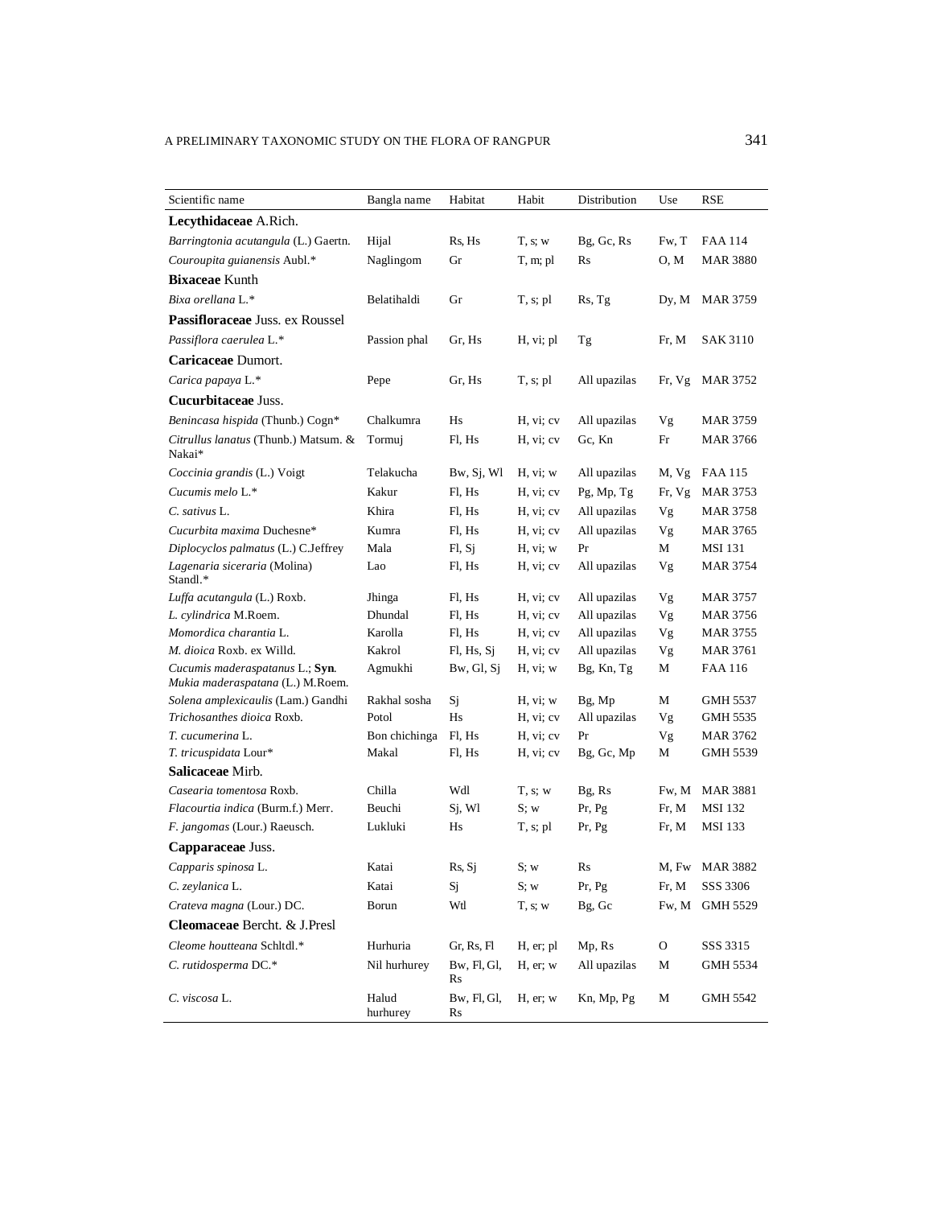| Scientific name | Bangla name | Habitat | Habit | Distribution | Use | RSE |
|---|---|---|---|---|---|---|
| **Lecythidaceae** A.Rich. | | | | | | |
| *Barringtonia acutangula* (L.) Gaertn. | Hijal | Rs, Hs | T, s; w | Bg, Gc, Rs | Fw, T | FAA 114 |
| *Couroupita guianensis* Aubl.* | Naglingom | Gr | T, m; pl | Rs | O, M | MAR 3880 |
| **Bixaceae** Kunth | | | | | | |
| *Bixa orellana* L.* | Belatihaldi | Gr | T, s; pl | Rs, Tg | Dy, M | MAR 3759 |
| **Passifloraceae** Juss. ex Roussel | | | | | | |
| *Passiflora caerulea* L.* | Passion phal | Gr, Hs | H, vi; pl | Tg | Fr, M | SAK 3110 |
| **Caricaceae** Dumort. | | | | | | |
| *Carica papaya* L.* | Pepe | Gr, Hs | T, s; pl | All upazilas | Fr, Vg | MAR 3752 |
| **Cucurbitaceae** Juss. | | | | | | |
| *Benincasa hispida* (Thunb.) Cogn* | Chalkumra | Hs | H, vi; cv | All upazilas | Vg | MAR 3759 |
| *Citrullus lanatus* (Thunb.) Matsum. & Nakai* | Tormuj | Fl, Hs | H, vi; cv | Gc, Kn | Fr | MAR 3766 |
| *Coccinia grandis* (L.) Voigt | Telakucha | Bw, Sj, Wl | H, vi; w | All upazilas | M, Vg | FAA 115 |
| *Cucumis melo* L.* | Kakur | Fl, Hs | H, vi; cv | Pg, Mp, Tg | Fr, Vg | MAR 3753 |
| *C. sativus* L. | Khira | Fl, Hs | H, vi; cv | All upazilas | Vg | MAR 3758 |
| *Cucurbita maxima* Duchesne* | Kumra | Fl, Hs | H, vi; cv | All upazilas | Vg | MAR 3765 |
| *Diplocyclos palmatus* (L.) C.Jeffrey | Mala | Fl, Sj | H, vi; w | Pr | M | MSI 131 |
| *Lagenaria siceraria* (Molina) Standl.* | Lao | Fl, Hs | H, vi; cv | All upazilas | Vg | MAR 3754 |
| *Luffa acutangula* (L.) Roxb. | Jhinga | Fl, Hs | H, vi; cv | All upazilas | Vg | MAR 3757 |
| *L. cylindrica* M.Roem. | Dhundal | Fl, Hs | H, vi; cv | All upazilas | Vg | MAR 3756 |
| *Momordica charantia* L. | Karolla | Fl, Hs | H, vi; cv | All upazilas | Vg | MAR 3755 |
| *M. dioica* Roxb. ex Willd. | Kakrol | Fl, Hs, Sj | H, vi; cv | All upazilas | Vg | MAR 3761 |
| *Cucumis maderaspatanus* L.; **Syn**. *Mukia maderaspatana* (L.) M.Roem. | Agmukhi | Bw, Gl, Sj | H, vi; w | Bg, Kn, Tg | M | FAA 116 |
| *Solena amplexicaulis* (Lam.) Gandhi | Rakhal sosha | Sj | H, vi; w | Bg, Mp | M | GMH 5537 |
| *Trichosanthes dioica* Roxb. | Potol | Hs | H, vi; cv | All upazilas | Vg | GMH 5535 |
| *T. cucumerina* L. | Bon chichinga | Fl, Hs | H, vi; cv | Pr | Vg | MAR 3762 |
| *T. tricuspidata* Lour* | Makal | Fl, Hs | H, vi; cv | Bg, Gc, Mp | M | GMH 5539 |
| **Salicaceae** Mirb. | | | | | | |
| *Casearia tomentosa* Roxb. | Chilla | Wdl | T, s; w | Bg, Rs | Fw, M | MAR 3881 |
| *Flacourtia indica* (Burm.f.) Merr. | Beuchi | Sj, Wl | S; w | Pr, Pg | Fr, M | MSI 132 |
| *F. jangomas* (Lour.) Raeusch. | Lukluki | Hs | T, s; pl | Pr, Pg | Fr, M | MSI 133 |
| **Capparaceae** Juss. | | | | | | |
| *Capparis spinosa* L. | Katai | Rs, Sj | S; w | Rs | M, Fw | MAR 3882 |
| *C. zeylanica* L. | Katai | Sj | S; w | Pr, Pg | Fr, M | SSS 3306 |
| *Crateva magna* (Lour.) DC. | Borun | Wtl | T, s; w | Bg, Gc | Fw, M | GMH 5529 |
| **Cleomaceae** Bercht. & J.Presl | | | | | | |
| *Cleome houtteana* Schltdl.* | Hurhuria | Gr, Rs, Fl | H, er; pl | Mp, Rs | O | SSS 3315 |
| *C. rutidosperma* DC.* | Nil hurhurey | Bw, Fl, Gl, Rs | H, er; w | All upazilas | M | GMH 5534 |
| *C. viscosa* L. | Halud hurhurey | Bw, Fl, Gl, Rs | H, er; w | Kn, Mp, Pg | M | GMH 5542 |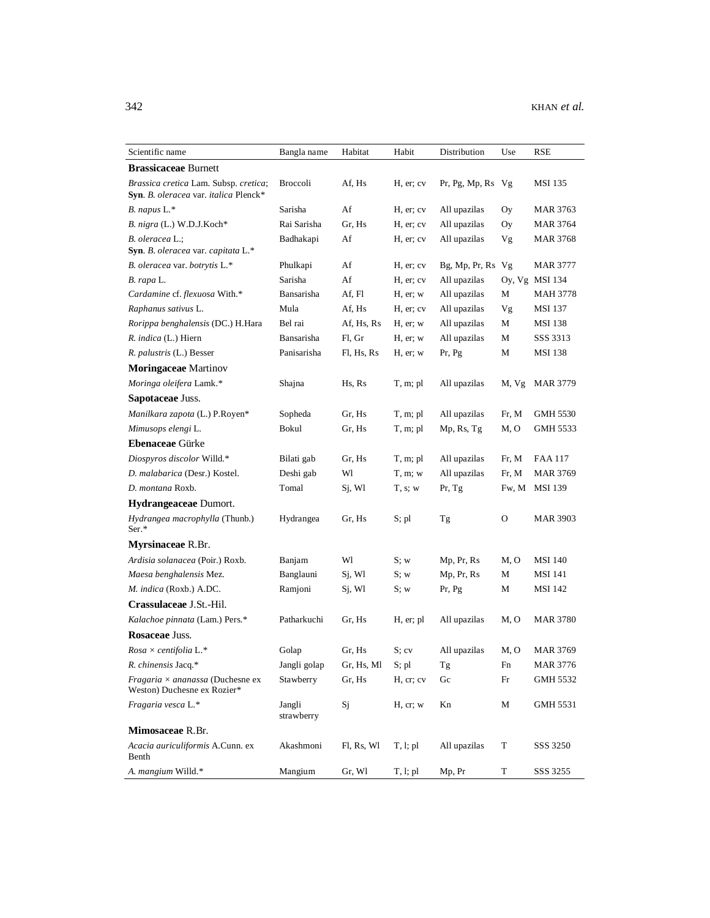| Scientific name | Bangla name | Habitat | Habit | Distribution | Use | RSE |
|---|---|---|---|---|---|---|
| **Brassicaceae** Burnett | | | | | | |
| *Brassica cretica* Lam. Subsp. *cretica*; **Syn**. *B. oleracea* var. *italica* Plenck* | Broccoli | Af, Hs | H, er; cv | Pr, Pg, Mp, Rs | Vg | MSI 135 |
| *B. napus* L.* | Sarisha | Af | H, er; cv | All upazilas | Oy | MAR 3763 |
| *B. nigra* (L.) W.D.J.Koch* | Rai Sarisha | Gr, Hs | H, er; cv | All upazilas | Oy | MAR 3764 |
| *B. oleracea* L.; **Syn**. *B. oleracea* var. *capitata* L.* | Badhakapi | Af | H, er; cv | All upazilas | Vg | MAR 3768 |
| *B. oleracea* var. *botrytis* L.* | Phulkapi | Af | H, er; cv | Bg, Mp, Pr, Rs | Vg | MAR 3777 |
| *B. rapa* L. | Sarisha | Af | H, er; cv | All upazilas | Oy, Vg | MSI 134 |
| *Cardamine* cf. *flexuosa* With.* | Bansarisha | Af, Fl | H, er; w | All upazilas | M | MAH 3778 |
| *Raphanus sativus* L. | Mula | Af, Hs | H, er; cv | All upazilas | Vg | MSI 137 |
| *Rorippa benghalensis* (DC.) H.Hara | Bel rai | Af, Hs, Rs | H, er; w | All upazilas | M | MSI 138 |
| *R. indica* (L.) Hiern | Bansarisha | Fl, Gr | H, er; w | All upazilas | M | SSS 3313 |
| *R. palustris* (L.) Besser | Panisarisha | Fl, Hs, Rs | H, er; w | Pr, Pg | M | MSI 138 |
| **Moringaceae** Martinov | | | | | | |
| *Moringa oleifera* Lamk.* | Shajna | Hs, Rs | T, m; pl | All upazilas | M, Vg | MAR 3779 |
| **Sapotaceae** Juss. | | | | | | |
| *Manilkara zapota* (L.) P.Royen* | Sopheda | Gr, Hs | T, m; pl | All upazilas | Fr, M | GMH 5530 |
| *Mimusops elengi* L. | Bokul | Gr, Hs | T, m; pl | Mp, Rs, Tg | M, O | GMH 5533 |
| **Ebenaceae** Gürke | | | | | | |
| *Diospyros discolor* Willd.* | Bilati gab | Gr, Hs | T, m; pl | All upazilas | Fr, M | FAA 117 |
| *D. malabarica* (Desr.) Kostel. | Deshi gab | Wl | T, m; w | All upazilas | Fr, M | MAR 3769 |
| *D. montana* Roxb. | Tomal | Sj, Wl | T, s; w | Pr, Tg | Fw, M | MSI 139 |
| **Hydrangeaceae** Dumort. | | | | | | |
| *Hydrangea macrophylla* (Thunb.) Ser.* | Hydrangea | Gr, Hs | S; pl | Tg | O | MAR 3903 |
| **Myrsinaceae** R.Br. | | | | | | |
| *Ardisia solanacea* (Poir.) Roxb. | Banjam | Wl | S; w | Mp, Pr, Rs | M, O | MSI 140 |
| *Maesa benghalensis* Mez. | Banglauni | Sj, Wl | S; w | Mp, Pr, Rs | M | MSI 141 |
| *M. indica* (Roxb.) A.DC. | Ramjoni | Sj, Wl | S; w | Pr, Pg | M | MSI 142 |
| **Crassulaceae** J.St.-Hil. | | | | | | |
| *Kalachoe pinnata* (Lam.) Pers.* | Patharkuchi | Gr, Hs | H, er; pl | All upazilas | M, O | MAR 3780 |
| **Rosaceae** Juss. | | | | | | |
| *Rosa × centifolia* L.* | Golap | Gr, Hs | S; cv | All upazilas | M, O | MAR 3769 |
| *R. chinensis* Jacq.* | Jangli golap | Gr, Hs, Ml | S; pl | Tg | Fn | MAR 3776 |
| *Fragaria × ananassa* (Duchesne ex Weston) Duchesne ex Rozier* | Stawberry | Gr, Hs | H, cr; cv | Gc | Fr | GMH 5532 |
| *Fragaria vesca* L.* | Jangli strawberry | Sj | H, cr; w | Kn | M | GMH 5531 |
| **Mimosaceae** R.Br. | | | | | | |
| *Acacia auriculiformis* A.Cunn. ex Benth | Akashmoni | Fl, Rs, Wl | T, l; pl | All upazilas | T | SSS 3250 |
| *A. mangium* Willd.* | Mangium | Gr, Wl | T, l; pl | Mp, Pr | T | SSS 3255 |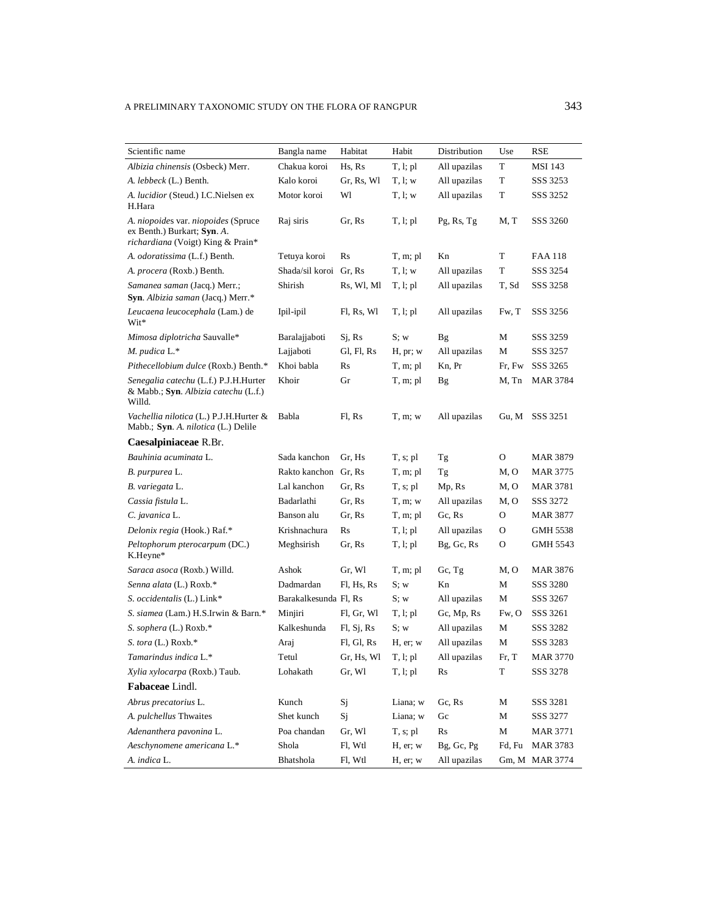| Scientific name | Bangla name | Habitat | Habit | Distribution | Use | RSE |
|---|---|---|---|---|---|---|
| *Albizia chinensis* (Osbeck) Merr. | Chakua koroi | Hs, Rs | T, l; pl | All upazilas | T | MSI 143 |
| *A. lebbeck* (L.) Benth. | Kalo koroi | Gr, Rs, Wl | T, l; w | All upazilas | T | SSS 3253 |
| *A. lucidior* (Steud.) I.C.Nielsen ex H.Hara | Motor koroi | Wl | T, l; w | All upazilas | T | SSS 3252 |
| *A. niopoides* var. *niopoides* (Spruce ex Benth.) Burkart; **Syn**. *A. richardiana* (Voigt) King & Prain* | Raj siris | Gr, Rs | T, l; pl | Pg, Rs, Tg | M, T | SSS 3260 |
| *A. odoratissima* (L.f.) Benth. | Tetuya koroi | Rs | T, m; pl | Kn | T | FAA 118 |
| *A. procera* (Roxb.) Benth. | Shada/sil koroi | Gr, Rs | T, l; w | All upazilas | T | SSS 3254 |
| *Samanea saman* (Jacq.) Merr.; **Syn**. *Albizia saman* (Jacq.) Merr.* | Shirish | Rs, Wl, Ml | T, l; pl | All upazilas | T, Sd | SSS 3258 |
| *Leucaena leucocephala* (Lam.) de Wit* | Ipil-ipil | Fl, Rs, Wl | T, l; pl | All upazilas | Fw, T | SSS 3256 |
| *Mimosa diplotricha* Sauvalle* | Baralajjaboti | Sj, Rs | S; w | Bg | M | SSS 3259 |
| *M. pudica* L.* | Lajjaboti | Gl, Fl, Rs | H, pr; w | All upazilas | M | SSS 3257 |
| *Pithecellobium dulce* (Roxb.) Benth.* | Khoi babla | Rs | T, m; pl | Kn, Pr | Fr, Fw | SSS 3265 |
| *Senegalia catechu* (L.f.) P.J.H.Hurter & Mabb.; **Syn**. *Albizia catechu* (L.f.) Willd. | Khoir | Gr | T, m; pl | Bg | M, Tn | MAR 3784 |
| *Vachellia nilotica* (L.) P.J.H.Hurter & Mabb.; **Syn**. *A. nilotica* (L.) Delile | Babla | Fl, Rs | T, m; w | All upazilas | Gu, M | SSS 3251 |
| **Caesalpiniaceae** R.Br. | | | | | | |
| *Bauhinia acuminata* L. | Sada kanchon | Gr, Hs | T, s; pl | Tg | O | MAR 3879 |
| *B. purpurea* L. | Rakto kanchon | Gr, Rs | T, m; pl | Tg | M, O | MAR 3775 |
| *B. variegata* L. | Lal kanchon | Gr, Rs | T, s; pl | Mp, Rs | M, O | MAR 3781 |
| *Cassia fistula* L. | Badarlathi | Gr, Rs | T, m; w | All upazilas | M, O | SSS 3272 |
| *C. javanica* L. | Banson alu | Gr, Rs | T, m; pl | Gc, Rs | O | MAR 3877 |
| *Delonix regia* (Hook.) Raf.* | Krishnachura | Rs | T, l; pl | All upazilas | O | GMH 5538 |
| *Peltophorum pterocarpum* (DC.) K.Heyne* | Meghsirish | Gr, Rs | T, l; pl | Bg, Gc, Rs | O | GMH 5543 |
| *Saraca asoca* (Roxb.) Willd. | Ashok | Gr, Wl | T, m; pl | Gc, Tg | M, O | MAR 3876 |
| *Senna alata* (L.) Roxb.* | Dadmardan | Fl, Hs, Rs | S; w | Kn | M | SSS 3280 |
| *S. occidentalis* (L.) Link* | Barakalkesunda | Fl, Rs | S; w | All upazilas | M | SSS 3267 |
| *S. siamea* (Lam.) H.S.Irwin & Barn.* | Minjiri | Fl, Gr, Wl | T, l; pl | Gc, Mp, Rs | Fw, O | SSS 3261 |
| *S. sophera* (L.) Roxb.* | Kalkeshunda | Fl, Sj, Rs | S; w | All upazilas | M | SSS 3282 |
| *S. tora* (L.) Roxb.* | Araj | Fl, Gl, Rs | H, er; w | All upazilas | M | SSS 3283 |
| *Tamarindus indica* L.* | Tetul | Gr, Hs, Wl | T, l; pl | All upazilas | Fr, T | MAR 3770 |
| *Xylia xylocarpa* (Roxb.) Taub. | Lohakath | Gr, Wl | T, l; pl | Rs | T | SSS 3278 |
| **Fabaceae** Lindl. | | | | | | |
| *Abrus precatorius* L. | Kunch | Sj | Liana; w | Gc, Rs | M | SSS 3281 |
| *A. pulchellus* Thwaites | Shet kunch | Sj | Liana; w | Gc | M | SSS 3277 |
| *Adenanthera pavonina* L. | Poa chandan | Gr, Wl | T, s; pl | Rs | M | MAR 3771 |
| *Aeschynomene americana* L.* | Shola | Fl, Wtl | H, er; w | Bg, Gc, Pg | Fd, Fu | MAR 3783 |
| *A. indica* L. | Bhatshola | Fl, Wtl | H, er; w | All upazilas | Gm, M | MAR 3774 |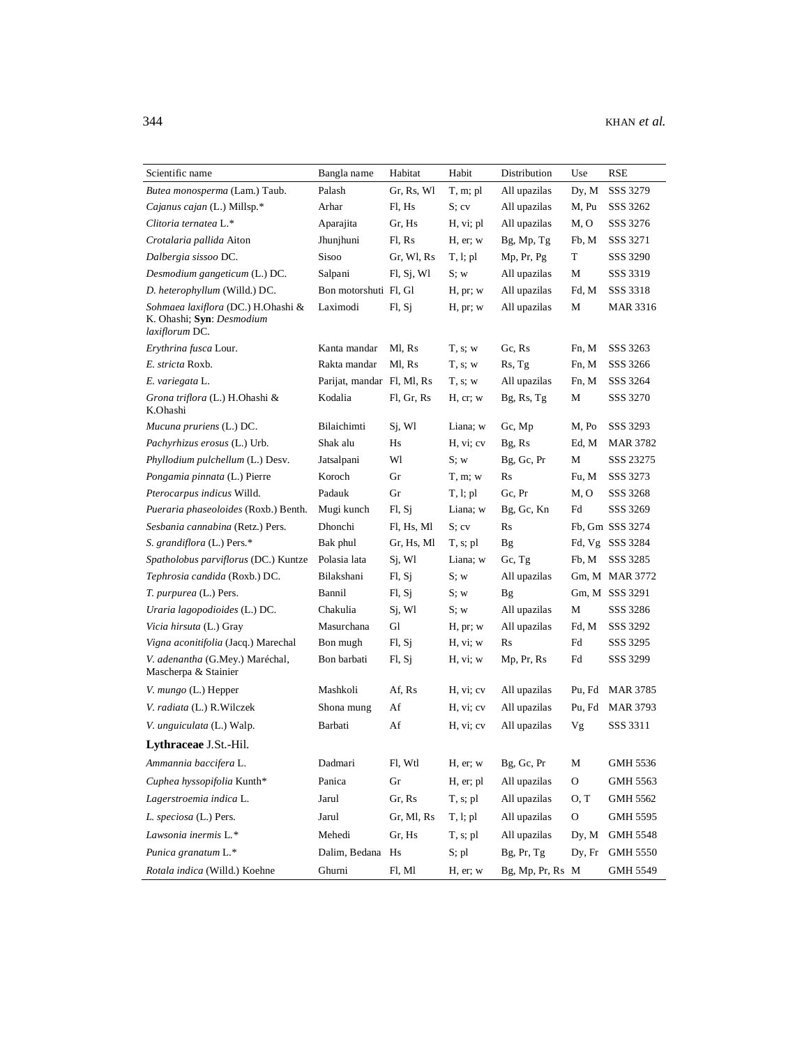| Scientific name | Bangla name | Habitat | Habit | Distribution | Use | RSE |
|---|---|---|---|---|---|---|
| *Butea monosperma* (Lam.) Taub. | Palash | Gr, Rs, Wl | T, m; pl | All upazilas | Dy, M | SSS 3279 |
| *Cajanus cajan* (L.) Millsp.* | Arhar | Fl, Hs | S; cv | All upazilas | M, Pu | SSS 3262 |
| *Clitoria ternatea* L.* | Aparajita | Gr, Hs | H, vi; pl | All upazilas | M, O | SSS 3276 |
| *Crotalaria pallida* Aiton | Jhunjhuni | Fl, Rs | H, er; w | Bg, Mp, Tg | Fb, M | SSS 3271 |
| *Dalbergia sissoo* DC. | Sisoo | Gr, Wl, Rs | T, l; pl | Mp, Pr, Pg | T | SSS 3290 |
| *Desmodium gangeticum* (L.) DC. | Salpani | Fl, Sj, Wl | S; w | All upazilas | M | SSS 3319 |
| *D. heterophyllum* (Willd.) DC. | Bon motorshuti | Fl, Gl | H, pr; w | All upazilas | Fd, M | SSS 3318 |
| *Sohmaea laxiflora* (DC.) H.Ohashi & K. Ohashi; **Syn**: *Desmodium laxiflorum* DC. | Laximodi | Fl, Sj | H, pr; w | All upazilas | M | MAR 3316 |
| *Erythrina fusca* Lour. | Kanta mandar | Ml, Rs | T, s; w | Gc, Rs | Fn, M | SSS 3263 |
| *E. stricta* Roxb. | Rakta mandar | Ml, Rs | T, s; w | Rs, Tg | Fn, M | SSS 3266 |
| *E. variegata* L. | Parijat, mandar | Fl, Ml, Rs | T, s; w | All upazilas | Fn, M | SSS 3264 |
| *Grona triflora* (L.) H.Ohashi & K.Ohashi | Kodalia | Fl, Gr, Rs | H, cr; w | Bg, Rs, Tg | M | SSS 3270 |
| *Mucuna pruriens* (L.) DC. | Bilaichimti | Sj, Wl | Liana; w | Gc, Mp | M, Po | SSS 3293 |
| *Pachyrhizus erosus* (L.) Urb. | Shak alu | Hs | H, vi; cv | Bg, Rs | Ed, M | MAR 3782 |
| *Phyllodium pulchellum* (L.) Desv. | Jatsalpani | Wl | S; w | Bg, Gc, Pr | M | SSS 23275 |
| *Pongamia pinnata* (L.) Pierre | Koroch | Gr | T, m; w | Rs | Fu, M | SSS 3273 |
| *Pterocarpus indicus* Willd. | Padauk | Gr | T, l; pl | Gc, Pr | M, O | SSS 3268 |
| *Pueraria phaseoloides* (Roxb.) Benth. | Mugi kunch | Fl, Sj | Liana; w | Bg, Gc, Kn | Fd | SSS 3269 |
| *Sesbania cannabina* (Retz.) Pers. | Dhonchi | Fl, Hs, Ml | S; cv | Rs | Fb, Gm | SSS 3274 |
| *S. grandiflora* (L.) Pers.* | Bak phul | Gr, Hs, Ml | T, s; pl | Bg | Fd, Vg | SSS 3284 |
| *Spatholobus parviflorus* (DC.) Kuntze | Polasia lata | Sj, Wl | Liana; w | Gc, Tg | Fb, M | SSS 3285 |
| *Tephrosia candida* (Roxb.) DC. | Bilakshani | Fl, Sj | S; w | All upazilas | Gm, M | MAR 3772 |
| *T. purpurea* (L.) Pers. | Bannil | Fl, Sj | S; w | Bg | Gm, M | SSS 3291 |
| *Uraria lagopodioides* (L.) DC. | Chakulia | Sj, Wl | S; w | All upazilas | M | SSS 3286 |
| *Vicia hirsuta* (L.) Gray | Masurchana | Gl | H, pr; w | All upazilas | Fd, M | SSS 3292 |
| *Vigna aconitifolia* (Jacq.) Marechal | Bon mugh | Fl, Sj | H, vi; w | Rs | Fd | SSS 3295 |
| *V. adenantha* (G.Mey.) Maréchal, Mascherpa & Stainier | Bon barbati | Fl, Sj | H, vi; w | Mp, Pr, Rs | Fd | SSS 3299 |
| *V. mungo* (L.) Hepper | Mashkoli | Af, Rs | H, vi; cv | All upazilas | Pu, Fd | MAR 3785 |
| *V. radiata* (L.) R.Wilczek | Shona mung | Af | H, vi; cv | All upazilas | Pu, Fd | MAR 3793 |
| *V. unguiculata* (L.) Walp. | Barbati | Af | H, vi; cv | All upazilas | Vg | SSS 3311 |
| **Lythraceae** J.St.-Hil. | | | | | | |
| *Ammannia baccifera* L. | Dadmari | Fl, Wtl | H, er; w | Bg, Gc, Pr | M | GMH 5536 |
| *Cuphea hyssopifolia* Kunth* | Panica | Gr | H, er; pl | All upazilas | O | GMH 5563 |
| *Lagerstroemia indica* L. | Jarul | Gr, Rs | T, s; pl | All upazilas | O, T | GMH 5562 |
| *L. speciosa* (L.) Pers. | Jarul | Gr, Ml, Rs | T, l; pl | All upazilas | O | GMH 5595 |
| *Lawsonia inermis* L.* | Mehedi | Gr, Hs | T, s; pl | All upazilas | Dy, M | GMH 5548 |
| *Punica granatum* L.* | Dalim, Bedana | Hs | S; pl | Bg, Pr, Tg | Dy, Fr | GMH 5550 |
| *Rotala indica* (Willd.) Koehne | Ghurni | Fl, Ml | H, er; w | Bg, Mp, Pr, Rs | M | GMH 5549 |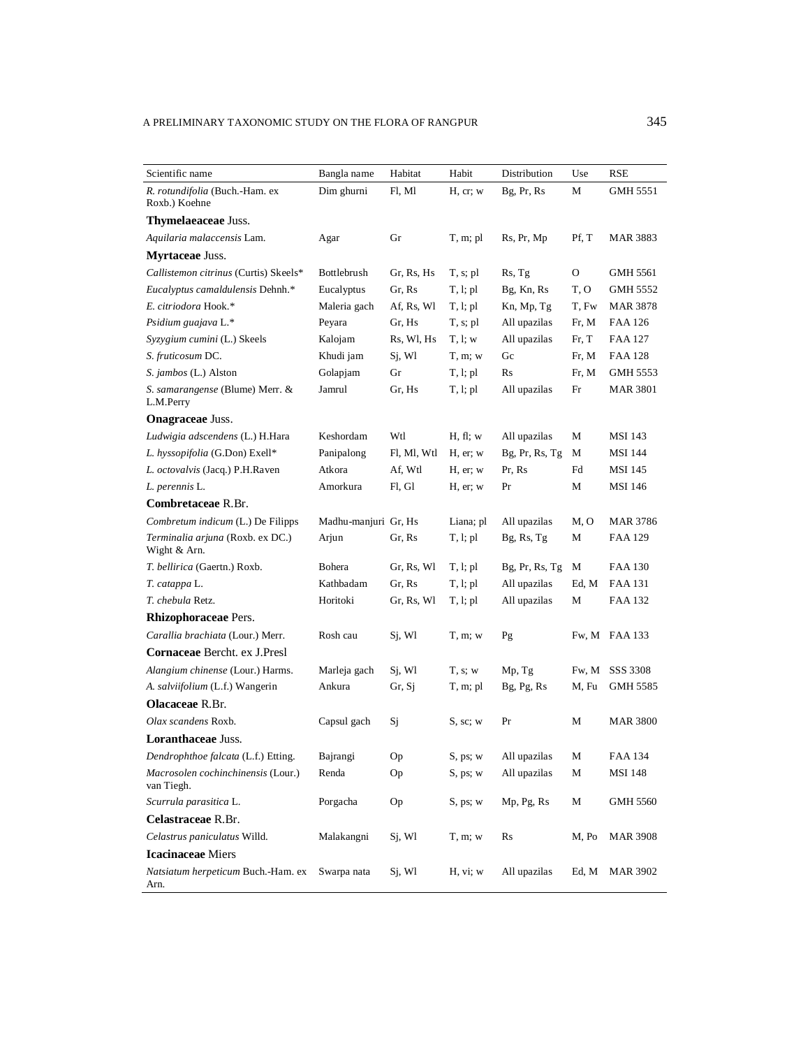| Scientific name | Bangla name | Habitat | Habit | Distribution | Use | RSE |
|---|---|---|---|---|---|---|
| *R. rotundifolia* (Buch.-Ham. ex Roxb.) Koehne | Dim ghurni | Fl, Ml | H, cr; w | Bg, Pr, Rs | M | GMH 5551 |
| **Thymelaeaceae** Juss. | | | | | | |
| *Aquilaria malaccensis* Lam. | Agar | Gr | T, m; pl | Rs, Pr, Mp | Pf, T | MAR 3883 |
| **Myrtaceae** Juss. | | | | | | |
| *Callistemon citrinus* (Curtis) Skeels* | Bottlebrush | Gr, Rs, Hs | T, s; pl | Rs, Tg | O | GMH 5561 |
| *Eucalyptus camaldulensis* Dehnh.* | Eucalyptus | Gr, Rs | T, l; pl | Bg, Kn, Rs | T, O | GMH 5552 |
| *E. citriodora* Hook.* | Maleria gach | Af, Rs, Wl | T, l; pl | Kn, Mp, Tg | T, Fw | MAR 3878 |
| *Psidium guajava* L.* | Peyara | Gr, Hs | T, s; pl | All upazilas | Fr, M | FAA 126 |
| *Syzygium cumini* (L.) Skeels | Kalojam | Rs, Wl, Hs | T, l; w | All upazilas | Fr, T | FAA 127 |
| *S. fruticosum* DC. | Khudi jam | Sj, Wl | T, m; w | Gc | Fr, M | FAA 128 |
| *S. jambos* (L.) Alston | Golapjam | Gr | T, l; pl | Rs | Fr, M | GMH 5553 |
| *S. samarangense* (Blume) Merr. & L.M.Perry | Jamrul | Gr, Hs | T, l; pl | All upazilas | Fr | MAR 3801 |
| **Onagraceae** Juss. | | | | | | |
| *Ludwigia adscendens* (L.) H.Hara | Keshordam | Wtl | H, fl; w | All upazilas | M | MSI 143 |
| *L. hyssopifolia* (G.Don) Exell* | Panipalong | Fl, Ml, Wtl | H, er; w | Bg, Pr, Rs, Tg | M | MSI 144 |
| *L. octovalvis* (Jacq.) P.H.Raven | Atkora | Af, Wtl | H, er; w | Pr, Rs | Fd | MSI 145 |
| *L. perennis* L. | Amorkura | Fl, Gl | H, er; w | Pr | M | MSI 146 |
| **Combretaceae** R.Br. | | | | | | |
| *Combretum indicum* (L.) De Filipps | Madhu-manjuri | Gr, Hs | Liana; pl | All upazilas | M, O | MAR 3786 |
| *Terminalia arjuna* (Roxb. ex DC.) Wight & Arn. | Arjun | Gr, Rs | T, l; pl | Bg, Rs, Tg | M | FAA 129 |
| *T. bellirica* (Gaertn.) Roxb. | Bohera | Gr, Rs, Wl | T, l; pl | Bg, Pr, Rs, Tg | M | FAA 130 |
| *T. catappa* L. | Kathbadam | Gr, Rs | T, l; pl | All upazilas | Ed, M | FAA 131 |
| *T. chebula* Retz. | Horitoki | Gr, Rs, Wl | T, l; pl | All upazilas | M | FAA 132 |
| **Rhizophoraceae** Pers. | | | | | | |
| *Carallia brachiata* (Lour.) Merr. | Rosh cau | Sj, Wl | T, m; w | Pg | Fw, M | FAA 133 |
| **Cornaceae** Bercht. ex J.Presl | | | | | | |
| *Alangium chinense* (Lour.) Harms. | Marleja gach | Sj, Wl | T, s; w | Mp, Tg | Fw, M | SSS 3308 |
| *A. salviifolium* (L.f.) Wangerin | Ankura | Gr, Sj | T, m; pl | Bg, Pg, Rs | M, Fu | GMH 5585 |
| **Olacaceae** R.Br. | | | | | | |
| *Olax scandens* Roxb. | Capsul gach | Sj | S, sc; w | Pr | M | MAR 3800 |
| **Loranthaceae** Juss. | | | | | | |
| *Dendrophthoe falcata* (L.f.) Etting. | Bajrangi | Op | S, ps; w | All upazilas | M | FAA 134 |
| *Macrosolen cochinchinensis* (Lour.) van Tiegh. | Renda | Op | S, ps; w | All upazilas | M | MSI 148 |
| *Scurrula parasitica* L. | Porgacha | Op | S, ps; w | Mp, Pg, Rs | M | GMH 5560 |
| **Celastraceae** R.Br. | | | | | | |
| *Celastrus paniculatus* Willd. | Malakangni | Sj, Wl | T, m; w | Rs | M, Po | MAR 3908 |
| **Icacinaceae** Miers | | | | | | |
| *Natsiatum herpeticum* Buch.-Ham. ex Arn. | Swarpa nata | Sj, Wl | H, vi; w | All upazilas | Ed, M | MAR 3902 |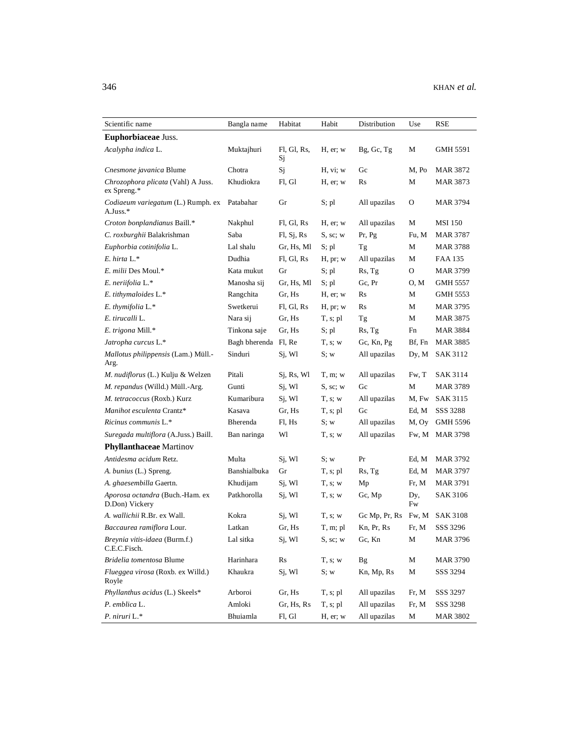| Scientific name | Bangla name | Habitat | Habit | Distribution | Use | RSE |
|---|---|---|---|---|---|---|
| **Euphorbiaceae** Juss. | | | | | | |
| *Acalypha indica* L. | Muktajhuri | Fl, Gl, Rs, Sj | H, er; w | Bg, Gc, Tg | M | GMH 5591 |
| *Cnesmone javanica* Blume | Chotra | Sj | H, vi; w | Gc | M, Po | MAR 3872 |
| *Chrozophora plicata* (Vahl) A Juss. ex Spreng.* | Khudiokra | Fl, Gl | H, er; w | Rs | M | MAR 3873 |
| *Codiaeum variegatum* (L.) Rumph. ex A.Juss.* | Patabahar | Gr | S; pl | All upazilas | O | MAR 3794 |
| *Croton bonplandianus* Baill.* | Nakphul | Fl, Gl, Rs | H, er; w | All upazilas | M | MSI 150 |
| *C. roxburghii* Balakrishman | Saba | Fl, Sj, Rs | S, sc; w | Pr, Pg | Fu, M | MAR 3787 |
| *Euphorbia cotinifolia* L. | Lal shalu | Gr, Hs, Ml | S; pl | Tg | M | MAR 3788 |
| *E. hirta* L.* | Dudhia | Fl, Gl, Rs | H, pr; w | All upazilas | M | FAA 135 |
| *E. milii* Des Moul.* | Kata mukut | Gr | S; pl | Rs, Tg | O | MAR 3799 |
| *E. neriifolia* L.* | Manosha sij | Gr, Hs, Ml | S; pl | Gc, Pr | O, M | GMH 5557 |
| *E. tithymaloides* L.* | Rangchita | Gr, Hs | H, er; w | Rs | M | GMH 5553 |
| *E. thymifolia* L.* | Swetkerui | Fl, Gl, Rs | H, pr; w | Rs | M | MAR 3795 |
| *E. tirucalli* L. | Nara sij | Gr, Hs | T, s; pl | Tg | M | MAR 3875 |
| *E. trigona* Mill.* | Tinkona saje | Gr, Hs | S; pl | Rs, Tg | Fn | MAR 3884 |
| *Jatropha curcus* L.* | Bagh bherenda | Fl, Re | T, s; w | Gc, Kn, Pg | Bf, Fn | MAR 3885 |
| *Mallotus philippensis* (Lam.) Müll.-Arg. | Sinduri | Sj, Wl | S; w | All upazilas | Dy, M | SAK 3112 |
| *M. nudiflorus* (L.) Kulju & Welzen | Pitali | Sj, Rs, Wl | T, m; w | All upazilas | Fw, T | SAK 3114 |
| *M. repandus* (Willd.) Müll.-Arg. | Gunti | Sj, Wl | S, sc; w | Gc | M | MAR 3789 |
| *M. tetracoccus* (Roxb.) Kurz | Kumaribura | Sj, Wl | T, s; w | All upazilas | M, Fw | SAK 3115 |
| *Manihot esculenta* Crantz* | Kasava | Gr, Hs | T, s; pl | Gc | Ed, M | SSS 3288 |
| *Ricinus communis* L.* | Bherenda | Fl, Hs | S; w | All upazilas | M, Oy | GMH 5596 |
| *Suregada multiflora* (A.Juss.) Baill. | Ban naringa | Wl | T, s; w | All upazilas | Fw, M | MAR 3798 |
| **Phyllanthaceae** Martinov | | | | | | |
| *Antidesma acidum* Retz. | Multa | Sj, Wl | S; w | Pr | Ed, M | MAR 3792 |
| *A. bunius* (L.) Spreng. | Banshialbuka | Gr | T, s; pl | Rs, Tg | Ed, M | MAR 3797 |
| *A. ghaesembilla* Gaertn. | Khudijam | Sj, Wl | T, s; w | Mp | Fr, M | MAR 3791 |
| *Aporosa octandra* (Buch.-Ham. ex D.Don) Vickery | Patkhorolla | Sj, Wl | T, s; w | Gc, Mp | Dy, Fw | SAK 3106 |
| *A. wallichii* R.Br. ex Wall. | Kokra | Sj, Wl | T, s; w | Gc Mp, Pr, Rs | Fw, M | SAK 3108 |
| *Baccaurea ramiflora* Lour. | Latkan | Gr, Hs | T, m; pl | Kn, Pr, Rs | Fr, M | SSS 3296 |
| *Breynia vitis-idaea* (Burm.f.) C.E.C.Fisch. | Lal sitka | Sj, Wl | S, sc; w | Gc, Kn | M | MAR 3796 |
| *Bridelia tomentosa* Blume | Harinhara | Rs | T, s; w | Bg | M | MAR 3790 |
| *Flueggea virosa* (Roxb. ex Willd.) Royle | Khaukra | Sj, Wl | S; w | Kn, Mp, Rs | M | SSS 3294 |
| *Phyllanthus acidus* (L.) Skeels* | Arboroi | Gr, Hs | T, s; pl | All upazilas | Fr, M | SSS 3297 |
| *P. emblica* L. | Amloki | Gr, Hs, Rs | T, s; pl | All upazilas | Fr, M | SSS 3298 |
| *P. niruri* L.* | Bhuiamla | Fl, Gl | H, er; w | All upazilas | M | MAR 3802 |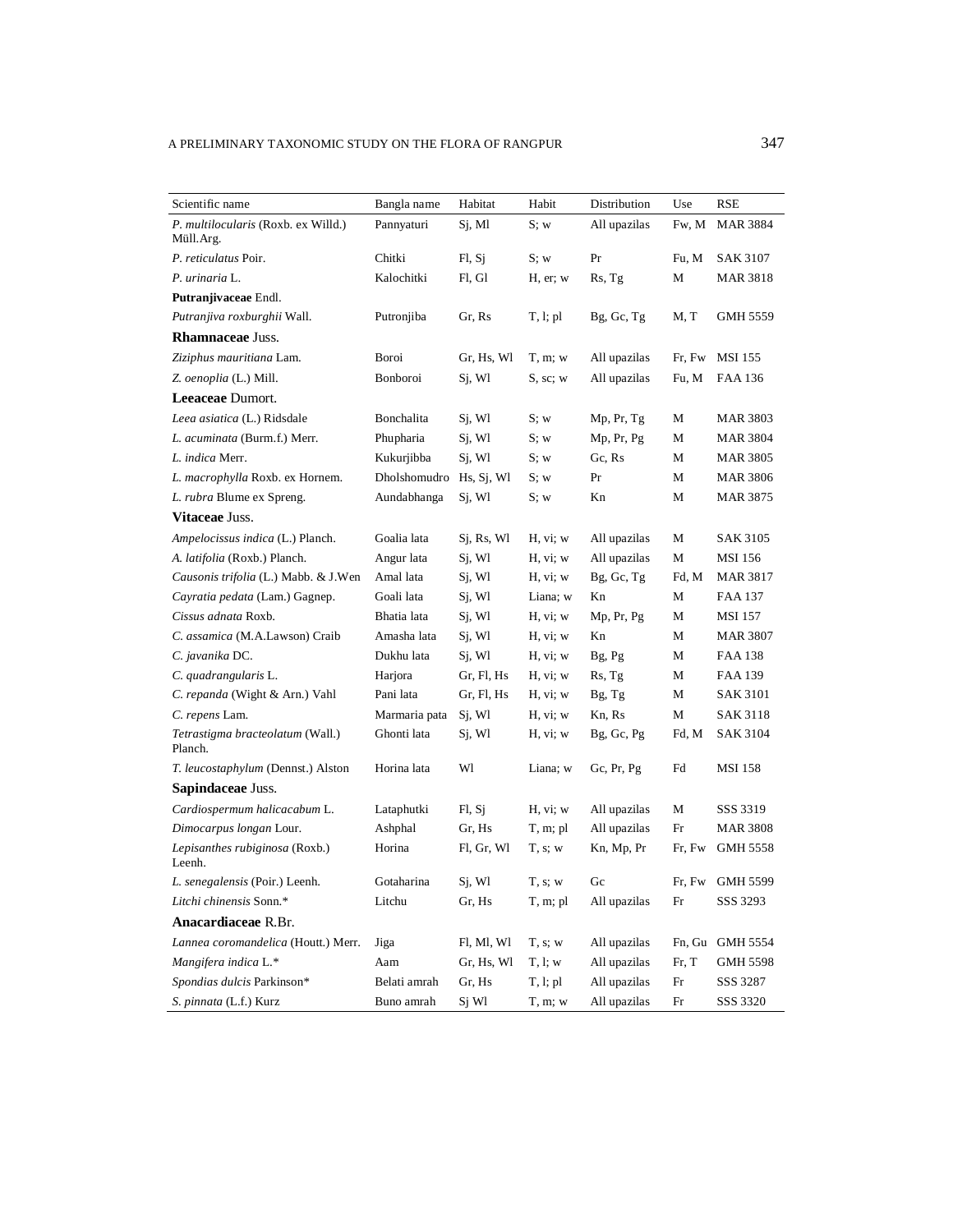| Scientific name | Bangla name | Habitat | Habit | Distribution | Use | RSE |
|---|---|---|---|---|---|---|
| *P. multilocularis* (Roxb. ex Willd.) Müll.Arg. | Pannyaturi | Sj, Ml | S; w | All upazilas | Fw, M | MAR 3884 |
| *P. reticulatus* Poir. | Chitki | Fl, Sj | S; w | Pr | Fu, M | SAK 3107 |
| *P. urinaria* L. | Kalochitki | Fl, Gl | H, er; w | Rs, Tg | M | MAR 3818 |
| **Putranjivaceae** Endl. | | | | | | |
| *Putranjiva roxburghii* Wall. | Putronjiba | Gr, Rs | T, l; pl | Bg, Gc, Tg | M, T | GMH 5559 |
| **Rhamnaceae** Juss. | | | | | | |
| *Ziziphus mauritiana* Lam. | Boroi | Gr, Hs, Wl | T, m; w | All upazilas | Fr, Fw | MSI 155 |
| *Z. oenoplia* (L.) Mill. | Bonboroi | Sj, Wl | S, sc; w | All upazilas | Fu, M | FAA 136 |
| **Leeaceae** Dumort. | | | | | | |
| *Leea asiatica* (L.) Ridsdale | Bonchalita | Sj, Wl | S; w | Mp, Pr, Tg | M | MAR 3803 |
| *L. acuminata* (Burm.f.) Merr. | Phupharia | Sj, Wl | S; w | Mp, Pr, Pg | M | MAR 3804 |
| *L. indica* Merr. | Kukurjibba | Sj, Wl | S; w | Gc, Rs | M | MAR 3805 |
| *L. macrophylla* Roxb. ex Hornem. | Dholshomudro | Hs, Sj, Wl | S; w | Pr | M | MAR 3806 |
| *L. rubra* Blume ex Spreng. | Aundabhanga | Sj, Wl | S; w | Kn | M | MAR 3875 |
| **Vitaceae** Juss. | | | | | | |
| *Ampelocissus indica* (L.) Planch. | Goalia lata | Sj, Rs, Wl | H, vi; w | All upazilas | M | SAK 3105 |
| *A. latifolia* (Roxb.) Planch. | Angur lata | Sj, Wl | H, vi; w | All upazilas | M | MSI 156 |
| *Causonis trifolia* (L.) Mabb. & J.Wen | Amal lata | Sj, Wl | H, vi; w | Bg, Gc, Tg | Fd, M | MAR 3817 |
| *Cayratia pedata* (Lam.) Gagnep. | Goali lata | Sj, Wl | Liana; w | Kn | M | FAA 137 |
| *Cissus adnata* Roxb. | Bhatia lata | Sj, Wl | H, vi; w | Mp, Pr, Pg | M | MSI 157 |
| *C. assamica* (M.A.Lawson) Craib | Amasha lata | Sj, Wl | H, vi; w | Kn | M | MAR 3807 |
| *C. javanika* DC. | Dukhu lata | Sj, Wl | H, vi; w | Bg, Pg | M | FAA 138 |
| *C. quadrangularis* L. | Harjora | Gr, Fl, Hs | H, vi; w | Rs, Tg | M | FAA 139 |
| *C. repanda* (Wight & Arn.) Vahl | Pani lata | Gr, Fl, Hs | H, vi; w | Bg, Tg | M | SAK 3101 |
| *C. repens* Lam. | Marmaria pata | Sj, Wl | H, vi; w | Kn, Rs | M | SAK 3118 |
| *Tetrastigma bracteolatum* (Wall.) Planch. | Ghonti lata | Sj, Wl | H, vi; w | Bg, Gc, Pg | Fd, M | SAK 3104 |
| *T. leucostaphylum* (Dennst.) Alston | Horina lata | Wl | Liana; w | Gc, Pr, Pg | Fd | MSI 158 |
| **Sapindaceae** Juss. | | | | | | |
| *Cardiospermum halicacabum* L. | Lataphutki | Fl, Sj | H, vi; w | All upazilas | M | SSS 3319 |
| *Dimocarpus longan* Lour. | Ashphal | Gr, Hs | T, m; pl | All upazilas | Fr | MAR 3808 |
| *Lepisanthes rubiginosa* (Roxb.) Leenh. | Horina | Fl, Gr, Wl | T, s; w | Kn, Mp, Pr | Fr, Fw | GMH 5558 |
| *L. senegalensis* (Poir.) Leenh. | Gotaharina | Sj, Wl | T, s; w | Gc | Fr, Fw | GMH 5599 |
| *Litchi chinensis* Sonn.* | Litchu | Gr, Hs | T, m; pl | All upazilas | Fr | SSS 3293 |
| **Anacardiaceae** R.Br. | | | | | | |
| *Lannea coromandelica* (Houtt.) Merr. | Jiga | Fl, Ml, Wl | T, s; w | All upazilas | Fn, Gu | GMH 5554 |
| *Mangifera indica* L.* | Aam | Gr, Hs, Wl | T, l; w | All upazilas | Fr, T | GMH 5598 |
| *Spondias dulcis* Parkinson* | Belati amrah | Gr, Hs | T, l; pl | All upazilas | Fr | SSS 3287 |
| *S. pinnata* (L.f.) Kurz | Buno amrah | Sj Wl | T, m; w | All upazilas | Fr | SSS 3320 |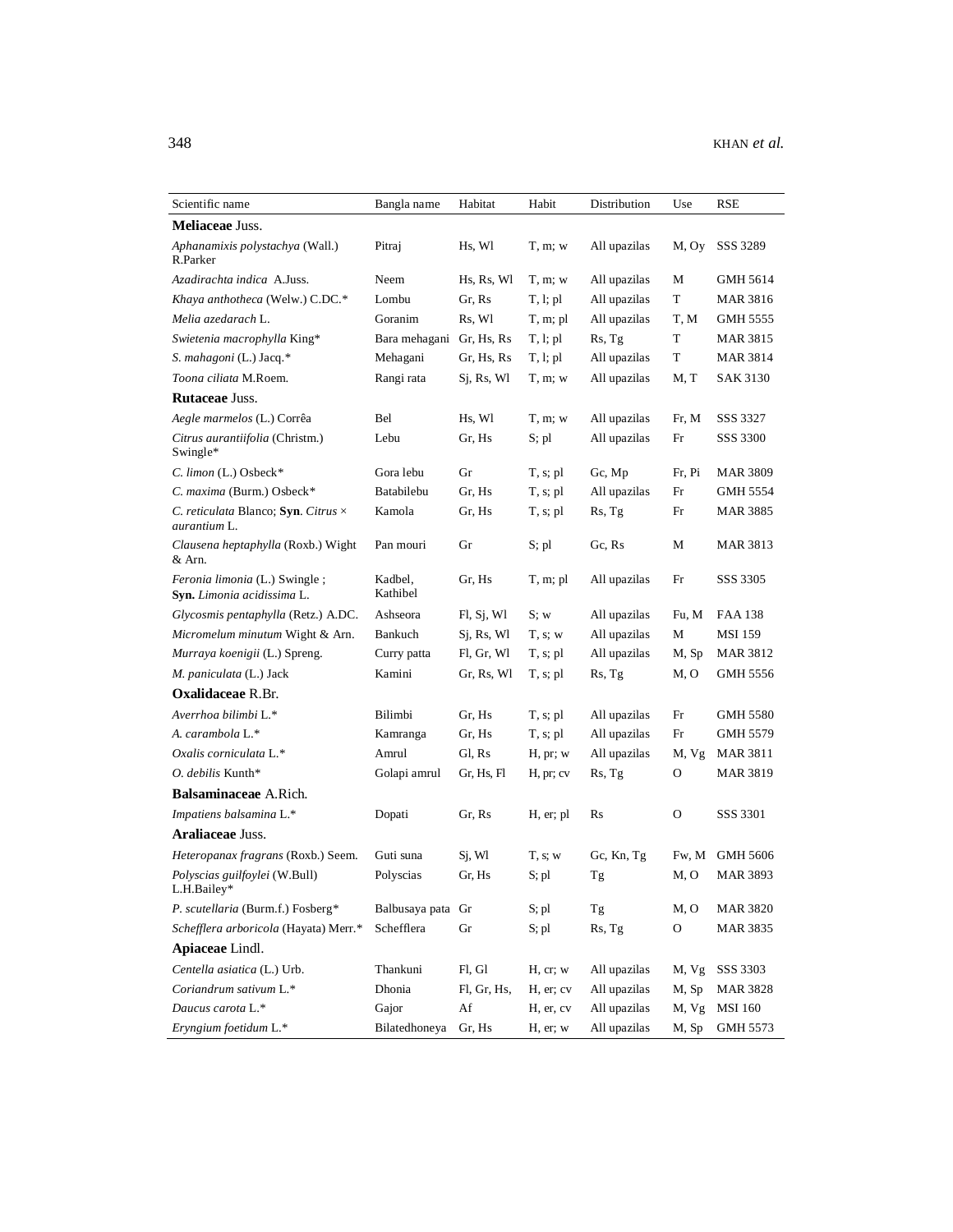| Scientific name | Bangla name | Habitat | Habit | Distribution | Use | RSE |
|---|---|---|---|---|---|---|
| **Meliaceae** Juss. | | | | | | |
| *Aphanamixis polystachya* (Wall.) R.Parker | Pitraj | Hs, Wl | T, m; w | All upazilas | M, Oy | SSS 3289 |
| *Azadirachta indica* A.Juss. | Neem | Hs, Rs, Wl | T, m; w | All upazilas | M | GMH 5614 |
| *Khaya anthotheca* (Welw.) C.DC.* | Lombu | Gr, Rs | T, l; pl | All upazilas | T | MAR 3816 |
| *Melia azedarach* L. | Goranim | Rs, Wl | T, m; pl | All upazilas | T, M | GMH 5555 |
| *Swietenia macrophylla* King* | Bara mehagani | Gr, Hs, Rs | T, l; pl | Rs, Tg | T | MAR 3815 |
| *S. mahagoni* (L.) Jacq.* | Mehagani | Gr, Hs, Rs | T, l; pl | All upazilas | T | MAR 3814 |
| *Toona ciliata* M.Roem. | Rangi rata | Sj, Rs, Wl | T, m; w | All upazilas | M, T | SAK 3130 |
| **Rutaceae** Juss. | | | | | | |
| *Aegle marmelos* (L.) Corrêa | Bel | Hs, Wl | T, m; w | All upazilas | Fr, M | SSS 3327 |
| *Citrus aurantiifolia* (Christm.) Swingle* | Lebu | Gr, Hs | S; pl | All upazilas | Fr | SSS 3300 |
| *C. limon* (L.) Osbeck* | Gora lebu | Gr | T, s; pl | Gc, Mp | Fr, Pi | MAR 3809 |
| *C. maxima* (Burm.) Osbeck* | Batabilebu | Gr, Hs | T, s; pl | All upazilas | Fr | GMH 5554 |
| *C. reticulata* Blanco; **Syn**. *Citrus* × *aurantium* L. | Kamola | Gr, Hs | T, s; pl | Rs, Tg | Fr | MAR 3885 |
| *Clausena heptaphylla* (Roxb.) Wight & Arn. | Pan mouri | Gr | S; pl | Gc, Rs | M | MAR 3813 |
| *Feronia limonia* (L.) Swingle ; **Syn.** *Limonia acidissima* L. | Kadbel, Kathibel | Gr, Hs | T, m; pl | All upazilas | Fr | SSS 3305 |
| *Glycosmis pentaphylla* (Retz.) A.DC. | Ashseora | Fl, Sj, Wl | S; w | All upazilas | Fu, M | FAA 138 |
| *Micromelum minutum* Wight & Arn. | Bankuch | Sj, Rs, Wl | T, s; w | All upazilas | M | MSI 159 |
| *Murraya koenigii* (L.) Spreng. | Curry patta | Fl, Gr, Wl | T, s; pl | All upazilas | M, Sp | MAR 3812 |
| *M. paniculata* (L.) Jack | Kamini | Gr, Rs, Wl | T, s; pl | Rs, Tg | M, O | GMH 5556 |
| **Oxalidaceae** R.Br. | | | | | | |
| *Averrhoa bilimbi* L.* | Bilimbi | Gr, Hs | T, s; pl | All upazilas | Fr | GMH 5580 |
| *A. carambola* L.* | Kamranga | Gr, Hs | T, s; pl | All upazilas | Fr | GMH 5579 |
| *Oxalis corniculata* L.* | Amrul | Gl, Rs | H, pr; w | All upazilas | M, Vg | MAR 3811 |
| *O. debilis* Kunth* | Golapi amrul | Gr, Hs, Fl | H, pr; cv | Rs, Tg | O | MAR 3819 |
| **Balsaminaceae** A.Rich. | | | | | | |
| *Impatiens balsamina* L.* | Dopati | Gr, Rs | H, er; pl | Rs | O | SSS 3301 |
| **Araliaceae** Juss. | | | | | | |
| *Heteropanax fragrans* (Roxb.) Seem. | Guti suna | Sj, Wl | T, s; w | Gc, Kn, Tg | Fw, M | GMH 5606 |
| *Polyscias guilfoylei* (W.Bull) L.H.Bailey* | Polyscias | Gr, Hs | S; pl | Tg | M, O | MAR 3893 |
| *P. scutellaria* (Burm.f.) Fosberg* | Balbusaya pata | Gr | S; pl | Tg | M, O | MAR 3820 |
| *Schefflera arboricola* (Hayata) Merr.* | Schefflera | Gr | S; pl | Rs, Tg | O | MAR 3835 |
| **Apiaceae** Lindl. | | | | | | |
| *Centella asiatica* (L.) Urb. | Thankuni | Fl, Gl | H, cr; w | All upazilas | M, Vg | SSS 3303 |
| *Coriandrum sativum* L.* | Dhonia | Fl, Gr, Hs, | H, er; cv | All upazilas | M, Sp | MAR 3828 |
| *Daucus carota* L.* | Gajor | Af | H, er, cv | All upazilas | M, Vg | MSI 160 |
| *Eryngium foetidum* L.* | Bilatedhoneya | Gr, Hs | H, er; w | All upazilas | M, Sp | GMH 5573 |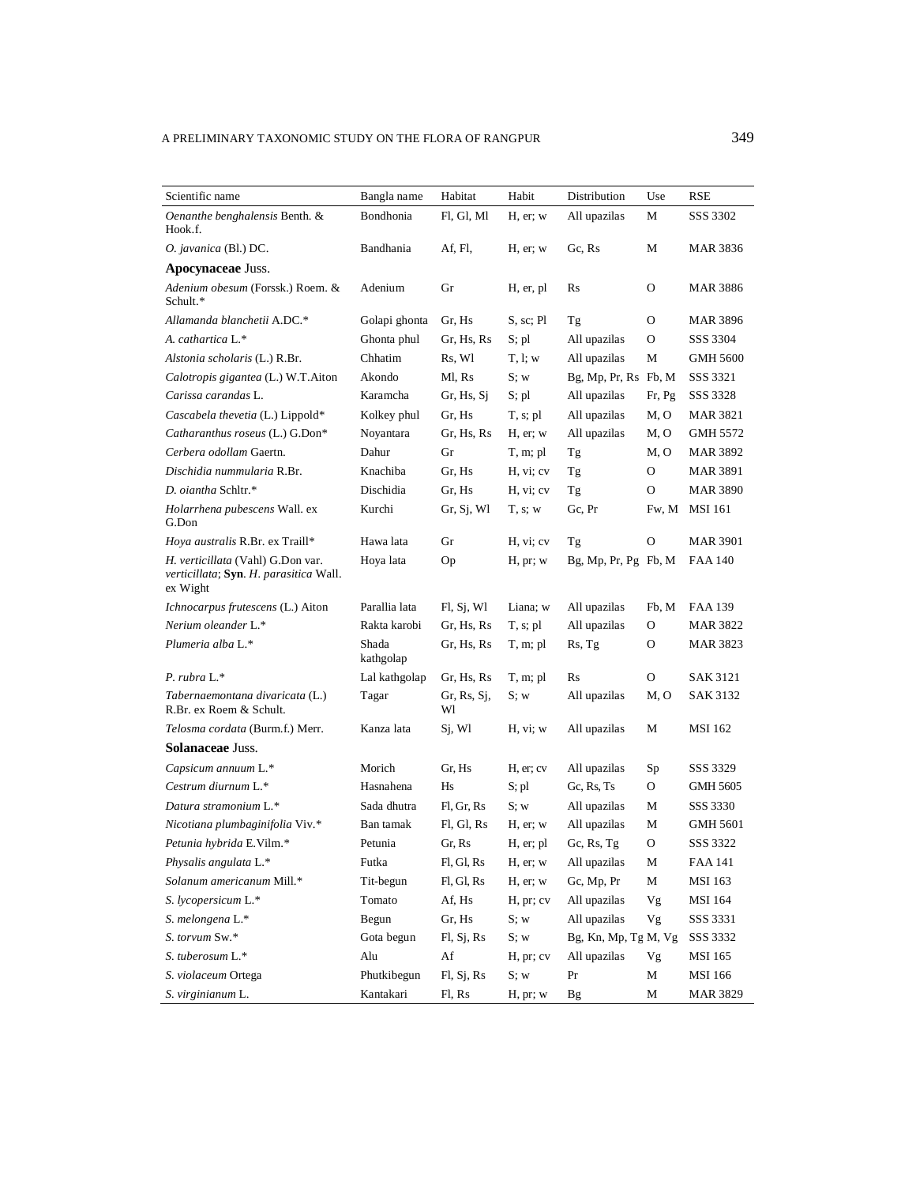| Scientific name | Bangla name | Habitat | Habit | Distribution | Use | RSE |
|---|---|---|---|---|---|---|
| *Oenanthe benghalensis* Benth. & Hook.f. | Bondhonia | Fl, Gl, Ml | H, er; w | All upazilas | M | SSS 3302 |
| *O. javanica* (Bl.) DC. | Bandhania | Af, Fl, | H, er; w | Gc, Rs | M | MAR 3836 |
| **Apocynaceae** Juss. | | | | | | |
| *Adenium obesum* (Forssk.) Roem. & Schult.* | Adenium | Gr | H, er, pl | Rs | O | MAR 3886 |
| *Allamanda blanchetii* A.DC.* | Golapi ghonta | Gr, Hs | S, sc; Pl | Tg | O | MAR 3896 |
| *A. cathartica* L.* | Ghonta phul | Gr, Hs, Rs | S; pl | All upazilas | O | SSS 3304 |
| *Alstonia scholaris* (L.) R.Br. | Chhatim | Rs, Wl | T, l; w | All upazilas | M | GMH 5600 |
| *Calotropis gigantea* (L.) W.T.Aiton | Akondo | Ml, Rs | S; w | Bg, Mp, Pr, Rs | Fb, M | SSS 3321 |
| *Carissa carandas* L. | Karamcha | Gr, Hs, Sj | S; pl | All upazilas | Fr, Pg | SSS 3328 |
| *Cascabela thevetia* (L.) Lippold* | Kolkey phul | Gr, Hs | T, s; pl | All upazilas | M, O | MAR 3821 |
| *Catharanthus roseus* (L.) G.Don* | Noyantara | Gr, Hs, Rs | H, er; w | All upazilas | M, O | GMH 5572 |
| *Cerbera odollam* Gaertn. | Dahur | Gr | T, m; pl | Tg | M, O | MAR 3892 |
| *Dischidia nummularia* R.Br. | Knachiba | Gr, Hs | H, vi; cv | Tg | O | MAR 3891 |
| *D. oiantha* Schltr.* | Dischidia | Gr, Hs | H, vi; cv | Tg | O | MAR 3890 |
| *Holarrhena pubescens* Wall. ex G.Don | Kurchi | Gr, Sj, Wl | T, s; w | Gc, Pr | Fw, M | MSI 161 |
| *Hoya australis* R.Br. ex Traill* | Hawa lata | Gr | H, vi; cv | Tg | O | MAR 3901 |
| *H. verticillata* (Vahl) G.Don var. *verticillata*; **Syn**. *H. parasitica* Wall. ex Wight | Hoya lata | Op | H, pr; w | Bg, Mp, Pr, Pg | Fb, M | FAA 140 |
| *Ichnocarpus frutescens* (L.) Aiton | Parallia lata | Fl, Sj, Wl | Liana; w | All upazilas | Fb, M | FAA 139 |
| *Nerium oleander* L.* | Rakta karobi | Gr, Hs, Rs | T, s; pl | All upazilas | O | MAR 3822 |
| *Plumeria alba* L.* | Shada kathgolap | Gr, Hs, Rs | T, m; pl | Rs, Tg | O | MAR 3823 |
| *P. rubra* L.* | Lal kathgolap | Gr, Hs, Rs | T, m; pl | Rs | O | SAK 3121 |
| *Tabernaemontana divaricata* (L.) R.Br. ex Roem & Schult. | Tagar | Gr, Rs, Sj, Wl | S; w | All upazilas | M, O | SAK 3132 |
| *Telosma cordata* (Burm.f.) Merr. | Kanza lata | Sj, Wl | H, vi; w | All upazilas | M | MSI 162 |
| **Solanaceae** Juss. | | | | | | |
| *Capsicum annuum* L.* | Morich | Gr, Hs | H, er; cv | All upazilas | Sp | SSS 3329 |
| *Cestrum diurnum* L.* | Hasnahena | Hs | S; pl | Gc, Rs, Ts | O | GMH 5605 |
| *Datura stramonium* L.* | Sada dhutra | Fl, Gr, Rs | S; w | All upazilas | M | SSS 3330 |
| *Nicotiana plumbaginifolia* Viv.* | Ban tamak | Fl, Gl, Rs | H, er; w | All upazilas | M | GMH 5601 |
| *Petunia hybrida* E.Vilm.* | Petunia | Gr, Rs | H, er; pl | Gc, Rs, Tg | O | SSS 3322 |
| *Physalis angulata* L.* | Futka | Fl, Gl, Rs | H, er; w | All upazilas | M | FAA 141 |
| *Solanum americanum* Mill.* | Tit-begun | Fl, Gl, Rs | H, er; w | Gc, Mp, Pr | M | MSI 163 |
| *S. lycopersicum* L.* | Tomato | Af, Hs | H, pr; cv | All upazilas | Vg | MSI 164 |
| *S. melongena* L.* | Begun | Gr, Hs | S; w | All upazilas | Vg | SSS 3331 |
| *S. torvum* Sw.* | Gota begun | Fl, Sj, Rs | S; w | Bg, Kn, Mp, Tg | M, Vg | SSS 3332 |
| *S. tuberosum* L.* | Alu | Af | H, pr; cv | All upazilas | Vg | MSI 165 |
| *S. violaceum* Ortega | Phutkibegun | Fl, Sj, Rs | S; w | Pr | M | MSI 166 |
| *S. virginianum* L. | Kantakari | Fl, Rs | H, pr; w | Bg | M | MAR 3829 |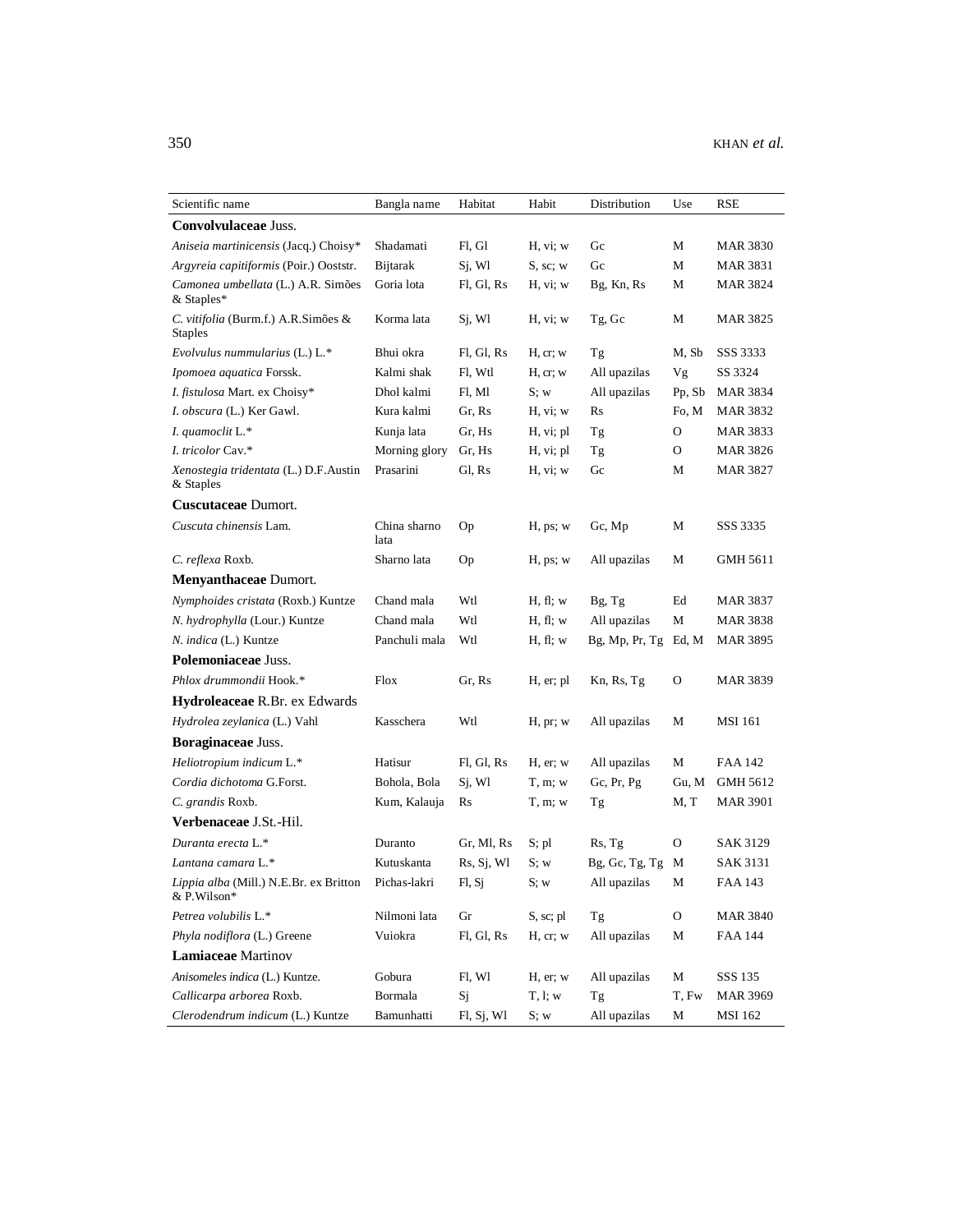| Scientific name | Bangla name | Habitat | Habit | Distribution | Use | RSE |
|---|---|---|---|---|---|---|
| **Convolvulaceae** Juss. | | | | | | |
| *Aniseia martinicensis* (Jacq.) Choisy* | Shadamati | Fl, Gl | H, vi; w | Gc | M | MAR 3830 |
| *Argyreia capitiformis* (Poir.) Ooststr. | Bijtarak | Sj, Wl | S, sc; w | Gc | M | MAR 3831 |
| *Camonea umbellata* (L.) A.R. Simões & Staples* | Goria lota | Fl, Gl, Rs | H, vi; w | Bg, Kn, Rs | M | MAR 3824 |
| *C. vitifolia* (Burm.f.) A.R.Simões & Staples | Korma lata | Sj, Wl | H, vi; w | Tg, Gc | M | MAR 3825 |
| *Evolvulus nummularius* (L.) L.* | Bhui okra | Fl, Gl, Rs | H, cr; w | Tg | M, Sb | SSS 3333 |
| *Ipomoea aquatica* Forssk. | Kalmi shak | Fl, Wtl | H, cr; w | All upazilas | Vg | SS 3324 |
| *I. fistulosa* Mart. ex Choisy* | Dhol kalmi | Fl, Ml | S; w | All upazilas | Pp, Sb | MAR 3834 |
| *I. obscura* (L.) Ker Gawl. | Kura kalmi | Gr, Rs | H, vi; w | Rs | Fo, M | MAR 3832 |
| *I. quamoclit* L.* | Kunja lata | Gr, Hs | H, vi; pl | Tg | O | MAR 3833 |
| *I. tricolor* Cav.* | Morning glory | Gr, Hs | H, vi; pl | Tg | O | MAR 3826 |
| *Xenostegia tridentata* (L.) D.F.Austin & Staples | Prasarini | Gl, Rs | H, vi; w | Gc | M | MAR 3827 |
| **Cuscutaceae** Dumort. | | | | | | |
| *Cuscuta chinensis* Lam. | China sharno lata | Op | H, ps; w | Gc, Mp | M | SSS 3335 |
| *C. reflexa* Roxb. | Sharno lata | Op | H, ps; w | All upazilas | M | GMH 5611 |
| **Menyanthaceae** Dumort. | | | | | | |
| *Nymphoides cristata* (Roxb.) Kuntze | Chand mala | Wtl | H, fl; w | Bg, Tg | Ed | MAR 3837 |
| *N. hydrophylla* (Lour.) Kuntze | Chand mala | Wtl | H, fl; w | All upazilas | M | MAR 3838 |
| *N. indica* (L.) Kuntze | Panchuli mala | Wtl | H, fl; w | Bg, Mp, Pr, Tg | Ed, M | MAR 3895 |
| **Polemoniaceae** Juss. | | | | | | |
| *Phlox drummondii* Hook.* | Flox | Gr, Rs | H, er; pl | Kn, Rs, Tg | O | MAR 3839 |
| **Hydroleaceae** R.Br. ex Edwards | | | | | | |
| *Hydrolea zeylanica* (L.) Vahl | Kasschera | Wtl | H, pr; w | All upazilas | M | MSI 161 |
| **Boraginaceae** Juss. | | | | | | |
| *Heliotropium indicum* L.* | Hatisur | Fl, Gl, Rs | H, er; w | All upazilas | M | FAA 142 |
| *Cordia dichotoma* G.Forst. | Bohola, Bola | Sj, Wl | T, m; w | Gc, Pr, Pg | Gu, M | GMH 5612 |
| *C. grandis* Roxb. | Kum, Kalauja | Rs | T, m; w | Tg | M, T | MAR 3901 |
| **Verbenaceae** J.St.-Hil. | | | | | | |
| *Duranta erecta* L.* | Duranto | Gr, Ml, Rs | S; pl | Rs, Tg | O | SAK 3129 |
| *Lantana camara* L.* | Kutuskanta | Rs, Sj, Wl | S; w | Bg, Gc, Tg, Tg | M | SAK 3131 |
| *Lippia alba* (Mill.) N.E.Br. ex Britton & P.Wilson* | Pichas-lakri | Fl, Sj | S; w | All upazilas | M | FAA 143 |
| *Petrea volubilis* L.* | Nilmoni lata | Gr | S, sc; pl | Tg | O | MAR 3840 |
| *Phyla nodiflora* (L.) Greene | Vuiokra | Fl, Gl, Rs | H, cr; w | All upazilas | M | FAA 144 |
| **Lamiaceae** Martinov | | | | | | |
| *Anisomeles indica* (L.) Kuntze. | Gobura | Fl, Wl | H, er; w | All upazilas | M | SSS 135 |
| *Callicarpa arborea* Roxb. | Bormala | Sj | T, l; w | Tg | T, Fw | MAR 3969 |
| *Clerodendrum indicum* (L.) Kuntze | Bamunhatti | Fl, Sj, Wl | S; w | All upazilas | M | MSI 162 |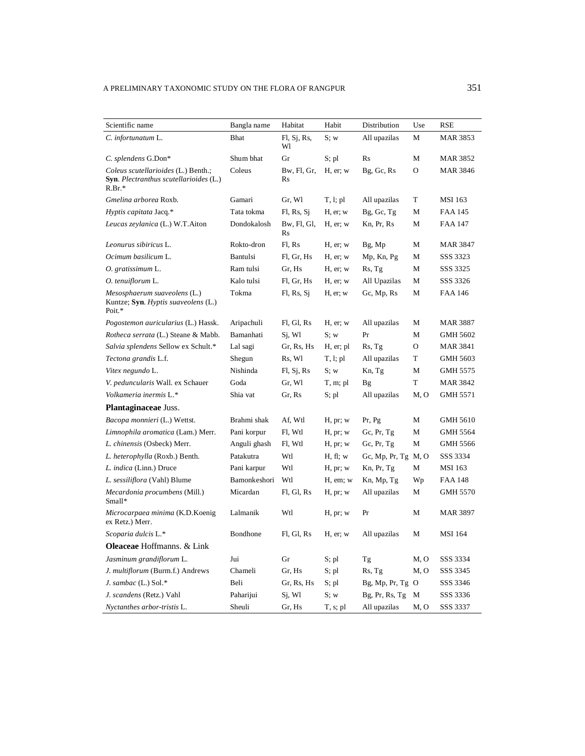| Scientific name | Bangla name | Habitat | Habit | Distribution | Use | RSE |
|---|---|---|---|---|---|---|
| *C. infortunatum* L. | Bhat | Fl, Sj, Rs, Wl | S; w | All upazilas | M | MAR 3853 |
| *C. splendens* G.Don* | Shum bhat | Gr | S; pl | Rs | M | MAR 3852 |
| *Coleus scutellarioides* (L.) Benth.; **Syn**. *Plectranthus scutellarioides* (L.) R.Br.* | Coleus | Bw, Fl, Gr, Rs | H, er; w | Bg, Gc, Rs | O | MAR 3846 |
| *Gmelina arborea* Roxb. | Gamari | Gr, Wl | T, l; pl | All upazilas | T | MSI 163 |
| *Hyptis capitata* Jacq.* | Tata tokma | Fl, Rs, Sj | H, er; w | Bg, Gc, Tg | M | FAA 145 |
| *Leucas zeylanica* (L.) W.T.Aiton | Dondokalosh | Bw, Fl, Gl, Rs | H, er; w | Kn, Pr, Rs | M | FAA 147 |
| *Leonurus sibiricus* L. | Rokto-dron | Fl, Rs | H, er; w | Bg, Mp | M | MAR 3847 |
| *Ocimum basilicum* L. | Bantulsi | Fl, Gr, Hs | H, er; w | Mp, Kn, Pg | M | SSS 3323 |
| *O. gratissimum* L. | Ram tulsi | Gr, Hs | H, er; w | Rs, Tg | M | SSS 3325 |
| *O. tenuiflorum* L. | Kalo tulsi | Fl, Gr, Hs | H, er; w | All Upazilas | M | SSS 3326 |
| *Mesosphaerum suaveolens* (L.) Kuntze; **Syn**. *Hyptis suaveolens* (L.) Poit.* | Tokma | Fl, Rs, Sj | H, er; w | Gc, Mp, Rs | M | FAA 146 |
| *Pogostemon auricularius* (L.) Hassk. | Aripachuli | Fl, Gl, Rs | H, er; w | All upazilas | M | MAR 3887 |
| *Rotheca serrata* (L.) Steane & Mabb. | Bamanhati | Sj, Wl | S; w | Pr | M | GMH 5602 |
| *Salvia splendens* Sellow ex Schult.* | Lal sagi | Gr, Rs, Hs | H, er; pl | Rs, Tg | O | MAR 3841 |
| *Tectona grandis* L.f. | Shegun | Rs, Wl | T, l; pl | All upazilas | T | GMH 5603 |
| *Vitex negundo* L. | Nishinda | Fl, Sj, Rs | S; w | Kn, Tg | M | GMH 5575 |
| *V. peduncularis* Wall. ex Schauer | Goda | Gr, Wl | T, m; pl | Bg | T | MAR 3842 |
| *Volkameria inermis* L.* | Shia vat | Gr, Rs | S; pl | All upazilas | M, O | GMH 5571 |
| **Plantaginaceae** Juss. | | | | | | |
| *Bacopa monnieri* (L.) Wettst. | Brahmi shak | Af, Wtl | H, pr; w | Pr, Pg | M | GMH 5610 |
| *Limnophila aromatica* (Lam.) Merr. | Pani korpur | Fl, Wtl | H, pr; w | Gc, Pr, Tg | M | GMH 5564 |
| *L. chinensis* (Osbeck) Merr. | Anguli ghash | Fl, Wtl | H, pr; w | Gc, Pr, Tg | M | GMH 5566 |
| *L. heterophylla* (Roxb.) Benth. | Patakutra | Wtl | H, fl; w | Gc, Mp, Pr, Tg | M, O | SSS 3334 |
| *L. indica* (Linn.) Druce | Pani karpur | Wtl | H, pr; w | Kn, Pr, Tg | M | MSI 163 |
| *L. sessiliflora* (Vahl) Blume | Bamonkeshori | Wtl | H, em; w | Kn, Mp, Tg | Wp | FAA 148 |
| *Mecardonia procumbens* (Mill.) Small* | Micardan | Fl, Gl, Rs | H, pr; w | All upazilas | M | GMH 5570 |
| *Microcarpaea minima* (K.D.Koenig ex Retz.) Merr. | Lalmanik | Wtl | H, pr; w | Pr | M | MAR 3897 |
| *Scoparia dulcis* L.* | Bondhone | Fl, Gl, Rs | H, er; w | All upazilas | M | MSI 164 |
| **Oleaceae** Hoffmanns. & Link | | | | | | |
| *Jasminum grandiflorum* L. | Jui | Gr | S; pl | Tg | M, O | SSS 3334 |
| *J. multiflorum* (Burm.f.) Andrews | Chameli | Gr, Hs | S; pl | Rs, Tg | M, O | SSS 3345 |
| *J. sambac* (L.) Sol.* | Beli | Gr, Rs, Hs | S; pl | Bg, Mp, Pr, Tg | O | SSS 3346 |
| *J. scandens* (Retz.) Vahl | Paharijui | Sj, Wl | S; w | Bg, Pr, Rs, Tg | M | SSS 3336 |
| *Nyctanthes arbor-tristis* L. | Sheuli | Gr, Hs | T, s; pl | All upazilas | M, O | SSS 3337 |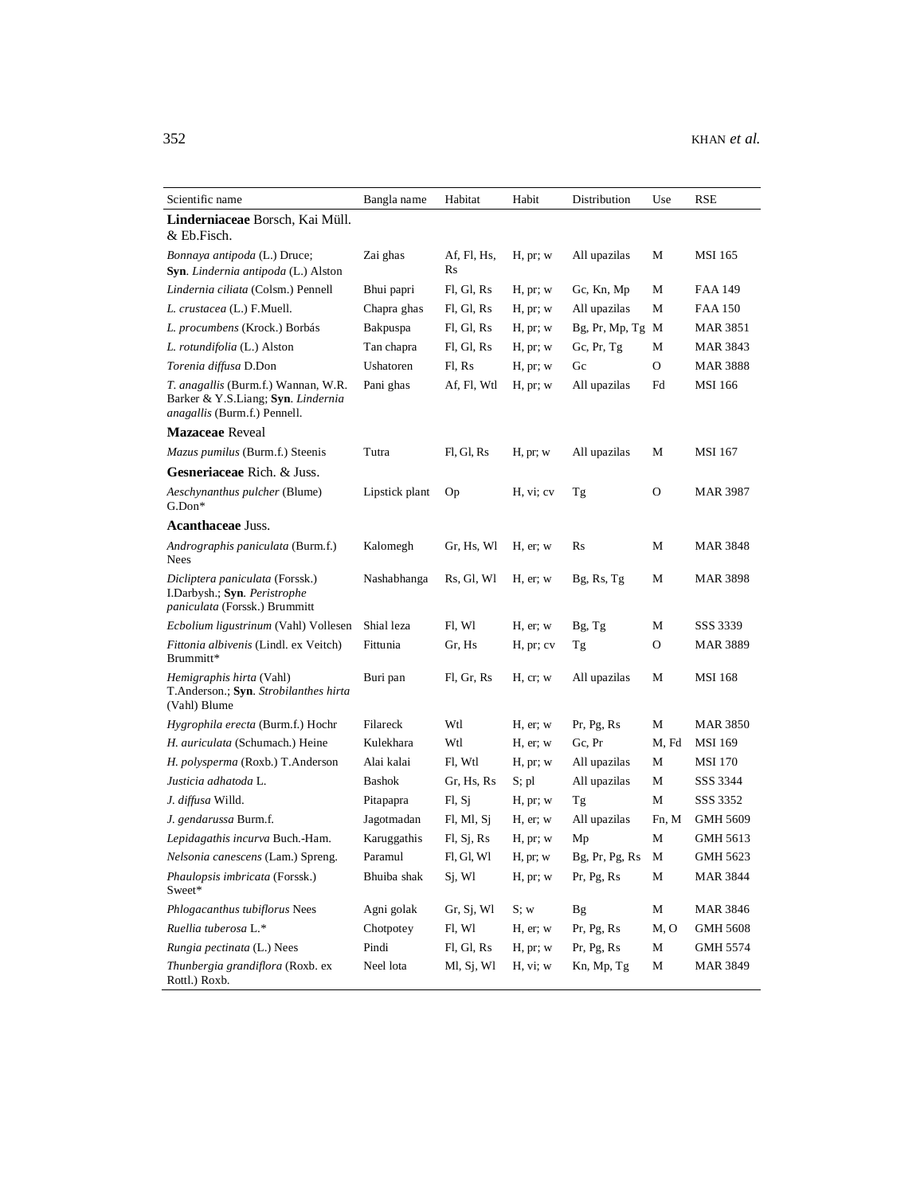| Scientific name | Bangla name | Habitat | Habit | Distribution | Use | RSE |
|---|---|---|---|---|---|---|
| **Linderniaceae** Borsch, Kai Müll. & Eb.Fisch. | | | | | | |
| *Bonnaya antipoda* (L.) Druce; **Syn**. *Lindernia antipoda* (L.) Alston | Zai ghas | Af, Fl, Hs, Rs | H, pr; w | All upazilas | M | MSI 165 |
| *Lindernia ciliata* (Colsm.) Pennell | Bhui papri | Fl, Gl, Rs | H, pr; w | Gc, Kn, Mp | M | FAA 149 |
| *L. crustacea* (L.) F.Muell. | Chapra ghas | Fl, Gl, Rs | H, pr; w | All upazilas | M | FAA 150 |
| *L. procumbens* (Krock.) Borbás | Bakpuspa | Fl, Gl, Rs | H, pr; w | Bg, Pr, Mp, Tg | M | MAR 3851 |
| *L. rotundifolia* (L.) Alston | Tan chapra | Fl, Gl, Rs | H, pr; w | Gc, Pr, Tg | M | MAR 3843 |
| *Torenia diffusa* D.Don | Ushatoren | Fl, Rs | H, pr; w | Gc | O | MAR 3888 |
| *T. anagallis* (Burm.f.) Wannan, W.R. Barker & Y.S.Liang; **Syn**. *Lindernia anagallis* (Burm.f.) Pennell. | Pani ghas | Af, Fl, Wtl | H, pr; w | All upazilas | Fd | MSI 166 |
| **Mazaceae** Reveal | | | | | | |
| *Mazus pumilus* (Burm.f.) Steenis | Tutra | Fl, Gl, Rs | H, pr; w | All upazilas | M | MSI 167 |
| **Gesneriaceae** Rich. & Juss. | | | | | | |
| *Aeschynanthus pulcher* (Blume) G.Don* | Lipstick plant | Op | H, vi; cv | Tg | O | MAR 3987 |
| **Acanthaceae** Juss. | | | | | | |
| *Andrographis paniculata* (Burm.f.) Nees | Kalomegh | Gr, Hs, Wl | H, er; w | Rs | M | MAR 3848 |
| *Dicliptera paniculata* (Forssk.) I.Darbysh.; **Syn**. *Peristrophe paniculata* (Forssk.) Brummitt | Nashabhanga | Rs, Gl, Wl | H, er; w | Bg, Rs, Tg | M | MAR 3898 |
| *Ecbolium ligustrinum* (Vahl) Vollesen | Shial leza | Fl, Wl | H, er; w | Bg, Tg | M | SSS 3339 |
| *Fittonia albivenis* (Lindl. ex Veitch) Brummitt* | Fittunia | Gr, Hs | H, pr; cv | Tg | O | MAR 3889 |
| *Hemigraphis hirta* (Vahl) T.Anderson.; **Syn**. *Strobilanthes hirta* (Vahl) Blume | Buri pan | Fl, Gr, Rs | H, cr; w | All upazilas | M | MSI 168 |
| *Hygrophila erecta* (Burm.f.) Hochr | Filareck | Wtl | H, er; w | Pr, Pg, Rs | M | MAR 3850 |
| *H. auriculata* (Schumach.) Heine | Kulekhara | Wtl | H, er; w | Gc, Pr | M, Fd | MSI 169 |
| *H. polysperma* (Roxb.) T.Anderson | Alai kalai | Fl, Wtl | H, pr; w | All upazilas | M | MSI 170 |
| *Justicia adhatoda* L. | Bashok | Gr, Hs, Rs | S; pl | All upazilas | M | SSS 3344 |
| *J. diffusa* Willd. | Pitapapra | Fl, Sj | H, pr; w | Tg | M | SSS 3352 |
| *J. gendarussa* Burm.f. | Jagotmadan | Fl, Ml, Sj | H, er; w | All upazilas | Fn, M | GMH 5609 |
| *Lepidagathis incurva* Buch.-Ham. | Karuggathis | Fl, Sj, Rs | H, pr; w | Mp | M | GMH 5613 |
| *Nelsonia canescens* (Lam.) Spreng. | Paramul | Fl, Gl, Wl | H, pr; w | Bg, Pr, Pg, Rs | M | GMH 5623 |
| *Phaulopsis imbricata* (Forssk.) Sweet* | Bhuiba shak | Sj, Wl | H, pr; w | Pr, Pg, Rs | M | MAR 3844 |
| *Phlogacanthus tubiflorus* Nees | Agni golak | Gr, Sj, Wl | S; w | Bg | M | MAR 3846 |
| *Ruellia tuberosa* L.* | Chotpotey | Fl, Wl | H, er; w | Pr, Pg, Rs | M, O | GMH 5608 |
| *Rungia pectinata* (L.) Nees | Pindi | Fl, Gl, Rs | H, pr; w | Pr, Pg, Rs | M | GMH 5574 |
| *Thunbergia grandiflora* (Roxb. ex Rottl.) Roxb. | Neel lota | Ml, Sj, Wl | H, vi; w | Kn, Mp, Tg | M | MAR 3849 |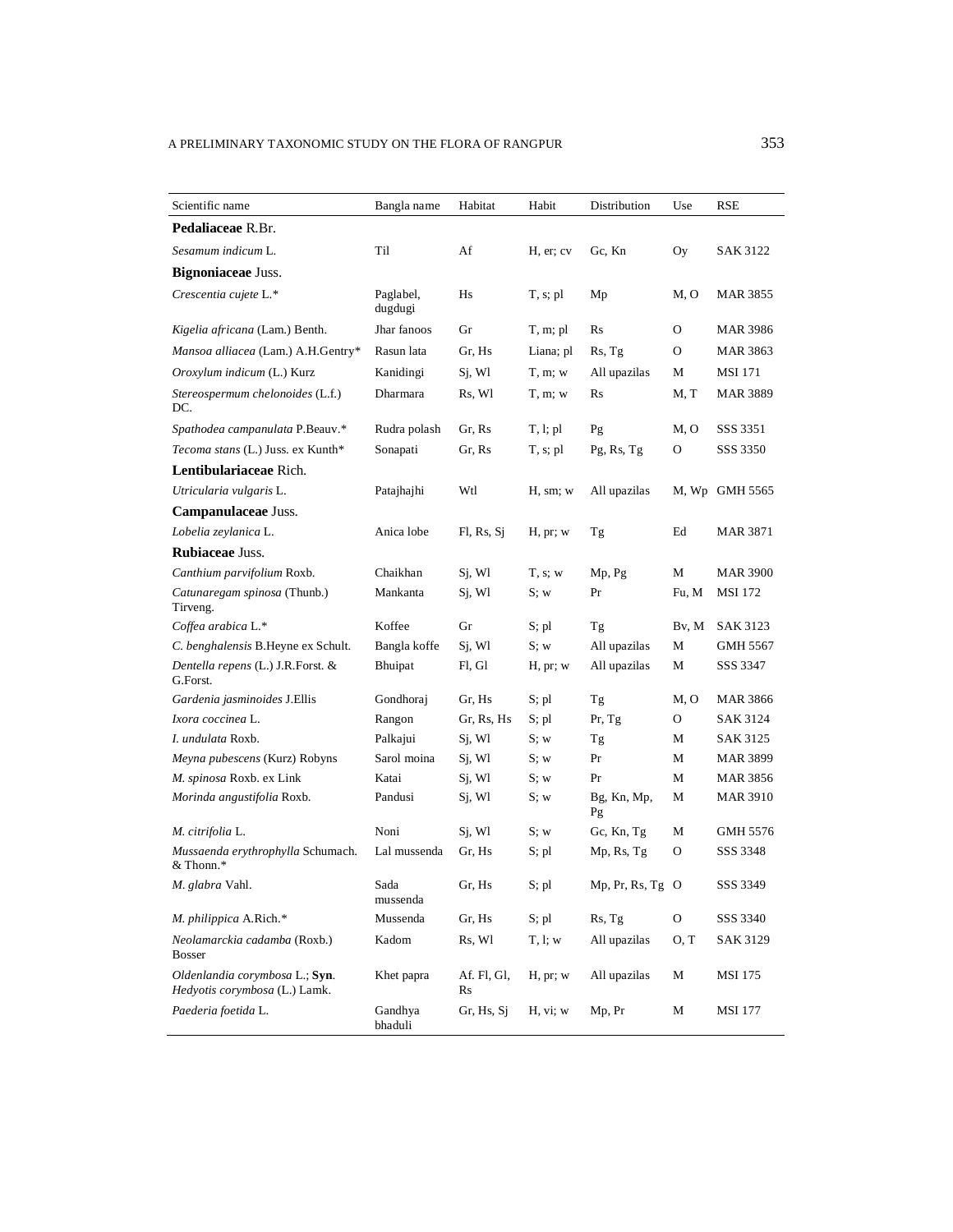| Scientific name | Bangla name | Habitat | Habit | Distribution | Use | RSE |
|---|---|---|---|---|---|---|
| **Pedaliaceae** R.Br. | | | | | | |
| *Sesamum indicum* L. | Til | Af | H, er; cv | Gc, Kn | Oy | SAK 3122 |
| **Bignoniaceae** Juss. | | | | | | |
| *Crescentia cujete* L.* | Paglabel, dugdugi | Hs | T, s; pl | Mp | M, O | MAR 3855 |
| *Kigelia africana* (Lam.) Benth. | Jhar fanoos | Gr | T, m; pl | Rs | O | MAR 3986 |
| *Mansoa alliacea* (Lam.) A.H.Gentry* | Rasun lata | Gr, Hs | Liana; pl | Rs, Tg | O | MAR 3863 |
| *Oroxylum indicum* (L.) Kurz | Kanidingi | Sj, Wl | T, m; w | All upazilas | M | MSI 171 |
| *Stereospermum chelonoides* (L.f.) DC. | Dharmara | Rs, Wl | T, m; w | Rs | M, T | MAR 3889 |
| *Spathodea campanulata* P.Beauv.* | Rudra polash | Gr, Rs | T, l; pl | Pg | M, O | SSS 3351 |
| *Tecoma stans* (L.) Juss. ex Kunth* | Sonapati | Gr, Rs | T, s; pl | Pg, Rs, Tg | O | SSS 3350 |
| **Lentibulariaceae** Rich. | | | | | | |
| *Utricularia vulgaris* L. | Patajhajhi | Wtl | H, sm; w | All upazilas | M, Wp | GMH 5565 |
| **Campanulaceae** Juss. | | | | | | |
| *Lobelia zeylanica* L. | Anica lobe | Fl, Rs, Sj | H, pr; w | Tg | Ed | MAR 3871 |
| **Rubiaceae** Juss. | | | | | | |
| *Canthium parvifolium* Roxb. | Chaikhan | Sj, Wl | T, s; w | Mp, Pg | M | MAR 3900 |
| *Catunaregam spinosa* (Thunb.) Tirveng. | Mankanta | Sj, Wl | S; w | Pr | Fu, M | MSI 172 |
| *Coffea arabica* L.* | Koffee | Gr | S; pl | Tg | Bv, M | SAK 3123 |
| *C. benghalensis* B.Heyne ex Schult. | Bangla koffe | Sj, Wl | S; w | All upazilas | M | GMH 5567 |
| *Dentella repens* (L.) J.R.Forst. & G.Forst. | Bhuipat | Fl, Gl | H, pr; w | All upazilas | M | SSS 3347 |
| *Gardenia jasminoides* J.Ellis | Gondhoraj | Gr, Hs | S; pl | Tg | M, O | MAR 3866 |
| *Ixora coccinea* L. | Rangon | Gr, Rs, Hs | S; pl | Pr, Tg | O | SAK 3124 |
| *I. undulata* Roxb. | Palkajui | Sj, Wl | S; w | Tg | M | SAK 3125 |
| *Meyna pubescens* (Kurz) Robyns | Sarol moina | Sj, Wl | S; w | Pr | M | MAR 3899 |
| *M. spinosa* Roxb. ex Link | Katai | Sj, Wl | S; w | Pr | M | MAR 3856 |
| *Morinda angustifolia* Roxb. | Pandusi | Sj, Wl | S; w | Bg, Kn, Mp, Pg | M | MAR 3910 |
| *M. citrifolia* L. | Noni | Sj, Wl | S; w | Gc, Kn, Tg | M | GMH 5576 |
| *Mussaenda erythrophylla* Schumach. & Thonn.* | Lal mussenda | Gr, Hs | S; pl | Mp, Rs, Tg | O | SSS 3348 |
| *M. glabra* Vahl. | Sada mussenda | Gr, Hs | S; pl | Mp, Pr, Rs, Tg | O | SSS 3349 |
| *M. philippica* A.Rich.* | Mussenda | Gr, Hs | S; pl | Rs, Tg | O | SSS 3340 |
| *Neolamarckia cadamba* (Roxb.) Bosser | Kadom | Rs, Wl | T, l; w | All upazilas | O, T | SAK 3129 |
| *Oldenlandia corymbosa* L.; **Syn**. *Hedyotis corymbosa* (L.) Lamk. | Khet papra | Af. Fl, Gl, Rs | H, pr; w | All upazilas | M | MSI 175 |
| *Paederia foetida* L. | Gandhya bhaduli | Gr, Hs, Sj | H, vi; w | Mp, Pr | M | MSI 177 |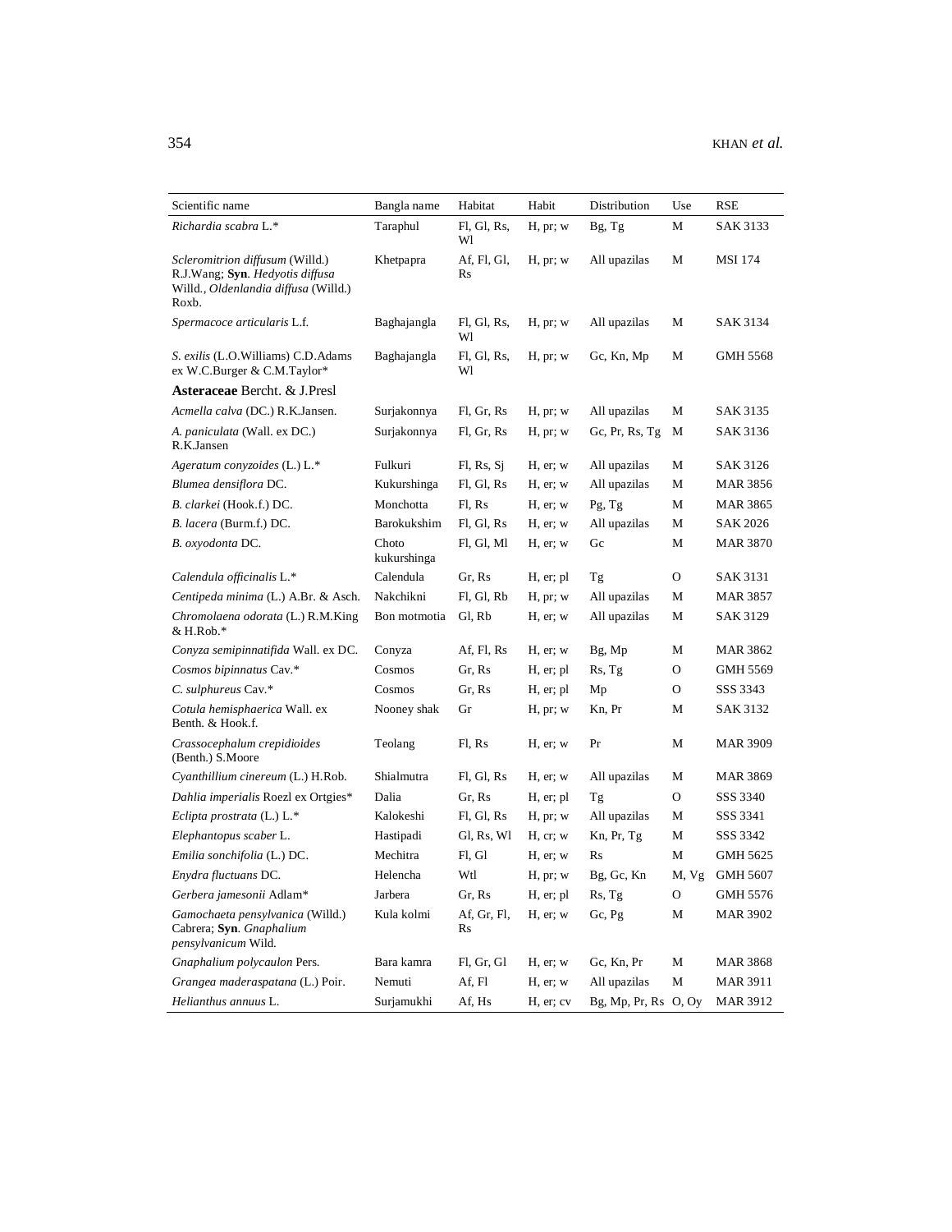| Scientific name | Bangla name | Habitat | Habit | Distribution | Use | RSE |
|---|---|---|---|---|---|---|
| *Richardia scabra* L.* | Taraphul | Fl, Gl, Rs, Wl | H, pr; w | Bg, Tg | M | SAK 3133 |
| *Scleromitrion diffusum* (Willd.) R.J.Wang; **Syn**. *Hedyotis diffusa* Willd., *Oldenlandia diffusa* (Willd.) Roxb. | Khetpapra | Af, Fl, Gl, Rs | H, pr; w | All upazilas | M | MSI 174 |
| *Spermacoce articularis* L.f. | Baghajangla | Fl, Gl, Rs, Wl | H, pr; w | All upazilas | M | SAK 3134 |
| *S. exilis* (L.O.Williams) C.D.Adams ex W.C.Burger & C.M.Taylor* | Baghajangla | Fl, Gl, Rs, Wl | H, pr; w | Gc, Kn, Mp | M | GMH 5568 |
| **Asteraceae** Bercht. & J.Presl | | | | | | |
| *Acmella calva* (DC.) R.K.Jansen. | Surjakonnya | Fl, Gr, Rs | H, pr; w | All upazilas | M | SAK 3135 |
| *A. paniculata* (Wall. ex DC.) R.K.Jansen | Surjakonnya | Fl, Gr, Rs | H, pr; w | Gc, Pr, Rs, Tg | M | SAK 3136 |
| *Ageratum conyzoides* (L.) L.* | Fulkuri | Fl, Rs, Sj | H, er; w | All upazilas | M | SAK 3126 |
| *Blumea densiflora* DC. | Kukurshinga | Fl, Gl, Rs | H, er; w | All upazilas | M | MAR 3856 |
| *B. clarkei* (Hook.f.) DC. | Monchotta | Fl, Rs | H, er; w | Pg, Tg | M | MAR 3865 |
| *B. lacera* (Burm.f.) DC. | Barokukshim | Fl, Gl, Rs | H, er; w | All upazilas | M | SAK 2026 |
| *B. oxyodonta* DC. | Choto kukurshinga | Fl, Gl, Ml | H, er; w | Gc | M | MAR 3870 |
| *Calendula officinalis* L.* | Calendula | Gr, Rs | H, er; pl | Tg | O | SAK 3131 |
| *Centipeda minima* (L.) A.Br. & Asch. | Nakchikni | Fl, Gl, Rb | H, pr; w | All upazilas | M | MAR 3857 |
| *Chromolaena odorata* (L.) R.M.King & H.Rob.* | Bon motmotia | Gl, Rb | H, er; w | All upazilas | M | SAK 3129 |
| *Conyza semipinnatifida* Wall. ex DC. | Conyza | Af, Fl, Rs | H, er; w | Bg, Mp | M | MAR 3862 |
| *Cosmos bipinnatus* Cav.* | Cosmos | Gr, Rs | H, er; pl | Rs, Tg | O | GMH 5569 |
| *C. sulphureus* Cav.* | Cosmos | Gr, Rs | H, er; pl | Mp | O | SSS 3343 |
| *Cotula hemisphaerica* Wall. ex Benth. & Hook.f. | Nooney shak | Gr | H, pr; w | Kn, Pr | M | SAK 3132 |
| *Crassocephalum crepidioides* (Benth.) S.Moore | Teolang | Fl, Rs | H, er; w | Pr | M | MAR 3909 |
| *Cyanthillium cinereum* (L.) H.Rob. | Shialmutra | Fl, Gl, Rs | H, er; w | All upazilas | M | MAR 3869 |
| *Dahlia imperialis* Roezl ex Ortgies* | Dalia | Gr, Rs | H, er; pl | Tg | O | SSS 3340 |
| *Eclipta prostrata* (L.) L.* | Kalokeshi | Fl, Gl, Rs | H, pr; w | All upazilas | M | SSS 3341 |
| *Elephantopus scaber* L. | Hastipadi | Gl, Rs, Wl | H, cr; w | Kn, Pr, Tg | M | SSS 3342 |
| *Emilia sonchifolia* (L.) DC. | Mechitra | Fl, Gl | H, er; w | Rs | M | GMH 5625 |
| *Enydra fluctuans* DC. | Helencha | Wtl | H, pr; w | Bg, Gc, Kn | M, Vg | GMH 5607 |
| *Gerbera jamesonii* Adlam* | Jarbera | Gr, Rs | H, er; pl | Rs, Tg | O | GMH 5576 |
| *Gamochaeta pensylvanica* (Willd.) Cabrera; **Syn**. *Gnaphalium pensylvanicum* Wild. | Kula kolmi | Af, Gr, Fl, Rs | H, er; w | Gc, Pg | M | MAR 3902 |
| *Gnaphalium polycaulon* Pers. | Bara kamra | Fl, Gr, Gl | H, er; w | Gc, Kn, Pr | M | MAR 3868 |
| *Grangea maderaspatana* (L.) Poir. | Nemuti | Af, Fl | H, er; w | All upazilas | M | MAR 3911 |
| *Helianthus annuus* L. | Surjamukhi | Af, Hs | H, er; cv | Bg, Mp, Pr, Rs | O, Oy | MAR 3912 |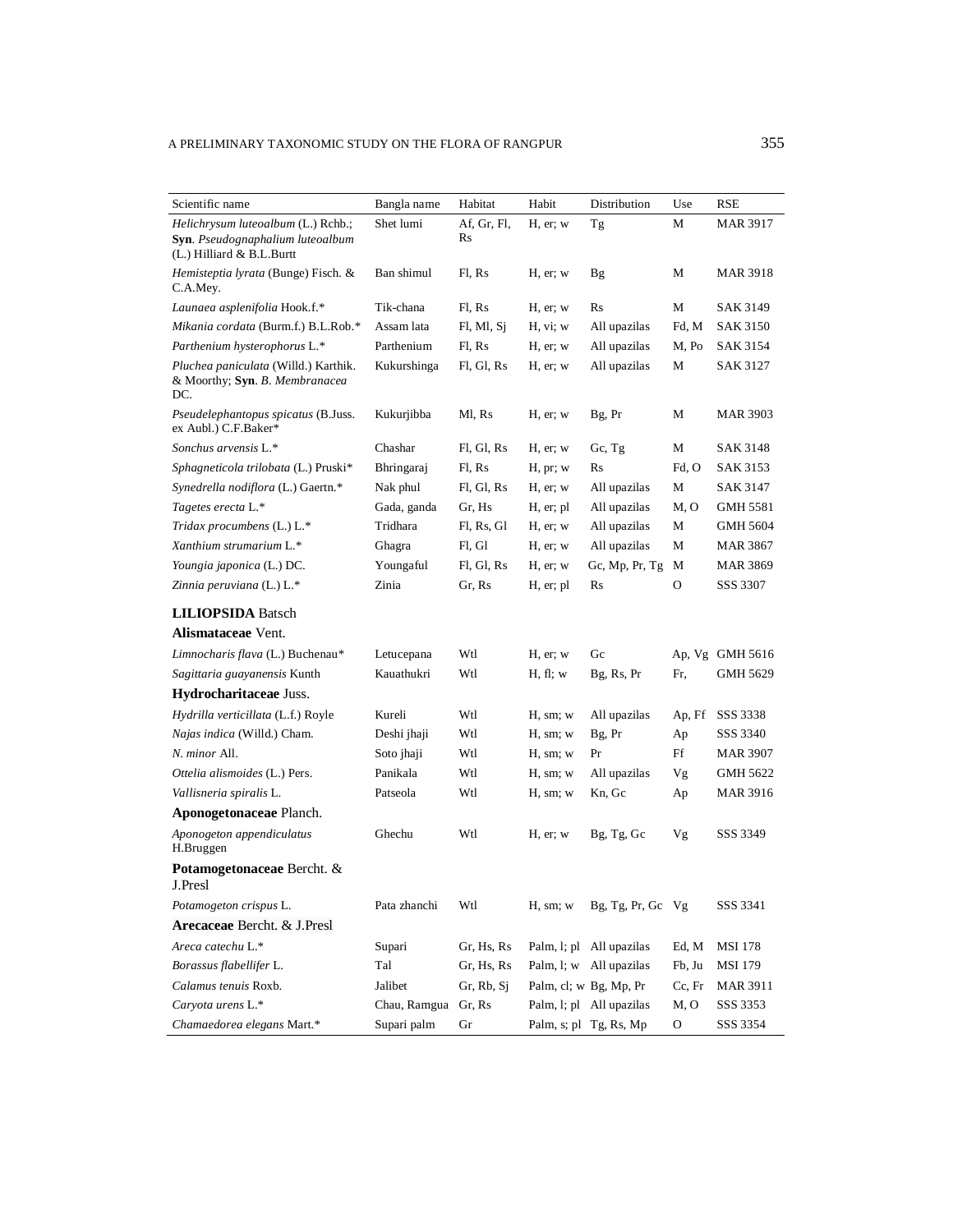| Scientific name | Bangla name | Habitat | Habit | Distribution | Use | RSE |
|---|---|---|---|---|---|---|
| *Helichrysum luteoalbum* (L.) Rchb.; **Syn**. *Pseudognaphalium luteoalbum* (L.) Hilliard & B.L.Burtt | Shet lumi | Af, Gr, Fl, Rs | H, er; w | Tg | M | MAR 3917 |
| *Hemisteptia lyrata* (Bunge) Fisch. & C.A.Mey. | Ban shimul | Fl, Rs | H, er; w | Bg | M | MAR 3918 |
| *Launaea asplenifolia* Hook.f.* | Tik-chana | Fl, Rs | H, er; w | Rs | M | SAK 3149 |
| *Mikania cordata* (Burm.f.) B.L.Rob.* | Assam lata | Fl, Ml, Sj | H, vi; w | All upazilas | Fd, M | SAK 3150 |
| *Parthenium hysterophorus* L.* | Parthenium | Fl, Rs | H, er; w | All upazilas | M, Po | SAK 3154 |
| *Pluchea paniculata* (Willd.) Karthik. & Moorthy; **Syn**. *B. Membranacea* DC. | Kukurshinga | Fl, Gl, Rs | H, er; w | All upazilas | M | SAK 3127 |
| *Pseudelephantopus spicatus* (B.Juss. ex Aubl.) C.F.Baker* | Kukurjibba | Ml, Rs | H, er; w | Bg, Pr | M | MAR 3903 |
| *Sonchus arvensis* L.* | Chashar | Fl, Gl, Rs | H, er; w | Gc, Tg | M | SAK 3148 |
| *Sphagneticola trilobata* (L.) Pruski* | Bhringaraj | Fl, Rs | H, pr; w | Rs | Fd, O | SAK 3153 |
| *Synedrella nodiflora* (L.) Gaertn.* | Nak phul | Fl, Gl, Rs | H, er; w | All upazilas | M | SAK 3147 |
| *Tagetes erecta* L.* | Gada, ganda | Gr, Hs | H, er; pl | All upazilas | M, O | GMH 5581 |
| *Tridax procumbens* (L.) L.* | Tridhara | Fl, Rs, Gl | H, er; w | All upazilas | M | GMH 5604 |
| *Xanthium strumarium* L.* | Ghagra | Fl, Gl | H, er; w | All upazilas | M | MAR 3867 |
| *Youngia japonica* (L.) DC. | Youngaful | Fl, Gl, Rs | H, er; w | Gc, Mp, Pr, Tg | M | MAR 3869 |
| *Zinnia peruviana* (L.) L.* | Zinia | Gr, Rs | H, er; pl | Rs | O | SSS 3307 |
| **LILIOPSIDA** Batsch | | | | | | |
| **Alismataceae** Vent. | | | | | | |
| *Limnocharis flava* (L.) Buchenau* | Letucepana | Wtl | H, er; w | Gc | Ap, Vg | GMH 5616 |
| *Sagittaria guayanensis* Kunth | Kauathukri | Wtl | H, fl; w | Bg, Rs, Pr | Fr, | GMH 5629 |
| **Hydrocharitaceae** Juss. | | | | | | |
| *Hydrilla verticillata* (L.f.) Royle | Kureli | Wtl | H, sm; w | All upazilas | Ap, Ff | SSS 3338 |
| *Najas indica* (Willd.) Cham. | Deshi jhaji | Wtl | H, sm; w | Bg, Pr | Ap | SSS 3340 |
| *N. minor* All. | Soto jhaji | Wtl | H, sm; w | Pr | Ff | MAR 3907 |
| *Ottelia alismoides* (L.) Pers. | Panikala | Wtl | H, sm; w | All upazilas | Vg | GMH 5622 |
| *Vallisneria spiralis* L. | Patseola | Wtl | H, sm; w | Kn, Gc | Ap | MAR 3916 |
| **Aponogetonaceae** Planch. | | | | | | |
| *Aponogeton appendiculatus* H.Bruggen | Ghechu | Wtl | H, er; w | Bg, Tg, Gc | Vg | SSS 3349 |
| **Potamogetonaceae** Bercht. & J.Presl | | | | | | |
| *Potamogeton crispus* L. | Pata zhanchi | Wtl | H, sm; w | Bg, Tg, Pr, Gc | Vg | SSS 3341 |
| **Arecaceae** Bercht. & J.Presl | | | | | | |
| *Areca catechu* L.* | Supari | Gr, Hs, Rs | Palm, l; pl | All upazilas | Ed, M | MSI 178 |
| *Borassus flabellifer* L. | Tal | Gr, Hs, Rs | Palm, l; w | All upazilas | Fb, Ju | MSI 179 |
| *Calamus tenuis* Roxb. | Jalibet | Gr, Rb, Sj | Palm, cl; w | Bg, Mp, Pr | Cc, Fr | MAR 3911 |
| *Caryota urens* L.* | Chau, Ramgua | Gr, Rs | Palm, l; pl | All upazilas | M, O | SSS 3353 |
| *Chamaedorea elegans* Mart.* | Supari palm | Gr | Palm, s; pl | Tg, Rs, Mp | O | SSS 3354 |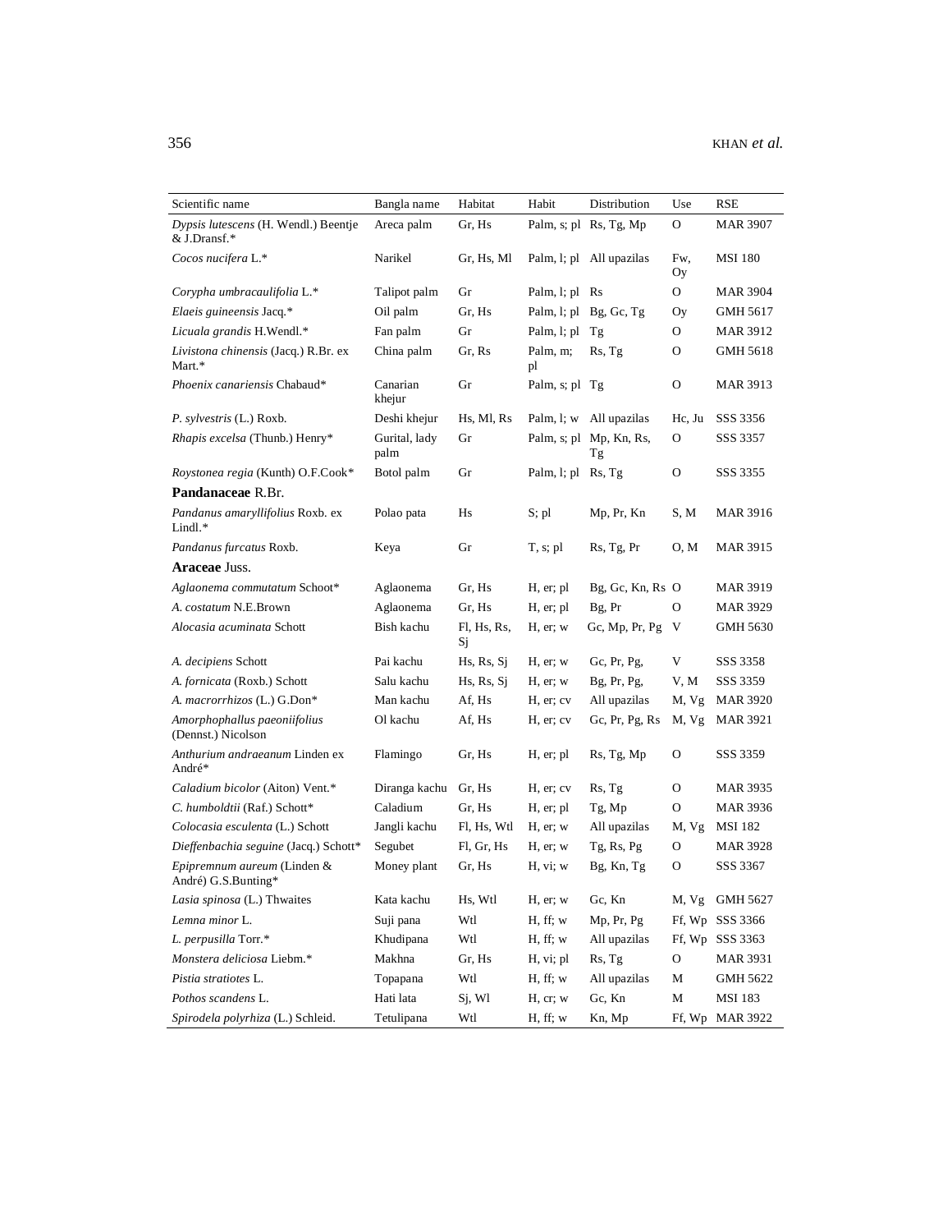| Scientific name | Bangla name | Habitat | Habit | Distribution | Use | RSE |
|---|---|---|---|---|---|---|
| *Dypsis lutescens* (H. Wendl.) Beentje & J.Dransf.* | Areca palm | Gr, Hs | Palm, s; pl | Rs, Tg, Mp | O | MAR 3907 |
| *Cocos nucifera* L.* | Narikel | Gr, Hs, Ml | Palm, l; pl | All upazilas | Fw, Oy | MSI 180 |
| *Corypha umbracaulifolia* L.* | Talipot palm | Gr | Palm, l; pl | Rs | O | MAR 3904 |
| *Elaeis guineensis* Jacq.* | Oil palm | Gr, Hs | Palm, l; pl | Bg, Gc, Tg | Oy | GMH 5617 |
| *Licuala grandis* H.Wendl.* | Fan palm | Gr | Palm, l; pl | Tg | O | MAR 3912 |
| *Livistona chinensis* (Jacq.) R.Br. ex Mart.* | China palm | Gr, Rs | Palm, m; pl | Rs, Tg | O | GMH 5618 |
| *Phoenix canariensis* Chabaud* | Canarian khejur | Gr | Palm, s; pl | Tg | O | MAR 3913 |
| *P. sylvestris* (L.) Roxb. | Deshi khejur | Hs, Ml, Rs | Palm, l; w | All upazilas | Hc, Ju | SSS 3356 |
| *Rhapis excelsa* (Thunb.) Henry* | Gurital, lady palm | Gr | Palm, s; pl | Mp, Kn, Rs, Tg | O | SSS 3357 |
| *Roystonea regia* (Kunth) O.F.Cook* | Botol palm | Gr | Palm, l; pl | Rs, Tg | O | SSS 3355 |
| **Pandanaceae** R.Br. | | | | | | |
| *Pandanus amaryllifolius* Roxb. ex Lindl.* | Polao pata | Hs | S; pl | Mp, Pr, Kn | S, M | MAR 3916 |
| *Pandanus furcatus* Roxb. | Keya | Gr | T, s; pl | Rs, Tg, Pr | O, M | MAR 3915 |
| **Araceae** Juss. | | | | | | |
| *Aglaonema commutatum* Schoot* | Aglaonema | Gr, Hs | H, er; pl | Bg, Gc, Kn, Rs | O | MAR 3919 |
| *A. costatum* N.E.Brown | Aglaonema | Gr, Hs | H, er; pl | Bg, Pr | O | MAR 3929 |
| *Alocasia acuminata* Schott | Bish kachu | Fl, Hs, Rs, Sj | H, er; w | Gc, Mp, Pr, Pg | V | GMH 5630 |
| *A. decipiens* Schott | Pai kachu | Hs, Rs, Sj | H, er; w | Gc, Pr, Pg, | V | SSS 3358 |
| *A. fornicata* (Roxb.) Schott | Salu kachu | Hs, Rs, Sj | H, er; w | Bg, Pr, Pg, | V, M | SSS 3359 |
| *A. macrorrhizos* (L.) G.Don* | Man kachu | Af, Hs | H, er; cv | All upazilas | M, Vg | MAR 3920 |
| *Amorphophallus paeoniifolius* (Dennst.) Nicolson | Ol kachu | Af, Hs | H, er; cv | Gc, Pr, Pg, Rs | M, Vg | MAR 3921 |
| *Anthurium andraeanum* Linden ex André* | Flamingo | Gr, Hs | H, er; pl | Rs, Tg, Mp | O | SSS 3359 |
| *Caladium bicolor* (Aiton) Vent.* | Diranga kachu | Gr, Hs | H, er; cv | Rs, Tg | O | MAR 3935 |
| *C. humboldtii* (Raf.) Schott* | Caladium | Gr, Hs | H, er; pl | Tg, Mp | O | MAR 3936 |
| *Colocasia esculenta* (L.) Schott | Jangli kachu | Fl, Hs, Wtl | H, er; w | All upazilas | M, Vg | MSI 182 |
| *Dieffenbachia seguine* (Jacq.) Schott* | Segubet | Fl, Gr, Hs | H, er; w | Tg, Rs, Pg | O | MAR 3928 |
| *Epipremnum aureum* (Linden & André) G.S.Bunting* | Money plant | Gr, Hs | H, vi; w | Bg, Kn, Tg | O | SSS 3367 |
| *Lasia spinosa* (L.) Thwaites | Kata kachu | Hs, Wtl | H, er; w | Gc, Kn | M, Vg | GMH 5627 |
| *Lemna minor* L. | Suji pana | Wtl | H, ff; w | Mp, Pr, Pg | Ff, Wp | SSS 3366 |
| *L. perpusilla* Torr.* | Khudipana | Wtl | H, ff; w | All upazilas | Ff, Wp | SSS 3363 |
| *Monstera deliciosa* Liebm.* | Makhna | Gr, Hs | H, vi; pl | Rs, Tg | O | MAR 3931 |
| *Pistia stratiotes* L. | Topapana | Wtl | H, ff; w | All upazilas | M | GMH 5622 |
| *Pothos scandens* L. | Hati lata | Sj, Wl | H, cr; w | Gc, Kn | M | MSI 183 |
| *Spirodela polyrhiza* (L.) Schleid. | Tetulipana | Wtl | H, ff; w | Kn, Mp | Ff, Wp | MAR 3922 |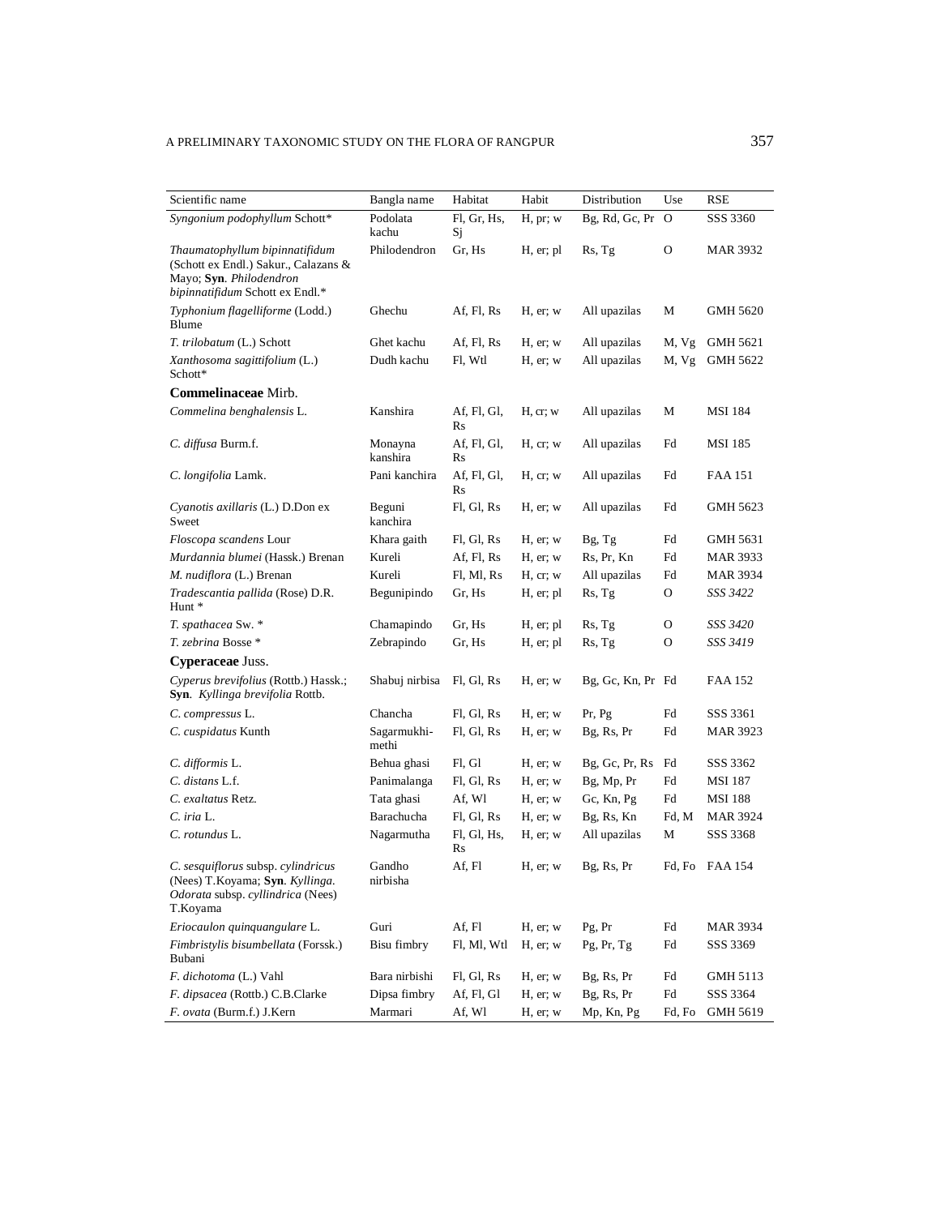| Scientific name | Bangla name | Habitat | Habit | Distribution | Use | RSE |
|---|---|---|---|---|---|---|
| *Syngonium podophyllum* Schott* | Podolata kachu | Fl, Gr, Hs, Sj | H, pr; w | Bg, Rd, Gc, Pr | O | SSS 3360 |
| *Thaumatophyllum bipinnatifidum* (Schott ex Endl.) Sakur., Calazans & Mayo; **Syn**. *Philodendron bipinnatifidum* Schott ex Endl.* | Philodendron | Gr, Hs | H, er; pl | Rs, Tg | O | MAR 3932 |
| *Typhonium flagelliforme* (Lodd.) Blume | Ghechu | Af, Fl, Rs | H, er; w | All upazilas | M | GMH 5620 |
| *T. trilobatum* (L.) Schott | Ghet kachu | Af, Fl, Rs | H, er; w | All upazilas | M, Vg | GMH 5621 |
| *Xanthosoma sagittifolium* (L.) Schott* | Dudh kachu | Fl, Wtl | H, er; w | All upazilas | M, Vg | GMH 5622 |
| **Commelinaceae** Mirb. | | | | | | |
| *Commelina benghalensis* L. | Kanshira | Af, Fl, Gl, Rs | H, cr; w | All upazilas | M | MSI 184 |
| *C. diffusa* Burm.f. | Monayna kanshira | Af, Fl, Gl, Rs | H, cr; w | All upazilas | Fd | MSI 185 |
| *C. longifolia* Lamk. | Pani kanchira | Af, Fl, Gl, Rs | H, cr; w | All upazilas | Fd | FAA 151 |
| *Cyanotis axillaris* (L.) D.Don ex Sweet | Beguni kanchira | Fl, Gl, Rs | H, er; w | All upazilas | Fd | GMH 5623 |
| *Floscopa scandens* Lour | Khara gaith | Fl, Gl, Rs | H, er; w | Bg, Tg | Fd | GMH 5631 |
| *Murdannia blumei* (Hassk.) Brenan | Kureli | Af, Fl, Rs | H, er; w | Rs, Pr, Kn | Fd | MAR 3933 |
| *M. nudiflora* (L.) Brenan | Kureli | Fl, Ml, Rs | H, cr; w | All upazilas | Fd | MAR 3934 |
| *Tradescantia pallida* (Rose) D.R. Hunt * | Begunipindo | Gr, Hs | H, er; pl | Rs, Tg | O | *SSS 3422* |
| *T. spathacea* Sw. * | Chamapindo | Gr, Hs | H, er; pl | Rs, Tg | O | *SSS 3420* |
| *T. zebrina* Bosse * | Zebrapindo | Gr, Hs | H, er; pl | Rs, Tg | O | *SSS 3419* |
| **Cyperaceae** Juss. | | | | | | |
| *Cyperus brevifolius* (Rottb.) Hassk.; **Syn**. *Kyllinga brevifolia* Rottb. | Shabuj nirbisa | Fl, Gl, Rs | H, er; w | Bg, Gc, Kn, Pr | Fd | FAA 152 |
| *C. compressus* L. | Chancha | Fl, Gl, Rs | H, er; w | Pr, Pg | Fd | SSS 3361 |
| *C. cuspidatus* Kunth | Sagarmukhi-methi | Fl, Gl, Rs | H, er; w | Bg, Rs, Pr | Fd | MAR 3923 |
| *C. difformis* L. | Behua ghasi | Fl, Gl | H, er; w | Bg, Gc, Pr, Rs | Fd | SSS 3362 |
| *C. distans* L.f. | Panimalanga | Fl, Gl, Rs | H, er; w | Bg, Mp, Pr | Fd | MSI 187 |
| *C. exaltatus* Retz. | Tata ghasi | Af, Wl | H, er; w | Gc, Kn, Pg | Fd | MSI 188 |
| *C. iria* L. | Barachucha | Fl, Gl, Rs | H, er; w | Bg, Rs, Kn | Fd, M | MAR 3924 |
| *C. rotundus* L. | Nagarmutha | Fl, Gl, Hs, Rs | H, er; w | All upazilas | M | SSS 3368 |
| *C. sesquiflorus* subsp. *cylindricus* (Nees) T.Koyama; **Syn**. *Kyllinga. Odorata* subsp. *cyllindrica* (Nees) T.Koyama | Gandho nirbisha | Af, Fl | H, er; w | Bg, Rs, Pr | Fd, Fo | FAA 154 |
| *Eriocaulon quinquangulare* L. | Guri | Af, Fl | H, er; w | Pg, Pr | Fd | MAR 3934 |
| *Fimbristylis bisumbellata* (Forssk.) Bubani | Bisu fimbry | Fl, Ml, Wtl | H, er; w | Pg, Pr, Tg | Fd | SSS 3369 |
| *F. dichotoma* (L.) Vahl | Bara nirbishi | Fl, Gl, Rs | H, er; w | Bg, Rs, Pr | Fd | GMH 5113 |
| *F. dipsacea* (Rottb.) C.B.Clarke | Dipsa fimbry | Af, Fl, Gl | H, er; w | Bg, Rs, Pr | Fd | SSS 3364 |
| *F. ovata* (Burm.f.) J.Kern | Marmari | Af, Wl | H, er; w | Mp, Kn, Pg | Fd, Fo | GMH 5619 |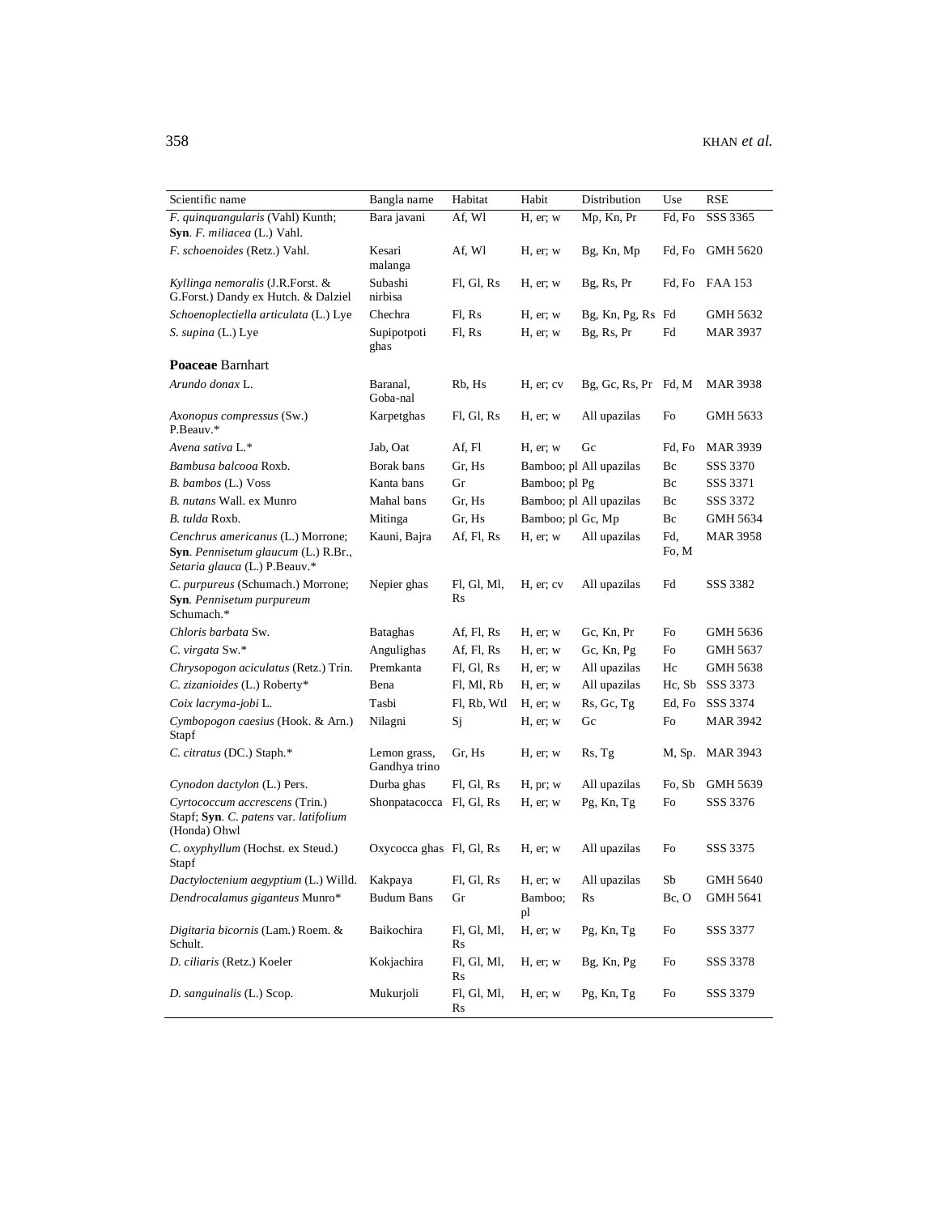| Scientific name | Bangla name | Habitat | Habit | Distribution | Use | RSE |
|---|---|---|---|---|---|---|
| *F. quinquangularis* (Vahl) Kunth; **Syn**. *F. miliacea* (L.) Vahl. | Bara javani | Af, Wl | H, er; w | Mp, Kn, Pr | Fd, Fo | SSS 3365 |
| *F. schoenoides* (Retz.) Vahl. | Kesari malanga | Af, Wl | H, er; w | Bg, Kn, Mp | Fd, Fo | GMH 5620 |
| *Kyllinga nemoralis* (J.R.Forst. & G.Forst.) Dandy ex Hutch. & Dalziel | Subashi nirbisa | Fl, Gl, Rs | H, er; w | Bg, Rs, Pr | Fd, Fo | FAA 153 |
| *Schoenoplectiella articulata* (L.) Lye | Chechra | Fl, Rs | H, er; w | Bg, Kn, Pg, Rs | Fd | GMH 5632 |
| *S. supina* (L.) Lye | Supipotpoti ghas | Fl, Rs | H, er; w | Bg, Rs, Pr | Fd | MAR 3937 |
| **Poaceae** Barnhart | | | | | | |
| *Arundo donax* L. | Baranal, Goba-nal | Rb, Hs | H, er; cv | Bg, Gc, Rs, Pr | Fd, M | MAR 3938 |
| *Axonopus compressus* (Sw.) P.Beauv.* | Karpetghas | Fl, Gl, Rs | H, er; w | All upazilas | Fo | GMH 5633 |
| *Avena sativa* L.* | Jab, Oat | Af, Fl | H, er; w | Gc | Fd, Fo | MAR 3939 |
| *Bambusa balcooa* Roxb. | Borak bans | Gr, Hs | Bamboo; pl | All upazilas | Bc | SSS 3370 |
| *B. bambos* (L.) Voss | Kanta bans | Gr | Bamboo; pl | Pg | Bc | SSS 3371 |
| *B. nutans* Wall. ex Munro | Mahal bans | Gr, Hs | Bamboo; pl | All upazilas | Bc | SSS 3372 |
| *B. tulda* Roxb. | Mitinga | Gr, Hs | Bamboo; pl | Gc, Mp | Bc | GMH 5634 |
| *Cenchrus americanus* (L.) Morrone; **Syn**. *Pennisetum glaucum* (L.) R.Br., *Setaria glauca* (L.) P.Beauv.* | Kauni, Bajra | Af, Fl, Rs | H, er; w | All upazilas | Fd, Fo, M | MAR 3958 |
| *C. purpureus* (Schumach.) Morrone; **Syn**. *Pennisetum purpureum* Schumach.* | Nepier ghas | Fl, Gl, Ml, Rs | H, er; cv | All upazilas | Fd | SSS 3382 |
| *Chloris barbata* Sw. | Bataghas | Af, Fl, Rs | H, er; w | Gc, Kn, Pr | Fo | GMH 5636 |
| *C. virgata* Sw.* | Angulighas | Af, Fl, Rs | H, er; w | Gc, Kn, Pg | Fo | GMH 5637 |
| *Chrysopogon aciculatus* (Retz.) Trin. | Premkanta | Fl, Gl, Rs | H, er; w | All upazilas | Hc | GMH 5638 |
| *C. zizanioides* (L.) Roberty* | Bena | Fl, Ml, Rb | H, er; w | All upazilas | Hc, Sb | SSS 3373 |
| *Coix lacryma-jobi* L. | Tasbi | Fl, Rb, Wtl | H, er; w | Rs, Gc, Tg | Ed, Fo | SSS 3374 |
| *Cymbopogon caesius* (Hook. & Arn.) Stapf | Nilagni | Sj | H, er; w | Gc | Fo | MAR 3942 |
| *C. citratus* (DC.) Staph.* | Lemon grass, Gandhya trino | Gr, Hs | H, er; w | Rs, Tg | M, Sp. | MAR 3943 |
| *Cynodon dactylon* (L.) Pers. | Durba ghas | Fl, Gl, Rs | H, pr; w | All upazilas | Fo, Sb | GMH 5639 |
| *Cyrtococcum accrescens* (Trin.) Stapf; **Syn**. *C. patens* var. *latifolium* (Honda) Ohwl | Shonpatacocca | Fl, Gl, Rs | H, er; w | Pg, Kn, Tg | Fo | SSS 3376 |
| *C. oxyphyllum* (Hochst. ex Steud.) Stapf | Oxycocca ghas | Fl, Gl, Rs | H, er; w | All upazilas | Fo | SSS 3375 |
| *Dactyloctenium aegyptium* (L.) Willd. | Kakpaya | Fl, Gl, Rs | H, er; w | All upazilas | Sb | GMH 5640 |
| *Dendrocalamus giganteus* Munro* | Budum Bans | Gr | Bamboo; pl | Rs | Bc, O | GMH 5641 |
| *Digitaria bicornis* (Lam.) Roem. & Schult. | Baikochira | Fl, Gl, Ml, Rs | H, er; w | Pg, Kn, Tg | Fo | SSS 3377 |
| *D. ciliaris* (Retz.) Koeler | Kokjachira | Fl, Gl, Ml, Rs | H, er; w | Bg, Kn, Pg | Fo | SSS 3378 |
| *D. sanguinalis* (L.) Scop. | Mukurjoli | Fl, Gl, Ml, Rs | H, er; w | Pg, Kn, Tg | Fo | SSS 3379 |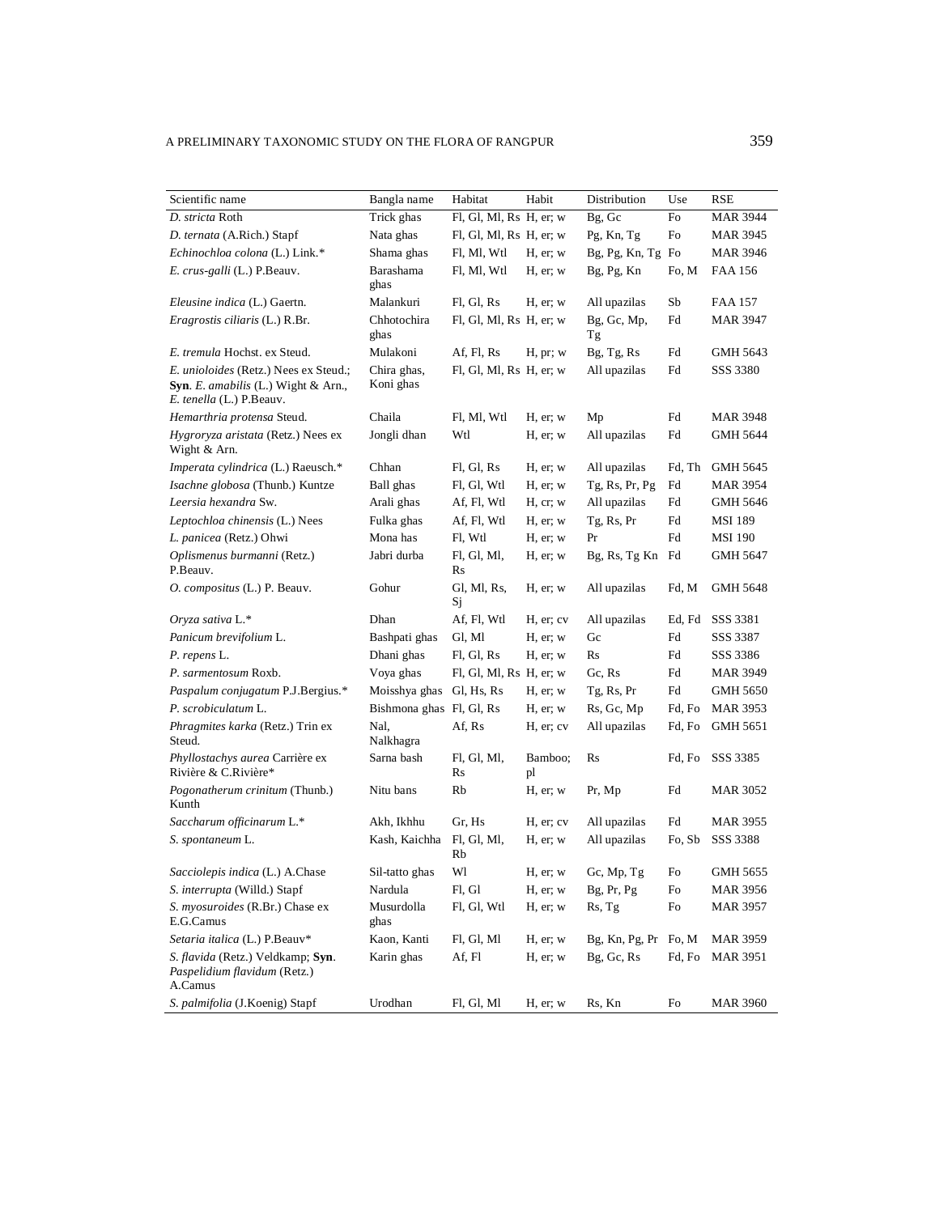| Scientific name | Bangla name | Habitat | Habit | Distribution | Use | RSE |
|---|---|---|---|---|---|---|
| *D. stricta* Roth | Trick ghas | Fl, Gl, Ml, Rs | H, er; w | Bg, Gc | Fo | MAR 3944 |
| *D. ternata* (A.Rich.) Stapf | Nata ghas | Fl, Gl, Ml, Rs | H, er; w | Pg, Kn, Tg | Fo | MAR 3945 |
| *Echinochloa colona* (L.) Link.* | Shama ghas | Fl, Ml, Wtl | H, er; w | Bg, Pg, Kn, Tg | Fo | MAR 3946 |
| *E. crus-galli* (L.) P.Beauv. | Barashama ghas | Fl, Ml, Wtl | H, er; w | Bg, Pg, Kn | Fo, M | FAA 156 |
| *Eleusine indica* (L.) Gaertn. | Malankuri | Fl, Gl, Rs | H, er; w | All upazilas | Sb | FAA 157 |
| *Eragrostis ciliaris* (L.) R.Br. | Chhotochira ghas | Fl, Gl, Ml, Rs | H, er; w | Bg, Gc, Mp, Tg | Fd | MAR 3947 |
| *E. tremula* Hochst. ex Steud. | Mulakoni | Af, Fl, Rs | H, pr; w | Bg, Tg, Rs | Fd | GMH 5643 |
| *E. unioloides* (Retz.) Nees ex Steud.; **Syn**. *E. amabilis* (L.) Wight & Arn., *E. tenella* (L.) P.Beauv. | Chira ghas, Koni ghas | Fl, Gl, Ml, Rs | H, er; w | All upazilas | Fd | SSS 3380 |
| *Hemarthria protensa* Steud. | Chaila | Fl, Ml, Wtl | H, er; w | Mp | Fd | MAR 3948 |
| *Hygroryza aristata* (Retz.) Nees ex Wight & Arn. | Jongli dhan | Wtl | H, er; w | All upazilas | Fd | GMH 5644 |
| *Imperata cylindrica* (L.) Raeusch.* | Chhan | Fl, Gl, Rs | H, er; w | All upazilas | Fd, Th | GMH 5645 |
| *Isachne globosa* (Thunb.) Kuntze | Ball ghas | Fl, Gl, Wtl | H, er; w | Tg, Rs, Pr, Pg | Fd | MAR 3954 |
| *Leersia hexandra* Sw. | Arali ghas | Af, Fl, Wtl | H, er; w | All upazilas | Fd | GMH 5646 |
| *Leptochloa chinensis* (L.) Nees | Fulka ghas | Af, Fl, Wtl | H, er; w | Tg, Rs, Pr | Fd | MSI 189 |
| *L. panicea* (Retz.) Ohwi | Mona has | Fl, Wtl | H, er; w | Pr | Fd | MSI 190 |
| *Oplismenus burmanni* (Retz.) P.Beauv. | Jabri durba | Fl, Gl, Ml, Rs | H, er; w | Bg, Rs, Tg Kn | Fd | GMH 5647 |
| *O. compositus* (L.) P. Beauv. | Gohur | Gl, Ml, Rs, Sj | H, er; w | All upazilas | Fd, M | GMH 5648 |
| *Oryza sativa* L.* | Dhan | Af, Fl, Wtl | H, er; cv | All upazilas | Ed, Fd | SSS 3381 |
| *Panicum brevifolium* L. | Bashpati ghas | Gl, Ml | H, er; w | Gc | Fd | SSS 3387 |
| *P. repens* L. | Dhani ghas | Fl, Gl, Rs | H, er; w | Rs | Fd | SSS 3386 |
| *P. sarmentosum* Roxb. | Voya ghas | Fl, Gl, Ml, Rs | H, er; w | Gc, Rs | Fd | MAR 3949 |
| *Paspalum conjugatum* P.J.Bergius.* | Moisshya ghas | Gl, Hs, Rs | H, er; w | Tg, Rs, Pr | Fd | GMH 5650 |
| *P. scrobiculatum* L. | Bishmona ghas | Fl, Gl, Rs | H, er; w | Rs, Gc, Mp | Fd, Fo | MAR 3953 |
| *Phragmites karka* (Retz.) Trin ex Steud. | Nal, Nalkhagra | Af, Rs | H, er; cv | All upazilas | Fd, Fo | GMH 5651 |
| *Phyllostachys aurea* Carrière ex Rivière & C.Rivière* | Sarna bash | Fl, Gl, Ml, Rs | Bamboo; pl | Rs | Fd, Fo | SSS 3385 |
| *Pogonatherum crinitum* (Thunb.) Kunth | Nitu bans | Rb | H, er; w | Pr, Mp | Fd | MAR 3052 |
| *Saccharum officinarum* L.* | Akh, Ikhhu | Gr, Hs | H, er; cv | All upazilas | Fd | MAR 3955 |
| *S. spontaneum* L. | Kash, Kaichha | Fl, Gl, Ml, Rb | H, er; w | All upazilas | Fo, Sb | SSS 3388 |
| *Sacciolepis indica* (L.) A.Chase | Sil-tatto ghas | Wl | H, er; w | Gc, Mp, Tg | Fo | GMH 5655 |
| *S. interrupta* (Willd.) Stapf | Nardula | Fl, Gl | H, er; w | Bg, Pr, Pg | Fo | MAR 3956 |
| *S. myosuroides* (R.Br.) Chase ex E.G.Camus | Musurdolla ghas | Fl, Gl, Wtl | H, er; w | Rs, Tg | Fo | MAR 3957 |
| *Setaria italica* (L.) P.Beauv* | Kaon, Kanti | Fl, Gl, Ml | H, er; w | Bg, Kn, Pg, Pr | Fo, M | MAR 3959 |
| *S. flavida* (Retz.) Veldkamp; **Syn**. *Paspelidium flavidum* (Retz.) A.Camus | Karin ghas | Af, Fl | H, er; w | Bg, Gc, Rs | Fd, Fo | MAR 3951 |
| *S. palmifolia* (J.Koenig) Stapf | Urodhan | Fl, Gl, Ml | H, er; w | Rs, Kn | Fo | MAR 3960 |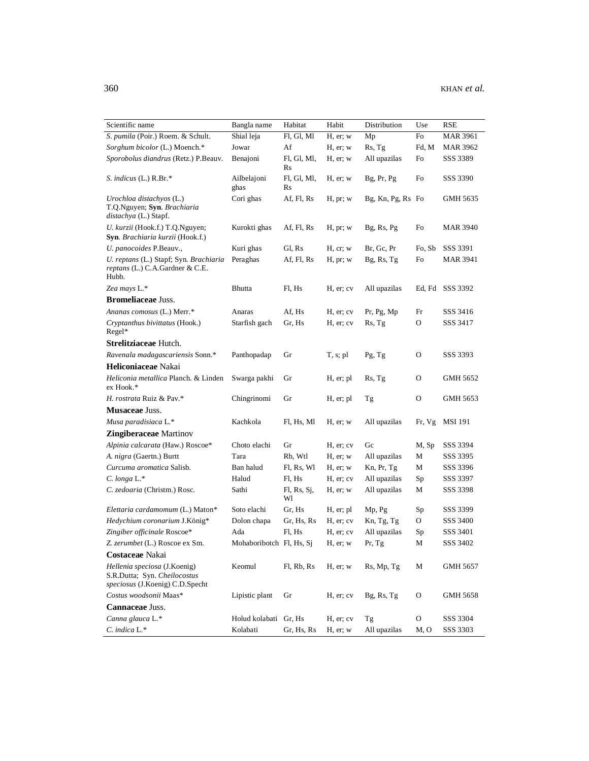| Scientific name | Bangla name | Habitat | Habit | Distribution | Use | RSE |
|---|---|---|---|---|---|---|
| *S. pumila* (Poir.) Roem. & Schult. | Shial leja | Fl, Gl, Ml | H, er; w | Mp | Fo | MAR 3961 |
| *Sorghum bicolor* (L.) Moench.* | Jowar | Af | H, er; w | Rs, Tg | Fd, M | MAR 3962 |
| *Sporobolus diandrus* (Retz.) P.Beauv. | Benajoni | Fl, Gl, Ml, Rs | H, er; w | All upazilas | Fo | SSS 3389 |
| *S. indicus* (L.) R.Br.* | Ailbelajoni ghas | Fl, Gl, Ml, Rs | H, er; w | Bg, Pr, Pg | Fo | SSS 3390 |
| *Urochloa distachyos* (L.) T.Q.Nguyen; **Syn**. *Brachiaria distachya* (L.) Stapf. | Cori ghas | Af, Fl, Rs | H, pr; w | Bg, Kn, Pg, Rs | Fo | GMH 5635 |
| *U. kurzii* (Hook.f.) T.Q.Nguyen; **Syn**. *Brachiaria kurzii* (Hook.f.) | Kurokti ghas | Af, Fl, Rs | H, pr; w | Bg, Rs, Pg | Fo | MAR 3940 |
| *U. panocoides* P.Beauv., | Kuri ghas | Gl, Rs | H, cr; w | Br, Gc, Pr | Fo, Sb | SSS 3391 |
| *U. reptans* (L.) Stapf; Syn. *Brachiaria reptans* (L.) C.A.Gardner & C.E. Hubb. | Peraghas | Af, Fl, Rs | H, pr; w | Bg, Rs, Tg | Fo | MAR 3941 |
| *Zea mays* L.* | Bhutta | Fl, Hs | H, er; cv | All upazilas | Ed, Fd | SSS 3392 |
| **Bromeliaceae** Juss. | | | | | | |
| *Ananas comosus* (L.) Merr.* | Anaras | Af, Hs | H, er; cv | Pr, Pg, Mp | Fr | SSS 3416 |
| *Cryptanthus bivittatus* (Hook.) Regel* | Starfish gach | Gr, Hs | H, er; cv | Rs, Tg | O | SSS 3417 |
| **Strelitziaceae** Hutch. | | | | | | |
| *Ravenala madagascariensis* Sonn.* | Panthopadap | Gr | T, s; pl | Pg, Tg | O | SSS 3393 |
| **Heliconiaceae** Nakai | | | | | | |
| *Heliconia metallica* Planch. & Linden ex Hook.* | Swarga pakhi | Gr | H, er; pl | Rs, Tg | O | GMH 5652 |
| *H. rostrata* Ruiz & Pav.* | Chingrinomi | Gr | H, er; pl | Tg | O | GMH 5653 |
| **Musaceae** Juss. | | | | | | |
| *Musa paradisiaca* L.* | Kachkola | Fl, Hs, Ml | H, er; w | All upazilas | Fr, Vg | MSI 191 |
| **Zingiberaceae** Martinov | | | | | | |
| *Alpinia calcarata* (Haw.) Roscoe* | Choto elachi | Gr | H, er; cv | Gc | M, Sp | SSS 3394 |
| *A. nigra* (Gaertn.) Burtt | Tara | Rb, Wtl | H, er; w | All upazilas | M | SSS 3395 |
| *Curcuma aromatica* Salisb. | Ban halud | Fl, Rs, Wl | H, er; w | Kn, Pr, Tg | M | SSS 3396 |
| *C. longa* L.* | Halud | Fl, Hs | H, er; cv | All upazilas | Sp | SSS 3397 |
| *C. zedoaria* (Christm.) Rosc. | Sathi | Fl, Rs, Sj, Wl | H, er; w | All upazilas | M | SSS 3398 |
| *Elettaria cardamomum* (L.) Maton* | Soto elachi | Gr, Hs | H, er; pl | Mp, Pg | Sp | SSS 3399 |
| *Hedychium coronarium* J.König* | Dolon chapa | Gr, Hs, Rs | H, er; cv | Kn, Tg, Tg | O | SSS 3400 |
| *Zingiber officinale* Roscoe* | Ada | Fl, Hs | H, er; cv | All upazilas | Sp | SSS 3401 |
| *Z. zerumbet* (L.) Roscoe ex Sm. | Mohaboribotch | Fl, Hs, Sj | H, er; w | Pr, Tg | M | SSS 3402 |
| **Costaceae** Nakai | | | | | | |
| *Hellenia speciosa* (J.Koenig) S.R.Dutta; Syn. *Cheilocostus speciosus* (J.Koenig) C.D.Specht | Keomul | Fl, Rb, Rs | H, er; w | Rs, Mp, Tg | M | GMH 5657 |
| *Costus woodsonii* Maas* | Lipistic plant | Gr | H, er; cv | Bg, Rs, Tg | O | GMH 5658 |
| **Cannaceae** Juss. | | | | | | |
| *Canna glauca* L.* | Holud kolabati | Gr, Hs | H, er; cv | Tg | O | SSS 3304 |
| *C. indica* L.* | Kolabati | Gr, Hs, Rs | H, er; w | All upazilas | M, O | SSS 3303 |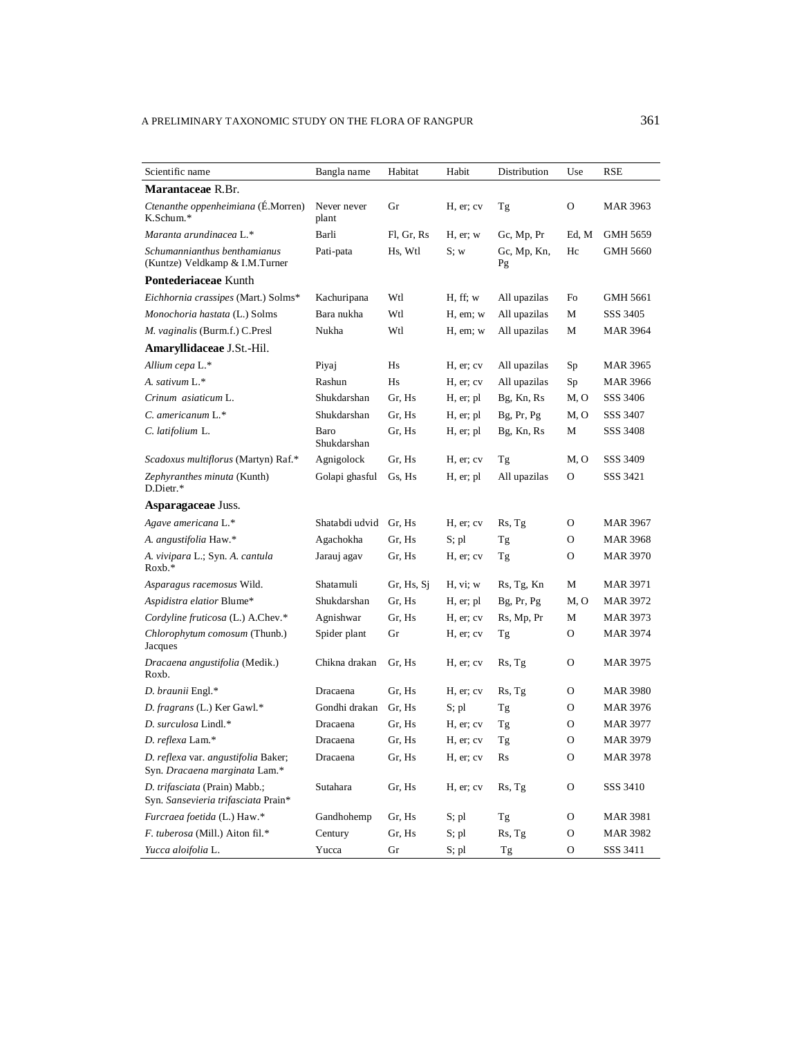| Scientific name | Bangla name | Habitat | Habit | Distribution | Use | RSE |
|---|---|---|---|---|---|---|
| **Marantaceae** R.Br. | | | | | | |
| *Ctenanthe oppenheimiana* (É.Morren) K.Schum.* | Never never plant | Gr | H, er; cv | Tg | O | MAR 3963 |
| *Maranta arundinacea* L.* | Barli | Fl, Gr, Rs | H, er; w | Gc, Mp, Pr | Ed, M | GMH 5659 |
| *Schumannianthus benthamianus* (Kuntze) Veldkamp & I.M.Turner | Pati-pata | Hs, Wtl | S; w | Gc, Mp, Kn, Pg | Hc | GMH 5660 |
| **Pontederiaceae** Kunth | | | | | | |
| *Eichhornia crassipes* (Mart.) Solms* | Kachuripana | Wtl | H, ff; w | All upazilas | Fo | GMH 5661 |
| *Monochoria hastata* (L.) Solms | Bara nukha | Wtl | H, em; w | All upazilas | M | SSS 3405 |
| *M. vaginalis* (Burm.f.) C.Presl | Nukha | Wtl | H, em; w | All upazilas | M | MAR 3964 |
| **Amaryllidaceae** J.St.-Hil. | | | | | | |
| *Allium cepa* L.* | Piyaj | Hs | H, er; cv | All upazilas | Sp | MAR 3965 |
| *A. sativum* L.* | Rashun | Hs | H, er; cv | All upazilas | Sp | MAR 3966 |
| *Crinum asiaticum* L. | Shukdarshan | Gr, Hs | H, er; pl | Bg, Kn, Rs | M, O | SSS 3406 |
| *C. americanum* L.* | Shukdarshan | Gr, Hs | H, er; pl | Bg, Pr, Pg | M, O | SSS 3407 |
| *C. latifolium* L. | Baro Shukdarshan | Gr, Hs | H, er; pl | Bg, Kn, Rs | M | SSS 3408 |
| *Scadoxus multiflorus* (Martyn) Raf.* | Agnigolock | Gr, Hs | H, er; cv | Tg | M, O | SSS 3409 |
| *Zephyranthes minuta* (Kunth) D.Dietr.* | Golapi ghasful | Gs, Hs | H, er; pl | All upazilas | O | SSS 3421 |
| **Asparagaceae** Juss. | | | | | | |
| *Agave americana* L.* | Shatabdi udvid | Gr, Hs | H, er; cv | Rs, Tg | O | MAR 3967 |
| *A. angustifolia* Haw.* | Agachokha | Gr, Hs | S; pl | Tg | O | MAR 3968 |
| *A. vivipara* L.; Syn. *A. cantula* Roxb.* | Jarauj agav | Gr, Hs | H, er; cv | Tg | O | MAR 3970 |
| *Asparagus racemosus* Wild. | Shatamuli | Gr, Hs, Sj | H, vi; w | Rs, Tg, Kn | M | MAR 3971 |
| *Aspidistra elatior* Blume* | Shukdarshan | Gr, Hs | H, er; pl | Bg, Pr, Pg | M, O | MAR 3972 |
| *Cordyline fruticosa* (L.) A.Chev.* | Agnishwar | Gr, Hs | H, er; cv | Rs, Mp, Pr | M | MAR 3973 |
| *Chlorophytum comosum* (Thunb.) Jacques | Spider plant | Gr | H, er; cv | Tg | O | MAR 3974 |
| *Dracaena angustifolia* (Medik.) Roxb. | Chikna drakan | Gr, Hs | H, er; cv | Rs, Tg | O | MAR 3975 |
| *D. braunii* Engl.* | Dracaena | Gr, Hs | H, er; cv | Rs, Tg | O | MAR 3980 |
| *D. fragrans* (L.) Ker Gawl.* | Gondhi drakan | Gr, Hs | S; pl | Tg | O | MAR 3976 |
| *D. surculosa* Lindl.* | Dracaena | Gr, Hs | H, er; cv | Tg | O | MAR 3977 |
| *D. reflexa* Lam.* | Dracaena | Gr, Hs | H, er; cv | Tg | O | MAR 3979 |
| *D. reflexa* var. *angustifolia* Baker; Syn. *Dracaena marginata* Lam.* | Dracaena | Gr, Hs | H, er; cv | Rs | O | MAR 3978 |
| *D. trifasciata* (Prain) Mabb.; Syn. *Sansevieria trifasciata* Prain* | Sutahara | Gr, Hs | H, er; cv | Rs, Tg | O | SSS 3410 |
| *Furcraea foetida* (L.) Haw.* | Gandhohemp | Gr, Hs | S; pl | Tg | O | MAR 3981 |
| *F. tuberosa* (Mill.) Aiton fil.* | Century | Gr, Hs | S; pl | Rs, Tg | O | MAR 3982 |
| *Yucca aloifolia* L. | Yucca | Gr | S; pl | Tg | O | SSS 3411 |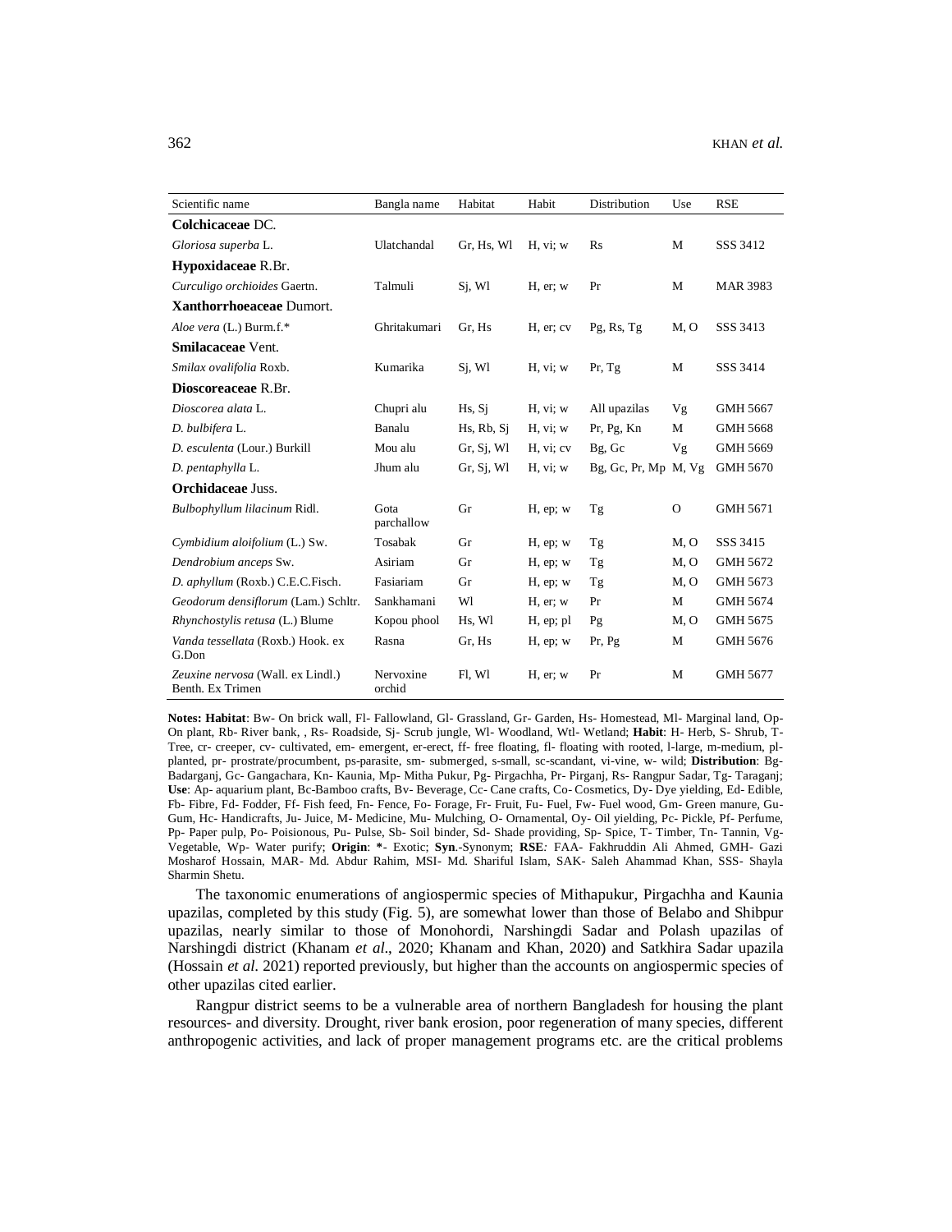| Scientific name | Bangla name | Habitat | Habit | Distribution | Use | RSE |
|---|---|---|---|---|---|---|
| **Colchicaceae** DC. | | | | | | |
| *Gloriosa superba* L. | Ulatchandal | Gr, Hs, Wl | H, vi; w | Rs | M | SSS 3412 |
| **Hypoxidaceae** R.Br. | | | | | | |
| *Curculigo orchioides* Gaertn. | Talmuli | Sj, Wl | H, er; w | Pr | M | MAR 3983 |
| **Xanthorrhoeaceae** Dumort. | | | | | | |
| *Aloe vera* (L.) Burm.f.* | Ghritakumari | Gr, Hs | H, er; cv | Pg, Rs, Tg | M, O | SSS 3413 |
| **Smilacaceae** Vent. | | | | | | |
| *Smilax ovalifolia* Roxb. | Kumarika | Sj, Wl | H, vi; w | Pr, Tg | M | SSS 3414 |
| **Dioscoreaceae** R.Br. | | | | | | |
| *Dioscorea alata* L. | Chupri alu | Hs, Sj | H, vi; w | All upazilas | Vg | GMH 5667 |
| *D. bulbifera* L. | Banalu | Hs, Rb, Sj | H, vi; w | Pr, Pg, Kn | M | GMH 5668 |
| *D. esculenta* (Lour.) Burkill | Mou alu | Gr, Sj, Wl | H, vi; cv | Bg, Gc | Vg | GMH 5669 |
| *D. pentaphylla* L. | Jhum alu | Gr, Sj, Wl | H, vi; w | Bg, Gc, Pr, Mp | M, Vg | GMH 5670 |
| **Orchidaceae** Juss. | | | | | | |
| *Bulbophyllum lilacinum* Ridl. | Gota parchallow | Gr | H, ep; w | Tg | O | GMH 5671 |
| *Cymbidium aloifolium* (L.) Sw. | Tosabak | Gr | H, ep; w | Tg | M, O | SSS 3415 |
| *Dendrobium anceps* Sw. | Asiriam | Gr | H, ep; w | Tg | M, O | GMH 5672 |
| *D. aphyllum* (Roxb.) C.E.C.Fisch. | Fasiariam | Gr | H, ep; w | Tg | M, O | GMH 5673 |
| *Geodorum densiflorum* (Lam.) Schltr. | Sankhamani | Wl | H, er; w | Pr | M | GMH 5674 |
| *Rhynchostylis retusa* (L.) Blume | Kopou phool | Hs, Wl | H, ep; pl | Pg | M, O | GMH 5675 |
| *Vanda tessellata* (Roxb.) Hook. ex G.Don | Rasna | Gr, Hs | H, ep; w | Pr, Pg | M | GMH 5676 |
| *Zeuxine nervosa* (Wall. ex Lindl.) Benth. Ex Trimen | Nervoxine orchid | Fl, Wl | H, er; w | Pr | M | GMH 5677 |

**Notes: Habitat**: Bw- On brick wall, Fl- Fallowland, Gl- Grassland, Gr- Garden, Hs- Homestead, Ml- Marginal land, Op- On plant, Rb- River bank, , Rs- Roadside, Sj- Scrub jungle, Wl- Woodland, Wtl- Wetland; **Habit**: H- Herb, S- Shrub, T- Tree, cr- creeper, cv- cultivated, em- emergent, er-erect, ff- free floating, fl- floating with rooted, l-large, m-medium, pl- planted, pr- prostrate/procumbent, ps-parasite, sm- submerged, s-small, sc-scandant, vi-vine, w- wild; **Distribution**: Bg- Badarganj, Gc- Gangachara, Kn- Kaunia, Mp- Mitha Pukur, Pg- Pirgachha, Pr- Pirganj, Rs- Rangpur Sadar, Tg- Taraganj; **Use**: Ap- aquarium plant, Bc-Bamboo crafts, Bv- Beverage, Cc- Cane crafts, Co- Cosmetics, Dy- Dye yielding, Ed- Edible, Fb- Fibre, Fd- Fodder, Ff- Fish feed, Fn- Fence, Fo- Forage, Fr- Fruit, Fu- Fuel, Fw- Fuel wood, Gm- Green manure, Gu- Gum, Hc- Handicrafts, Ju- Juice, M- Medicine, Mu- Mulching, O- Ornamental, Oy- Oil yielding, Pc- Pickle, Pf- Perfume, Pp- Paper pulp, Po- Poisionous, Pu- Pulse, Sb- Soil binder, Sd- Shade providing, Sp- Spice, T- Timber, Tn- Tannin, Vg- Vegetable, Wp- Water purify; **Origin**: **\***- Exotic; **Syn**.-Synonym; **RSE**: FAA- Fakhruddin Ali Ahmed, GMH- Gazi Mosharof Hossain, MAR- Md. Abdur Rahim, MSI- Md. Shariful Islam, SAK- Saleh Ahammad Khan, SSS- Shayla Sharmin Shetu.

The taxonomic enumerations of angiospermic species of Mithapukur, Pirgachha and Kaunia upazilas, completed by this study (Fig. 5), are somewhat lower than those of Belabo and Shibpur upazilas, nearly similar to those of Monohordi, Narshingdi Sadar and Polash upazilas of Narshingdi district (Khanam *et al*., 2020; Khanam and Khan, 2020) and Satkhira Sadar upazila (Hossain *et al*. 2021) reported previously, but higher than the accounts on angiospermic species of other upazilas cited earlier.

Rangpur district seems to be a vulnerable area of northern Bangladesh for housing the plant resources- and diversity. Drought, river bank erosion, poor regeneration of many species, different anthropogenic activities, and lack of proper management programs etc. are the critical problems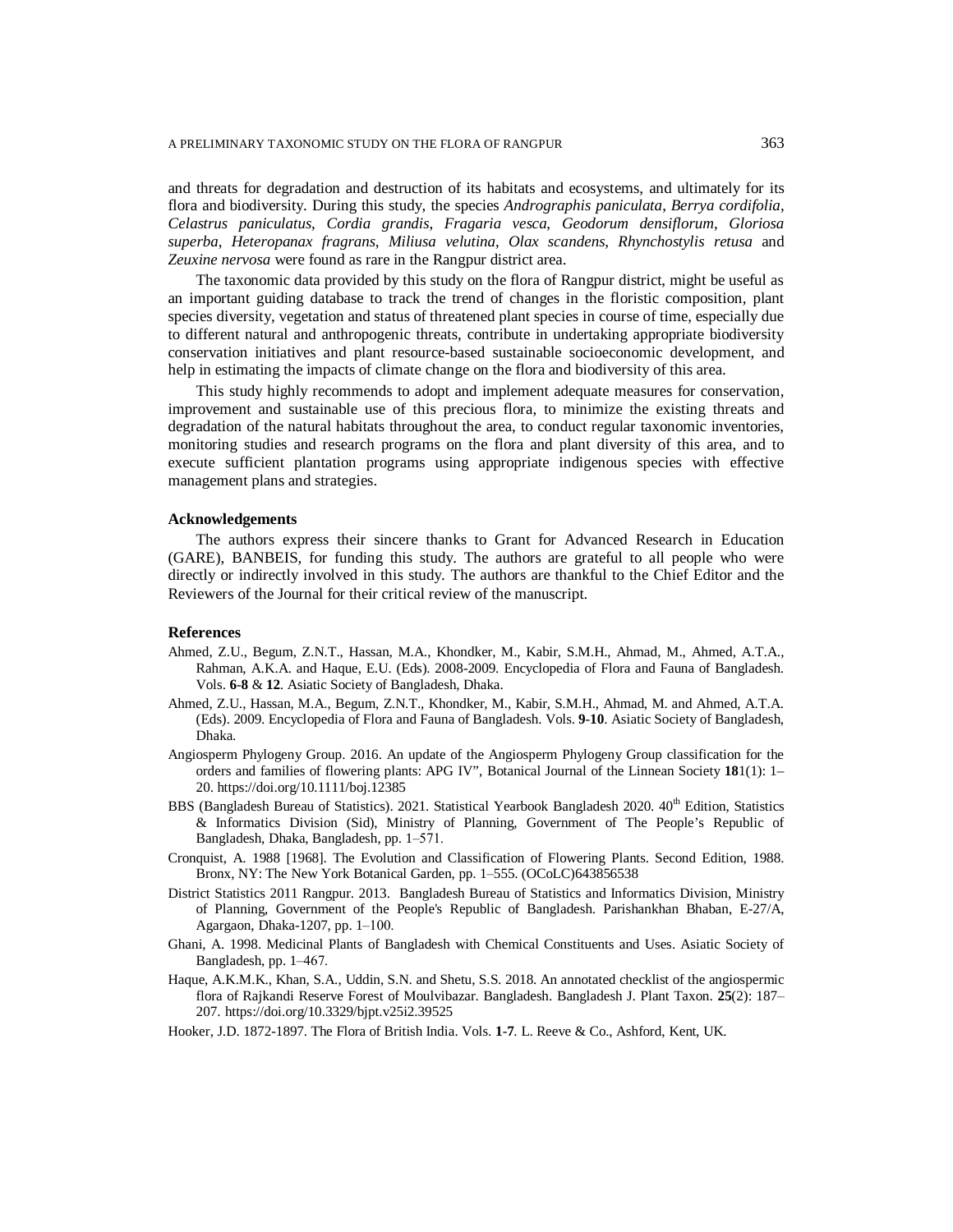and threats for degradation and destruction of its habitats and ecosystems, and ultimately for its flora and biodiversity. During this study, the species *Andrographis paniculata*, *Berrya cordifolia*, *Celastrus paniculatus*, *Cordia grandis*, *Fragaria vesca*, *Geodorum densiflorum*, *Gloriosa superba*, *Heteropanax fragrans*, *Miliusa velutina*, *Olax scandens*, *Rhynchostylis retusa* and *Zeuxine nervosa* were found as rare in the Rangpur district area.

The taxonomic data provided by this study on the flora of Rangpur district, might be useful as an important guiding database to track the trend of changes in the floristic composition, plant species diversity, vegetation and status of threatened plant species in course of time, especially due to different natural and anthropogenic threats, contribute in undertaking appropriate biodiversity conservation initiatives and plant resource-based sustainable socioeconomic development, and help in estimating the impacts of climate change on the flora and biodiversity of this area.

This study highly recommends to adopt and implement adequate measures for conservation, improvement and sustainable use of this precious flora, to minimize the existing threats and degradation of the natural habitats throughout the area, to conduct regular taxonomic inventories, monitoring studies and research programs on the flora and plant diversity of this area, and to execute sufficient plantation programs using appropriate indigenous species with effective management plans and strategies.

## Acknowledgements

The authors express their sincere thanks to Grant for Advanced Research in Education (GARE), BANBEIS, for funding this study. The authors are grateful to all people who were directly or indirectly involved in this study. The authors are thankful to the Chief Editor and the Reviewers of the Journal for their critical review of the manuscript.

## References

Ahmed, Z.U., Begum, Z.N.T., Hassan, M.A., Khondker, M., Kabir, S.M.H., Ahmad, M., Ahmed, A.T.A., Rahman, A.K.A. and Haque, E.U. (Eds). 2008-2009. Encyclopedia of Flora and Fauna of Bangladesh. Vols. **6-8** & **12**. Asiatic Society of Bangladesh, Dhaka.

Ahmed, Z.U., Hassan, M.A., Begum, Z.N.T., Khondker, M., Kabir, S.M.H., Ahmad, M. and Ahmed, A.T.A. (Eds). 2009. Encyclopedia of Flora and Fauna of Bangladesh. Vols. **9-10**. Asiatic Society of Bangladesh, Dhaka.

Angiosperm Phylogeny Group. 2016. An update of the Angiosperm Phylogeny Group classification for the orders and families of flowering plants: APG IV", Botanical Journal of the Linnean Society **18**1(1): 1–20. https://doi.org/10.1111/boj.12385

BBS (Bangladesh Bureau of Statistics). 2021. Statistical Yearbook Bangladesh 2020. 40th Edition, Statistics & Informatics Division (Sid), Ministry of Planning, Government of The People's Republic of Bangladesh, Dhaka, Bangladesh, pp. 1–571.

Cronquist, A. 1988 [1968]. The Evolution and Classification of Flowering Plants. Second Edition, 1988. Bronx, NY: The New York Botanical Garden, pp. 1–555. (OCoLC)643856538

District Statistics 2011 Rangpur. 2013. Bangladesh Bureau of Statistics and Informatics Division, Ministry of Planning, Government of the People's Republic of Bangladesh. Parishankhan Bhaban, E-27/A, Agargaon, Dhaka-1207, pp. 1–100.

Ghani, A. 1998. Medicinal Plants of Bangladesh with Chemical Constituents and Uses. Asiatic Society of Bangladesh, pp. 1–467.

Haque, A.K.M.K., Khan, S.A., Uddin, S.N. and Shetu, S.S. 2018. An annotated checklist of the angiospermic flora of Rajkandi Reserve Forest of Moulvibazar. Bangladesh. Bangladesh J. Plant Taxon. **25**(2): 187–207. https://doi.org/10.3329/bjpt.v25i2.39525

Hooker, J.D. 1872-1897. The Flora of British India. Vols. **1-7**. L. Reeve & Co., Ashford, Kent, UK.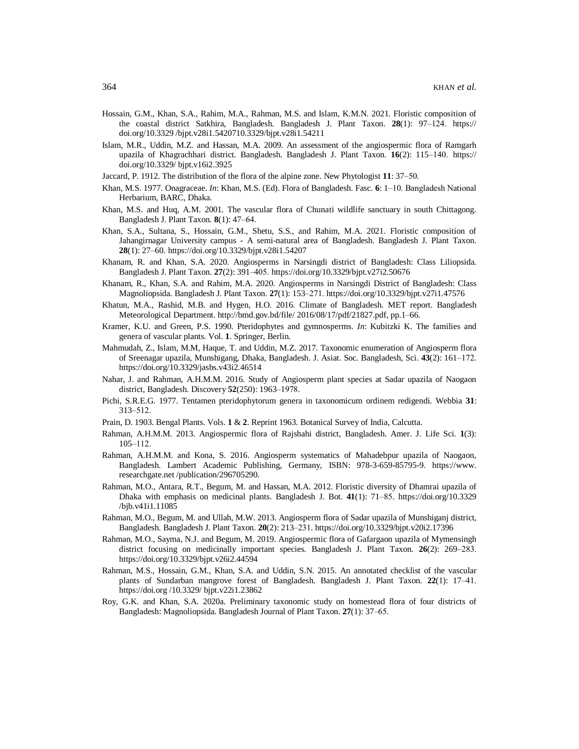Hossain, G.M., Khan, S.A., Rahim, M.A., Rahman, M.S. and Islam, K.M.N. 2021. Floristic composition of the coastal district Satkhira, Bangladesh. Bangladesh J. Plant Taxon. **28**(1): 97–124. https:// doi.org/10.3329 /bjpt.v28i1.5420710.3329/bjpt.v28i1.54211

Islam, M.R., Uddin, M.Z. and Hassan, M.A. 2009. An assessment of the angiospermic flora of Ramgarh upazila of Khagrachhari district. Bangladesh. Bangladesh J. Plant Taxon. **16**(2): 115–140. https:// doi.org/10.3329/ bjpt.v16i2.3925

Jaccard, P. 1912. The distribution of the flora of the alpine zone. New Phytologist **11**: 37–50.

Khan, M.S. 1977. Onagraceae. *In*: Khan, M.S. (Ed). Flora of Bangladesh. Fasc. **6**: 1–10. Bangladesh National Herbarium, BARC, Dhaka.

Khan, M.S. and Huq, A.M. 2001. The vascular flora of Chunati wildlife sanctuary in south Chittagong. Bangladesh J. Plant Taxon. **8**(1): 47–64.

Khan, S.A., Sultana, S., Hossain, G.M., Shetu, S.S., and Rahim, M.A. 2021. Floristic composition of Jahangirnagar University campus - A semi-natural area of Bangladesh. Bangladesh J. Plant Taxon. **28**(1): 27–60. https://doi.org/10.3329/bjpt.v28i1.54207

Khanam, R. and Khan, S.A. 2020. Angiosperms in Narsingdi district of Bangladesh: Class Liliopsida. Bangladesh J. Plant Taxon. **27**(2): 391–405. https://doi.org/10.3329/bjpt.v27i2.50676

Khanam, R., Khan, S.A. and Rahim, M.A. 2020. Angiosperms in Narsingdi District of Bangladesh: Class Magnoliopsida. Bangladesh J. Plant Taxon. **27**(1): 153–271. https://doi.org/10.3329/bjpt.v27i1.47576

Khatun, M.A., Rashid, M.B. and Hygen, H.O. 2016. Climate of Bangladesh. MET report. Bangladesh Meteorological Department. http://bmd.gov.bd/file/ 2016/08/17/pdf/21827.pdf, pp.1–66.

Kramer, K.U. and Green, P.S. 1990. Pteridophytes and gymnosperms. *In*: Kubitzki K. The families and genera of vascular plants. Vol. **1**. Springer, Berlin.

Mahmudah, Z., Islam, M.M, Haque, T. and Uddin, M.Z. 2017. Taxonomic enumeration of Angiosperm flora of Sreenagar upazila, Munshigang, Dhaka, Bangladesh. J. Asiat. Soc. Bangladesh, Sci. **43**(2): 161–172. https://doi.org/10.3329/jasbs.v43i2.46514

Nahar, J. and Rahman, A.H.M.M. 2016. Study of Angiosperm plant species at Sadar upazila of Naogaon district, Bangladesh. Discovery **52**(250): 1963–1978.

Pichi, S.R.E.G. 1977. Tentamen pteridophytorum genera in taxonomicum ordinem redigendi. Webbia **31**: 313–512.

Prain, D. 1903. Bengal Plants. Vols. **1** & **2**. Reprint 1963. Botanical Survey of India, Calcutta.

Rahman, A.H.M.M. 2013. Angiospermic flora of Rajshahi district, Bangladesh. Amer. J. Life Sci. **1**(3): 105–112.

Rahman, A.H.M.M. and Kona, S. 2016. Angiosperm systematics of Mahadebpur upazila of Naogaon, Bangladesh. Lambert Academic Publishing, Germany, ISBN: 978-3-659-85795-9. https://www. researchgate.net /publication/296705290.

Rahman, M.O., Antara, R.T., Begum, M. and Hassan, M.A. 2012. Floristic diversity of Dhamrai upazila of Dhaka with emphasis on medicinal plants. Bangladesh J. Bot. **41**(1): 71–85. https://doi.org/10.3329 /bjb.v41i1.11085

Rahman, M.O., Begum, M. and Ullah, M.W. 2013. Angiosperm flora of Sadar upazila of Munshiganj district, Bangladesh. Bangladesh J. Plant Taxon. **20**(2): 213–231. https://doi.org/10.3329/bjpt.v20i2.17396

Rahman, M.O., Sayma, N.J. and Begum, M. 2019. Angiospermic flora of Gafargaon upazila of Mymensingh district focusing on medicinally important species. Bangladesh J. Plant Taxon. **26**(2): 269–283. https://doi.org/10.3329/bjpt.v26i2.44594

Rahman, M.S., Hossain, G.M., Khan, S.A. and Uddin, S.N. 2015. An annotated checklist of the vascular plants of Sundarban mangrove forest of Bangladesh. Bangladesh J. Plant Taxon. **22**(1): 17–41. https://doi.org /10.3329/ bjpt.v22i1.23862

Roy, G.K. and Khan, S.A. 2020a. Preliminary taxonomic study on homestead flora of four districts of Bangladesh: Magnoliopsida. Bangladesh Journal of Plant Taxon. **27**(1): 37–65.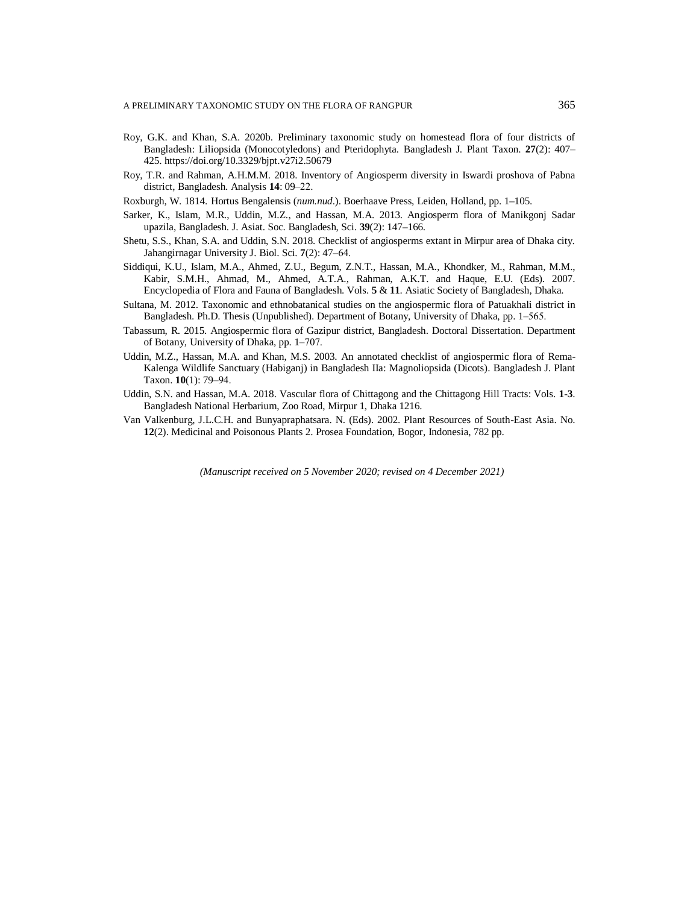Roy, G.K. and Khan, S.A. 2020b. Preliminary taxonomic study on homestead flora of four districts of Bangladesh: Liliopsida (Monocotyledons) and Pteridophyta. Bangladesh J. Plant Taxon. **27**(2): 407–425. https://doi.org/10.3329/bjpt.v27i2.50679

Roy, T.R. and Rahman, A.H.M.M. 2018. Inventory of Angiosperm diversity in Iswardi proshova of Pabna district, Bangladesh. Analysis **14**: 09–22.

Roxburgh, W. 1814. Hortus Bengalensis (*num.nud*.). Boerhaave Press, Leiden, Holland, pp. 1–105.

Sarker, K., Islam, M.R., Uddin, M.Z., and Hassan, M.A. 2013. Angiosperm flora of Manikgonj Sadar upazila, Bangladesh. J. Asiat. Soc. Bangladesh, Sci. **39**(2): 147–166.

Shetu, S.S., Khan, S.A. and Uddin, S.N. 2018. Checklist of angiosperms extant in Mirpur area of Dhaka city. Jahangirnagar University J. Biol. Sci. **7**(2): 47–64.

Siddiqui, K.U., Islam, M.A., Ahmed, Z.U., Begum, Z.N.T., Hassan, M.A., Khondker, M., Rahman, M.M., Kabir, S.M.H., Ahmad, M., Ahmed, A.T.A., Rahman, A.K.T. and Haque, E.U. (Eds). 2007. Encyclopedia of Flora and Fauna of Bangladesh. Vols. **5** & **11**. Asiatic Society of Bangladesh, Dhaka.

Sultana, M. 2012. Taxonomic and ethnobatanical studies on the angiospermic flora of Patuakhali district in Bangladesh. Ph.D. Thesis (Unpublished). Department of Botany, University of Dhaka, pp. 1–565.

Tabassum, R. 2015. Angiospermic flora of Gazipur district, Bangladesh. Doctoral Dissertation. Department of Botany, University of Dhaka, pp. 1–707.

Uddin, M.Z., Hassan, M.A. and Khan, M.S. 2003. An annotated checklist of angiospermic flora of Rema-Kalenga Wildlife Sanctuary (Habiganj) in Bangladesh IIa: Magnoliopsida (Dicots). Bangladesh J. Plant Taxon. **10**(1): 79–94.

Uddin, S.N. and Hassan, M.A. 2018. Vascular flora of Chittagong and the Chittagong Hill Tracts: Vols. **1-3**. Bangladesh National Herbarium, Zoo Road, Mirpur 1, Dhaka 1216.

Van Valkenburg, J.L.C.H. and Bunyapraphatsara. N. (Eds). 2002. Plant Resources of South-East Asia. No. **12**(2). Medicinal and Poisonous Plants 2. Prosea Foundation, Bogor, Indonesia, 782 pp.

*(Manuscript received on 5 November 2020; revised on 4 December 2021)*